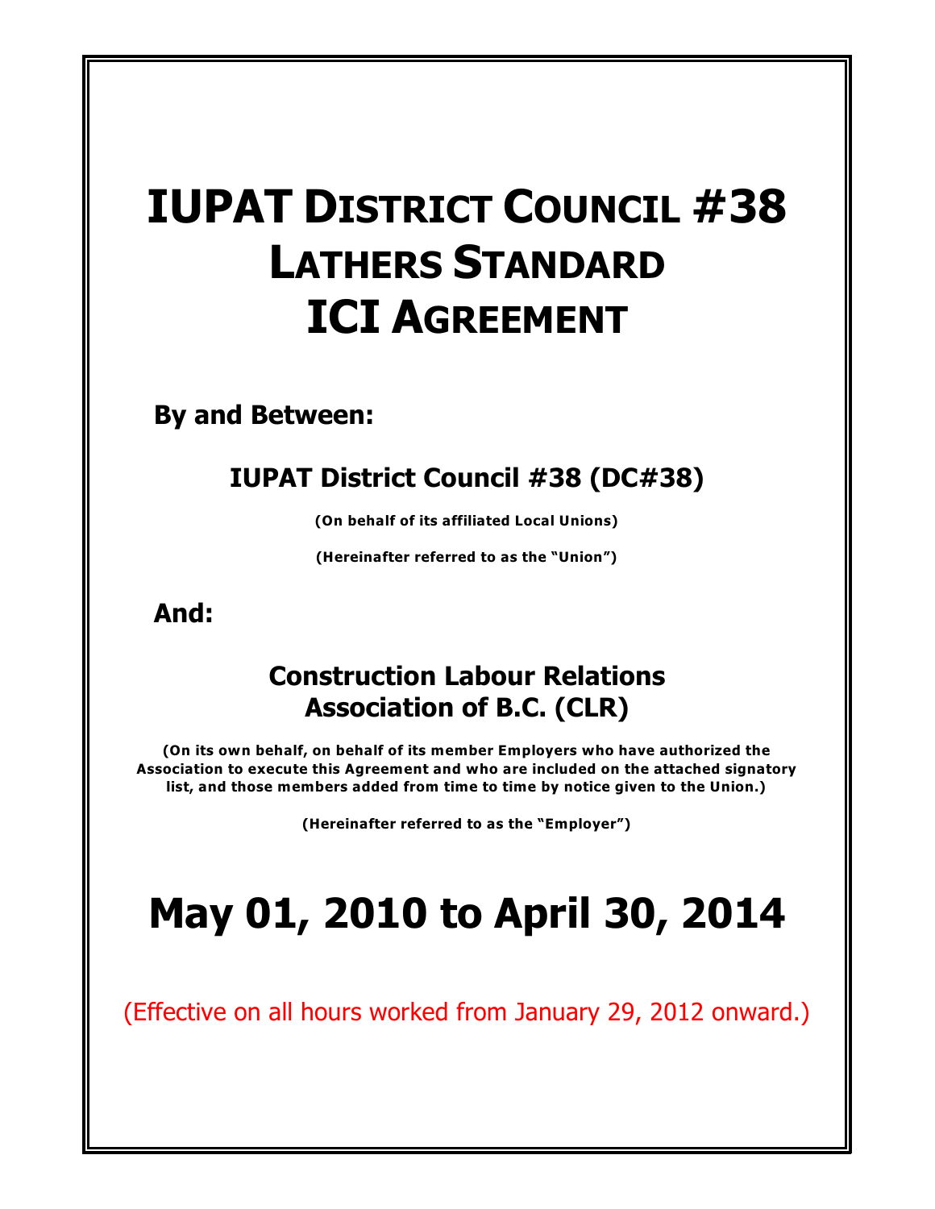# IUPAT DISTRICT COUNCIL #38 LATHERS STANDARD ICI AGREEMENT

**By and Between:**

## IUPAT District Council #38 (DC#38)

**(On behalf of its affiliated Local Unions)**

**(Hereinafter referred to as the "Union")**

**And:**

## Construction Labour Relations Association of B.C. (CLR)

**(On its own behalf, on behalf of its member Employers who have authorized the Association to execute this Agreement and who are included on the attached signatory list, and those members added from time to time by notice given to the Union.)**

**(Hereinafter referred to as the "Employer")**

# May 01, 2010 to April 30, 2014

(Effective on all hours worked from January 29, 2012 onward.)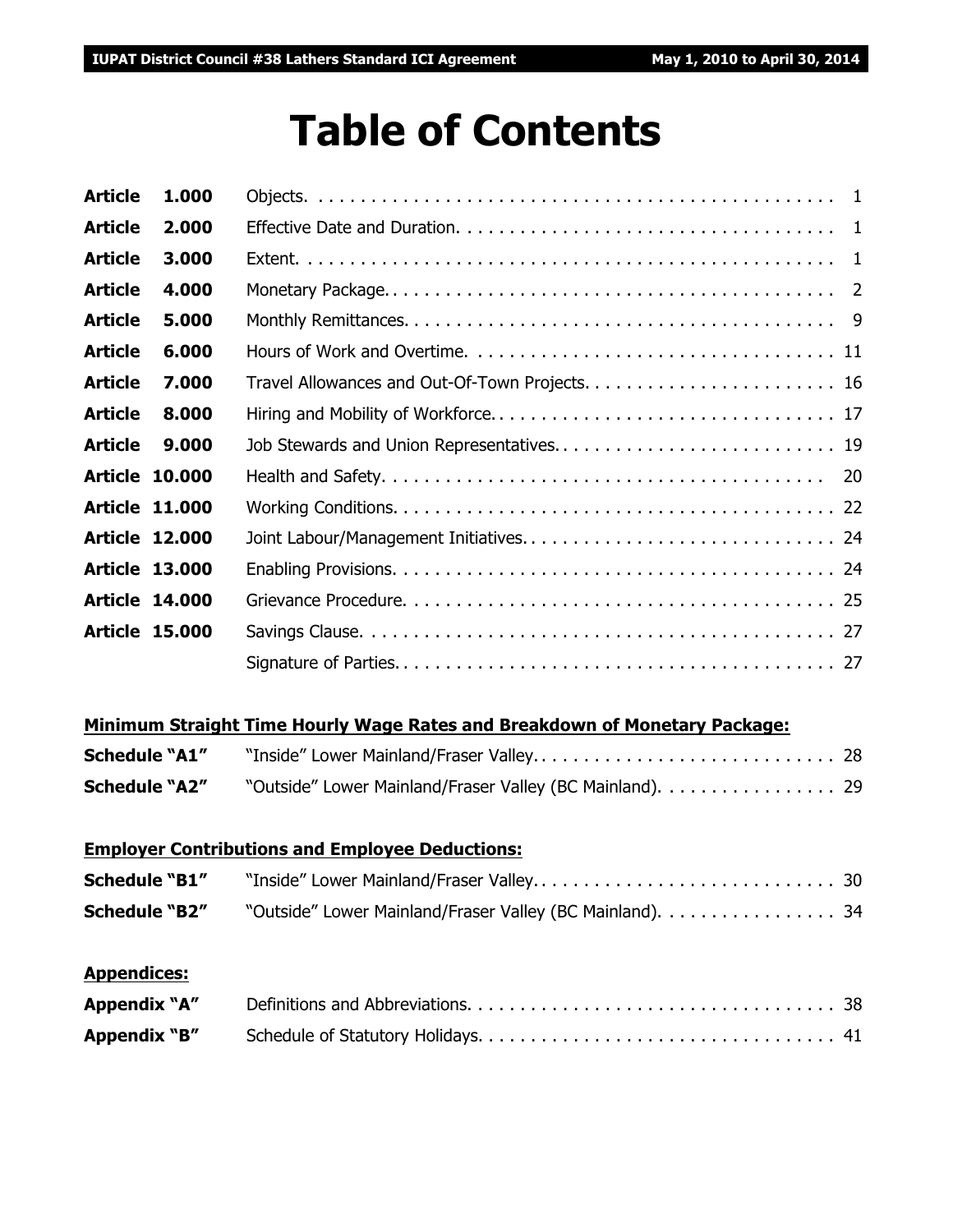# Table of Contents

| | | |
|---|---|---|
| **Article 1.000** | Objects | 1 |
| **Article 2.000** | Effective Date and Duration | 1 |
| **Article 3.000** | Extent | 1 |
| **Article 4.000** | Monetary Package | 2 |
| **Article 5.000** | Monthly Remittances | 9 |
| **Article 6.000** | Hours of Work and Overtime | 11 |
| **Article 7.000** | Travel Allowances and Out-Of-Town Projects | 16 |
| **Article 8.000** | Hiring and Mobility of Workforce | 17 |
| **Article 9.000** | Job Stewards and Union Representatives | 19 |
| **Article 10.000** | Health and Safety | 20 |
| **Article 11.000** | Working Conditions | 22 |
| **Article 12.000** | Joint Labour/Management Initiatives | 24 |
| **Article 13.000** | Enabling Provisions | 24 |
| **Article 14.000** | Grievance Procedure | 25 |
| **Article 15.000** | Savings Clause | 27 |
| | Signature of Parties | 27 |

**Minimum Straight Time Hourly Wage Rates and Breakdown of Monetary Package:**

| | | |
|---|---|---|
| **Schedule "A1"** | "Inside" Lower Mainland/Fraser Valley | 28 |
| **Schedule "A2"** | "Outside" Lower Mainland/Fraser Valley (BC Mainland) | 29 |

**Employer Contributions and Employee Deductions:**

| | | |
|---|---|---|
| **Schedule "B1"** | "Inside" Lower Mainland/Fraser Valley | 30 |
| **Schedule "B2"** | "Outside" Lower Mainland/Fraser Valley (BC Mainland) | 34 |

**Appendices:**

| | | |
|---|---|---|
| **Appendix "A"** | Definitions and Abbreviations | 38 |
| **Appendix "B"** | Schedule of Statutory Holidays | 41 |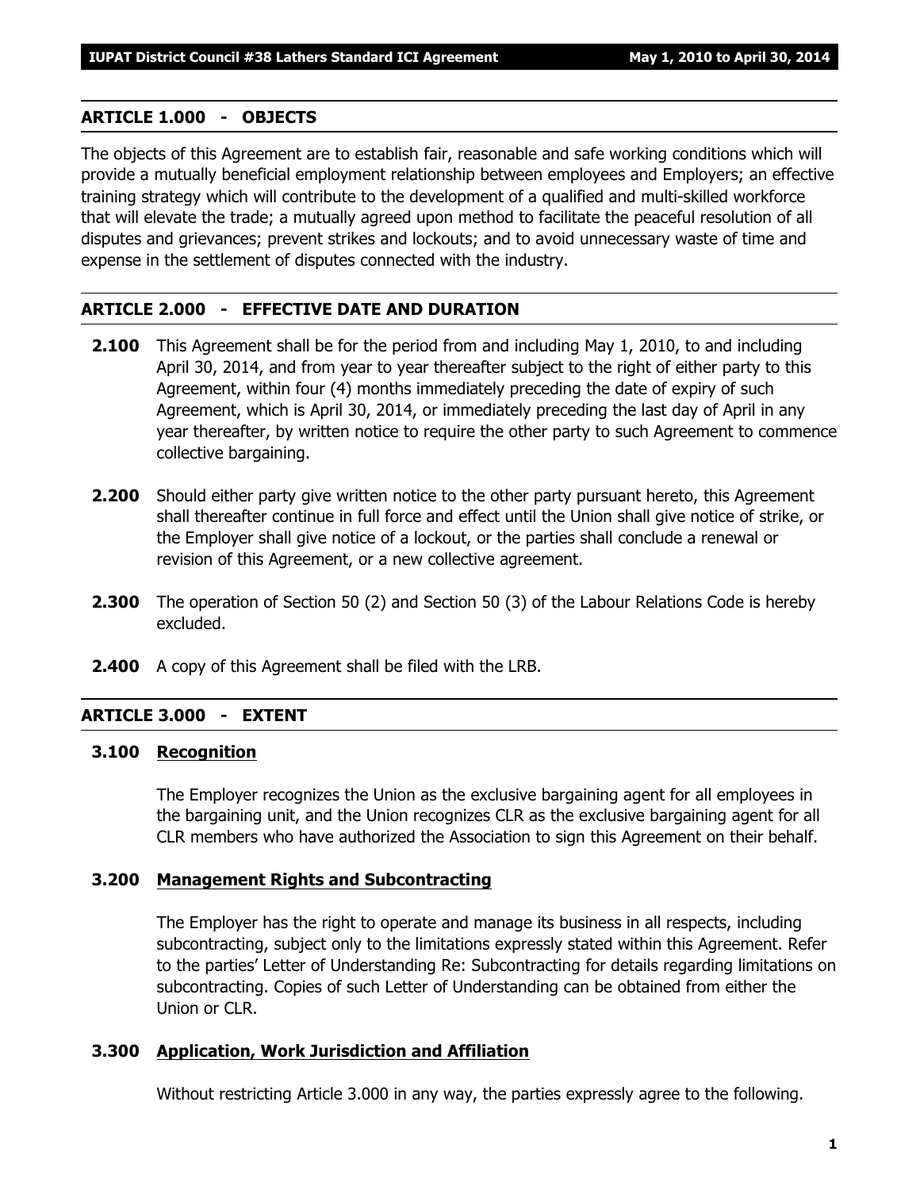## ARTICLE 1.000 - OBJECTS

The objects of this Agreement are to establish fair, reasonable and safe working conditions which will provide a mutually beneficial employment relationship between employees and Employers; an effective training strategy which will contribute to the development of a qualified and multi-skilled workforce that will elevate the trade; a mutually agreed upon method to facilitate the peaceful resolution of all disputes and grievances; prevent strikes and lockouts; and to avoid unnecessary waste of time and expense in the settlement of disputes connected with the industry.

## ARTICLE 2.000 - EFFECTIVE DATE AND DURATION

**2.100** This Agreement shall be for the period from and including May 1, 2010, to and including April 30, 2014, and from year to year thereafter subject to the right of either party to this Agreement, within four (4) months immediately preceding the date of expiry of such Agreement, which is April 30, 2014, or immediately preceding the last day of April in any year thereafter, by written notice to require the other party to such Agreement to commence collective bargaining.

**2.200** Should either party give written notice to the other party pursuant hereto, this Agreement shall thereafter continue in full force and effect until the Union shall give notice of strike, or the Employer shall give notice of a lockout, or the parties shall conclude a renewal or revision of this Agreement, or a new collective agreement.

**2.300** The operation of Section 50 (2) and Section 50 (3) of the Labour Relations Code is hereby excluded.

**2.400** A copy of this Agreement shall be filed with the LRB.

## ARTICLE 3.000 - EXTENT

### 3.100 Recognition

The Employer recognizes the Union as the exclusive bargaining agent for all employees in the bargaining unit, and the Union recognizes CLR as the exclusive bargaining agent for all CLR members who have authorized the Association to sign this Agreement on their behalf.

### 3.200 Management Rights and Subcontracting

The Employer has the right to operate and manage its business in all respects, including subcontracting, subject only to the limitations expressly stated within this Agreement. Refer to the parties' Letter of Understanding Re: Subcontracting for details regarding limitations on subcontracting. Copies of such Letter of Understanding can be obtained from either the Union or CLR.

### 3.300 Application, Work Jurisdiction and Affiliation

Without restricting Article 3.000 in any way, the parties expressly agree to the following.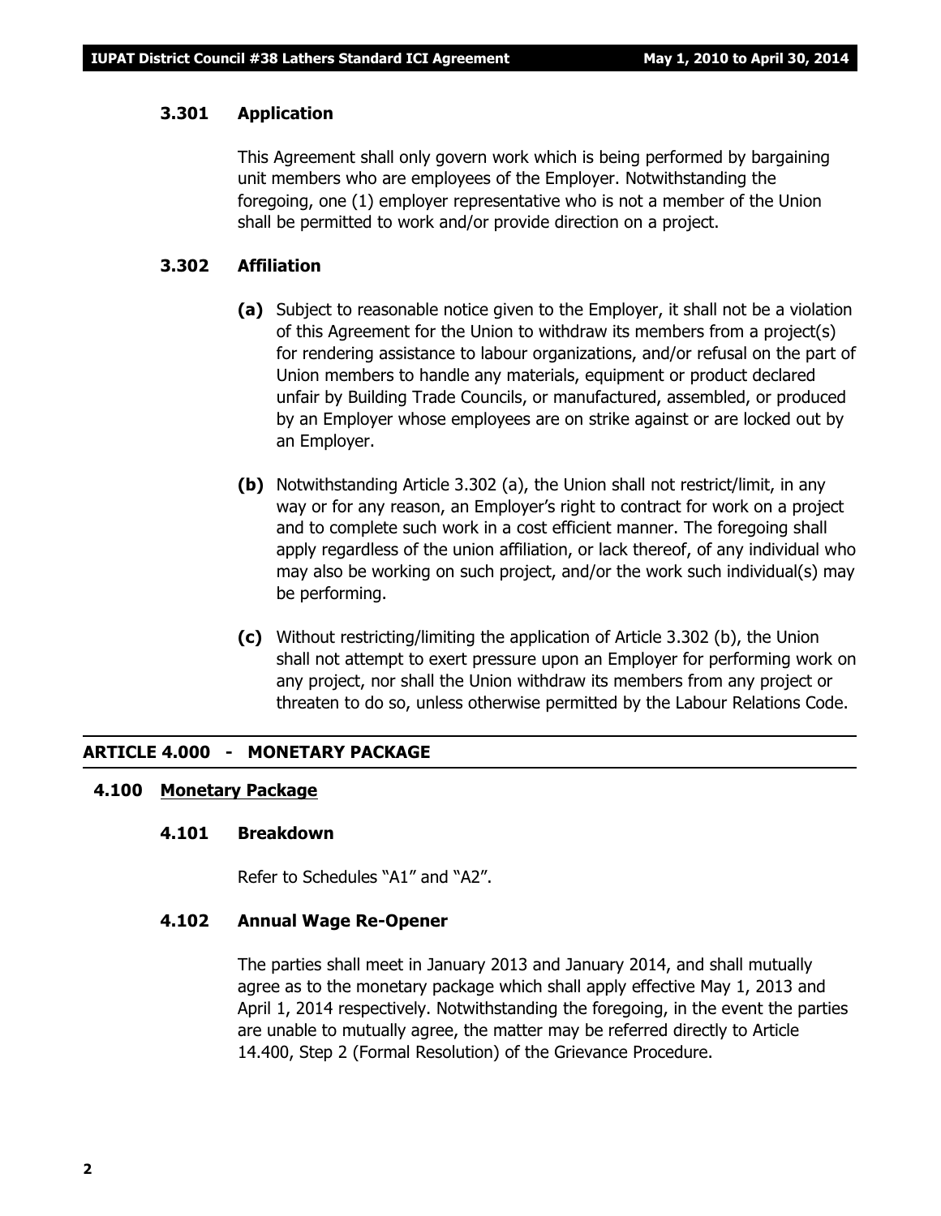### 3.301 Application

This Agreement shall only govern work which is being performed by bargaining unit members who are employees of the Employer. Notwithstanding the foregoing, one (1) employer representative who is not a member of the Union shall be permitted to work and/or provide direction on a project.

### 3.302 Affiliation

**(a)** Subject to reasonable notice given to the Employer, it shall not be a violation of this Agreement for the Union to withdraw its members from a project(s) for rendering assistance to labour organizations, and/or refusal on the part of Union members to handle any materials, equipment or product declared unfair by Building Trade Councils, or manufactured, assembled, or produced by an Employer whose employees are on strike against or are locked out by an Employer.

**(b)** Notwithstanding Article 3.302 (a), the Union shall not restrict/limit, in any way or for any reason, an Employer's right to contract for work on a project and to complete such work in a cost efficient manner. The foregoing shall apply regardless of the union affiliation, or lack thereof, of any individual who may also be working on such project, and/or the work such individual(s) may be performing.

**(c)** Without restricting/limiting the application of Article 3.302 (b), the Union shall not attempt to exert pressure upon an Employer for performing work on any project, nor shall the Union withdraw its members from any project or threaten to do so, unless otherwise permitted by the Labour Relations Code.

## ARTICLE 4.000 - MONETARY PACKAGE

### 4.100 Monetary Package

### 4.101 Breakdown

Refer to Schedules "A1" and "A2".

### 4.102 Annual Wage Re-Opener

The parties shall meet in January 2013 and January 2014, and shall mutually agree as to the monetary package which shall apply effective May 1, 2013 and April 1, 2014 respectively. Notwithstanding the foregoing, in the event the parties are unable to mutually agree, the matter may be referred directly to Article 14.400, Step 2 (Formal Resolution) of the Grievance Procedure.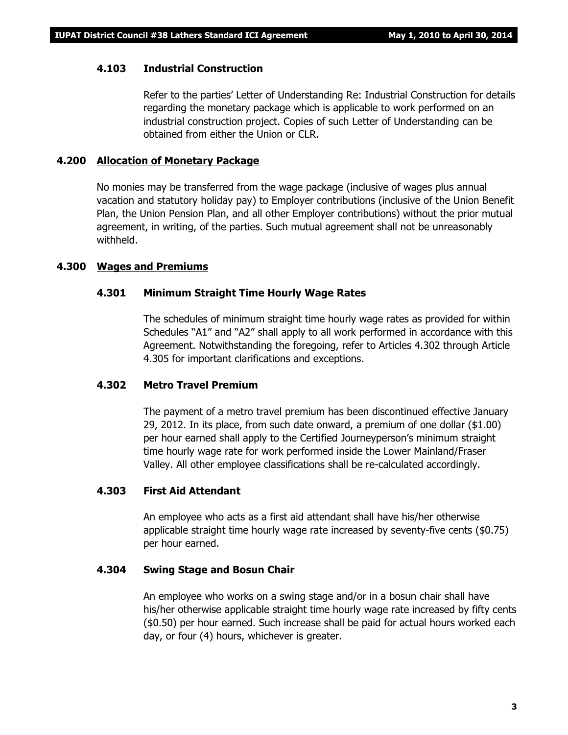### 4.103 Industrial Construction

Refer to the parties' Letter of Understanding Re: Industrial Construction for details regarding the monetary package which is applicable to work performed on an industrial construction project. Copies of such Letter of Understanding can be obtained from either the Union or CLR.

## 4.200 Allocation of Monetary Package

No monies may be transferred from the wage package (inclusive of wages plus annual vacation and statutory holiday pay) to Employer contributions (inclusive of the Union Benefit Plan, the Union Pension Plan, and all other Employer contributions) without the prior mutual agreement, in writing, of the parties. Such mutual agreement shall not be unreasonably withheld.

## 4.300 Wages and Premiums

### 4.301 Minimum Straight Time Hourly Wage Rates

The schedules of minimum straight time hourly wage rates as provided for within Schedules "A1" and "A2" shall apply to all work performed in accordance with this Agreement. Notwithstanding the foregoing, refer to Articles 4.302 through Article 4.305 for important clarifications and exceptions.

### 4.302 Metro Travel Premium

The payment of a metro travel premium has been discontinued effective January 29, 2012. In its place, from such date onward, a premium of one dollar ($1.00) per hour earned shall apply to the Certified Journeyperson's minimum straight time hourly wage rate for work performed inside the Lower Mainland/Fraser Valley. All other employee classifications shall be re-calculated accordingly.

### 4.303 First Aid Attendant

An employee who acts as a first aid attendant shall have his/her otherwise applicable straight time hourly wage rate increased by seventy-five cents ($0.75) per hour earned.

### 4.304 Swing Stage and Bosun Chair

An employee who works on a swing stage and/or in a bosun chair shall have his/her otherwise applicable straight time hourly wage rate increased by fifty cents ($0.50) per hour earned. Such increase shall be paid for actual hours worked each day, or four (4) hours, whichever is greater.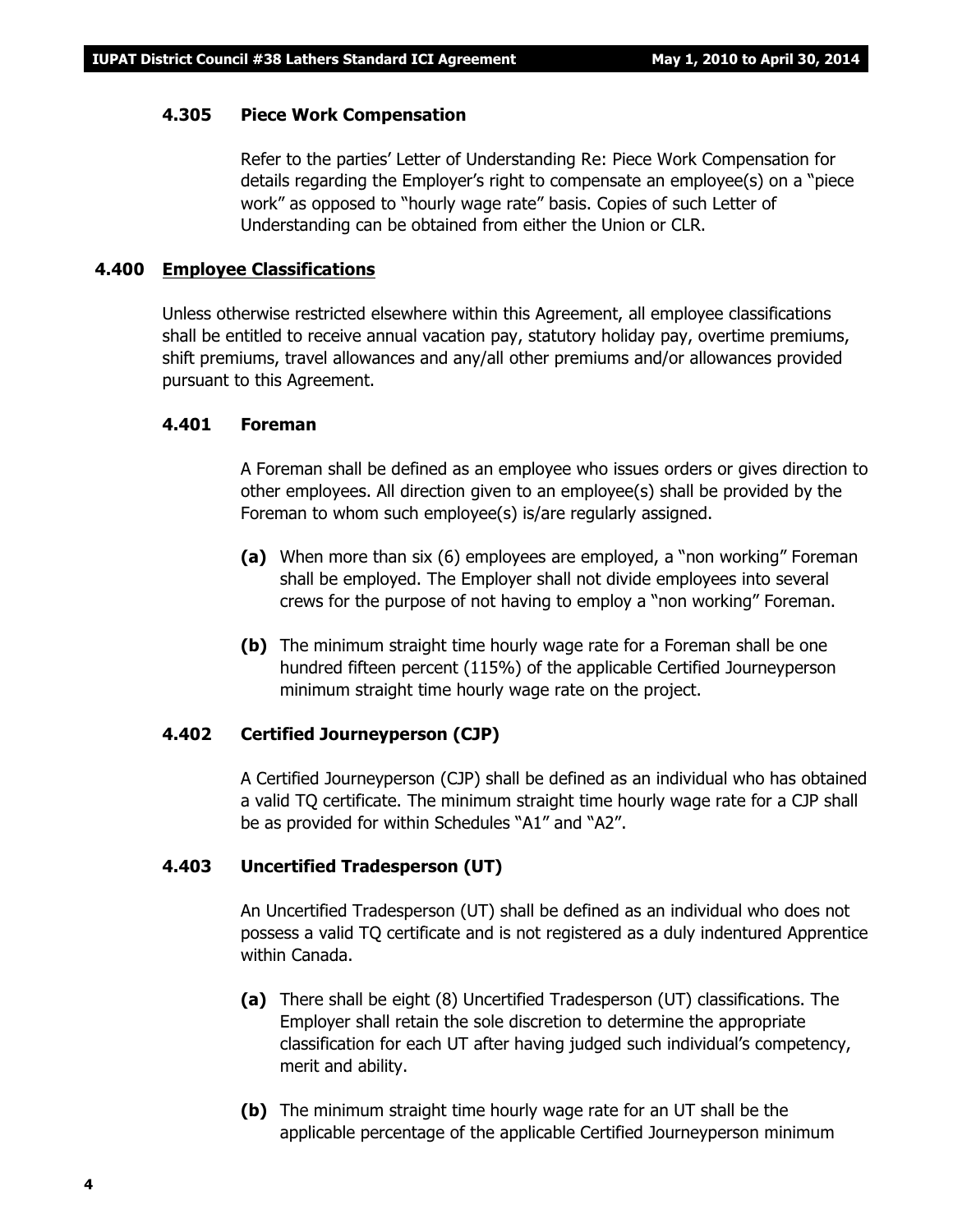### 4.305 Piece Work Compensation

Refer to the parties' Letter of Understanding Re: Piece Work Compensation for details regarding the Employer's right to compensate an employee(s) on a "piece work" as opposed to "hourly wage rate" basis. Copies of such Letter of Understanding can be obtained from either the Union or CLR.

## 4.400 Employee Classifications

Unless otherwise restricted elsewhere within this Agreement, all employee classifications shall be entitled to receive annual vacation pay, statutory holiday pay, overtime premiums, shift premiums, travel allowances and any/all other premiums and/or allowances provided pursuant to this Agreement.

### 4.401 Foreman

A Foreman shall be defined as an employee who issues orders or gives direction to other employees. All direction given to an employee(s) shall be provided by the Foreman to whom such employee(s) is/are regularly assigned.

**(a)** When more than six (6) employees are employed, a "non working" Foreman shall be employed. The Employer shall not divide employees into several crews for the purpose of not having to employ a "non working" Foreman.

**(b)** The minimum straight time hourly wage rate for a Foreman shall be one hundred fifteen percent (115%) of the applicable Certified Journeyperson minimum straight time hourly wage rate on the project.

### 4.402 Certified Journeyperson (CJP)

A Certified Journeyperson (CJP) shall be defined as an individual who has obtained a valid TQ certificate. The minimum straight time hourly wage rate for a CJP shall be as provided for within Schedules "A1" and "A2".

### 4.403 Uncertified Tradesperson (UT)

An Uncertified Tradesperson (UT) shall be defined as an individual who does not possess a valid TQ certificate and is not registered as a duly indentured Apprentice within Canada.

**(a)** There shall be eight (8) Uncertified Tradesperson (UT) classifications. The Employer shall retain the sole discretion to determine the appropriate classification for each UT after having judged such individual's competency, merit and ability.

**(b)** The minimum straight time hourly wage rate for an UT shall be the applicable percentage of the applicable Certified Journeyperson minimum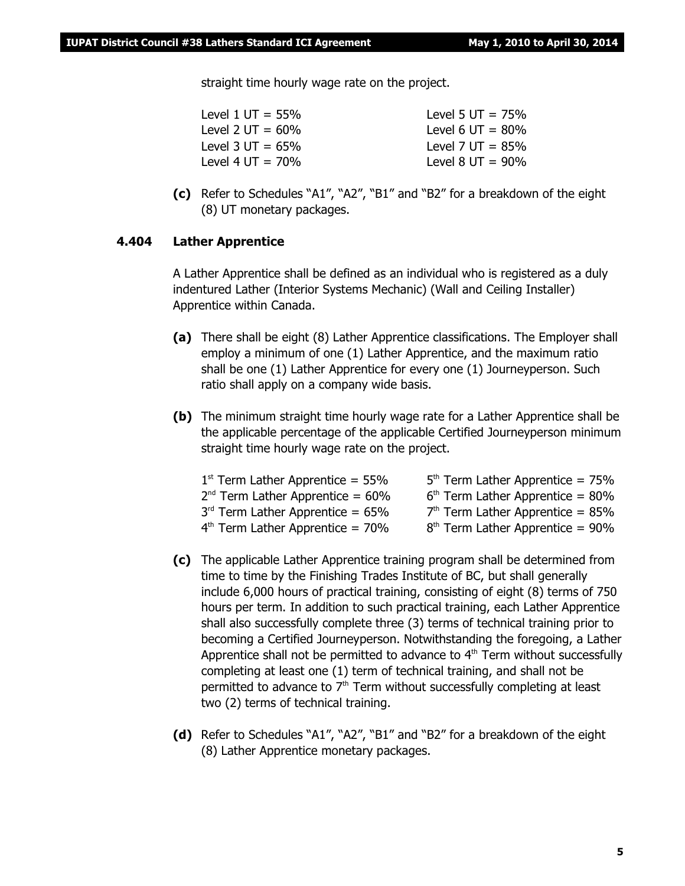straight time hourly wage rate on the project.

| | |
|---|---|
| Level 1 UT = 55% | Level 5 UT = 75% |
| Level 2 UT = 60% | Level 6 UT = 80% |
| Level 3 UT = 65% | Level 7 UT = 85% |
| Level 4 UT = 70% | Level 8 UT = 90% |

**(c)** Refer to Schedules "A1", "A2", "B1" and "B2" for a breakdown of the eight (8) UT monetary packages.

### 4.404 Lather Apprentice

A Lather Apprentice shall be defined as an individual who is registered as a duly indentured Lather (Interior Systems Mechanic) (Wall and Ceiling Installer) Apprentice within Canada.

**(a)** There shall be eight (8) Lather Apprentice classifications. The Employer shall employ a minimum of one (1) Lather Apprentice, and the maximum ratio shall be one (1) Lather Apprentice for every one (1) Journeyperson. Such ratio shall apply on a company wide basis.

**(b)** The minimum straight time hourly wage rate for a Lather Apprentice shall be the applicable percentage of the applicable Certified Journeyperson minimum straight time hourly wage rate on the project.

| | |
|---|---|
| 1st Term Lather Apprentice = 55% | 5th Term Lather Apprentice = 75% |
| 2nd Term Lather Apprentice = 60% | 6th Term Lather Apprentice = 80% |
| 3rd Term Lather Apprentice = 65% | 7th Term Lather Apprentice = 85% |
| 4th Term Lather Apprentice = 70% | 8th Term Lather Apprentice = 90% |

**(c)** The applicable Lather Apprentice training program shall be determined from time to time by the Finishing Trades Institute of BC, but shall generally include 6,000 hours of practical training, consisting of eight (8) terms of 750 hours per term. In addition to such practical training, each Lather Apprentice shall also successfully complete three (3) terms of technical training prior to becoming a Certified Journeyperson. Notwithstanding the foregoing, a Lather Apprentice shall not be permitted to advance to 4th Term without successfully completing at least one (1) term of technical training, and shall not be permitted to advance to 7th Term without successfully completing at least two (2) terms of technical training.

**(d)** Refer to Schedules "A1", "A2", "B1" and "B2" for a breakdown of the eight (8) Lather Apprentice monetary packages.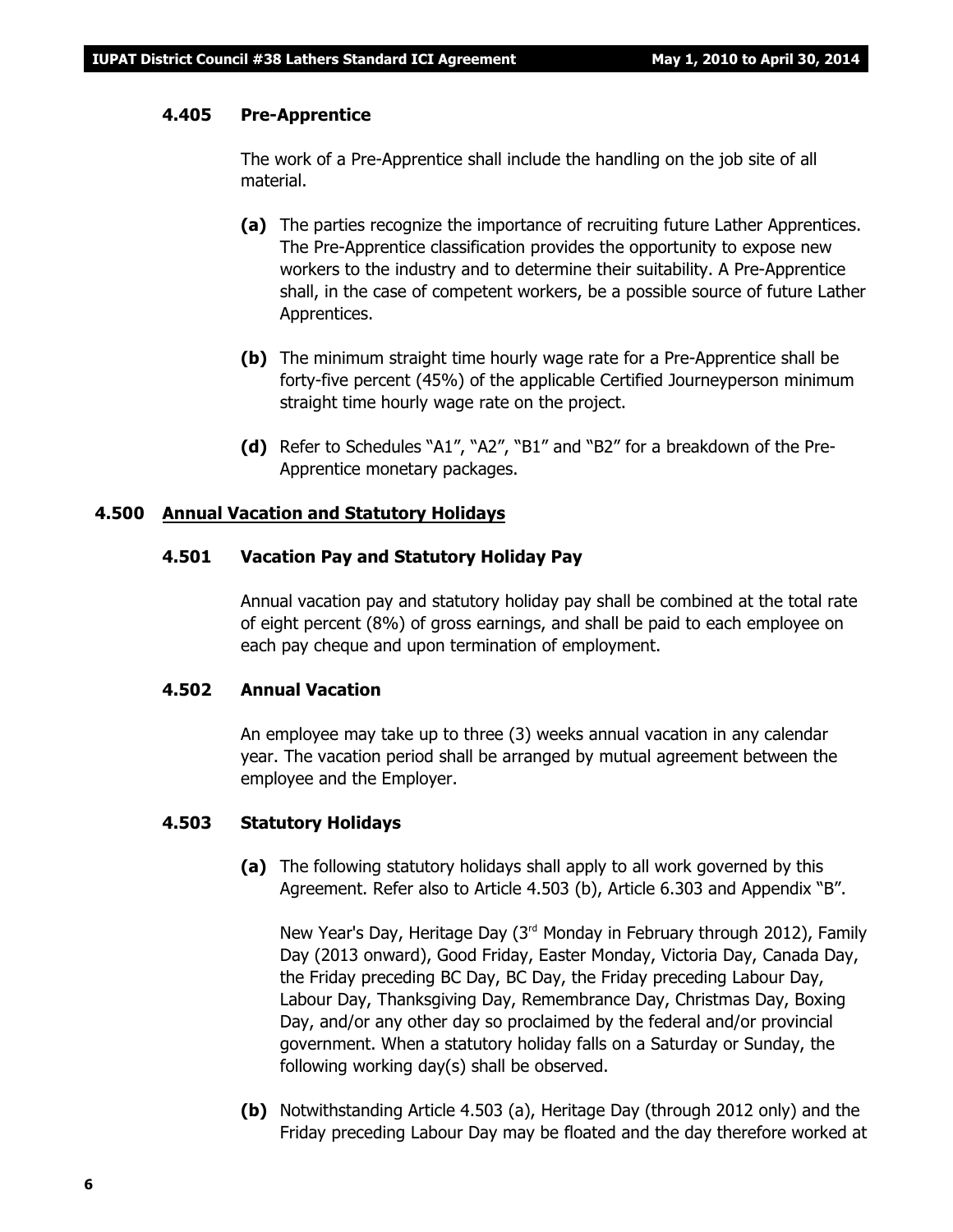#### 4.405 Pre-Apprentice

The work of a Pre-Apprentice shall include the handling on the job site of all material.

**(a)** The parties recognize the importance of recruiting future Lather Apprentices. The Pre-Apprentice classification provides the opportunity to expose new workers to the industry and to determine their suitability. A Pre-Apprentice shall, in the case of competent workers, be a possible source of future Lather Apprentices.

**(b)** The minimum straight time hourly wage rate for a Pre-Apprentice shall be forty-five percent (45%) of the applicable Certified Journeyperson minimum straight time hourly wage rate on the project.

**(d)** Refer to Schedules "A1", "A2", "B1" and "B2" for a breakdown of the Pre-Apprentice monetary packages.

### 4.500 <u>Annual Vacation and Statutory Holidays</u>

#### 4.501 Vacation Pay and Statutory Holiday Pay

Annual vacation pay and statutory holiday pay shall be combined at the total rate of eight percent (8%) of gross earnings, and shall be paid to each employee on each pay cheque and upon termination of employment.

#### 4.502 Annual Vacation

An employee may take up to three (3) weeks annual vacation in any calendar year. The vacation period shall be arranged by mutual agreement between the employee and the Employer.

#### 4.503 Statutory Holidays

**(a)** The following statutory holidays shall apply to all work governed by this Agreement. Refer also to Article 4.503 (b), Article 6.303 and Appendix "B".

New Year's Day, Heritage Day (3rd Monday in February through 2012), Family Day (2013 onward), Good Friday, Easter Monday, Victoria Day, Canada Day, the Friday preceding BC Day, BC Day, the Friday preceding Labour Day, Labour Day, Thanksgiving Day, Remembrance Day, Christmas Day, Boxing Day, and/or any other day so proclaimed by the federal and/or provincial government. When a statutory holiday falls on a Saturday or Sunday, the following working day(s) shall be observed.

**(b)** Notwithstanding Article 4.503 (a), Heritage Day (through 2012 only) and the Friday preceding Labour Day may be floated and the day therefore worked at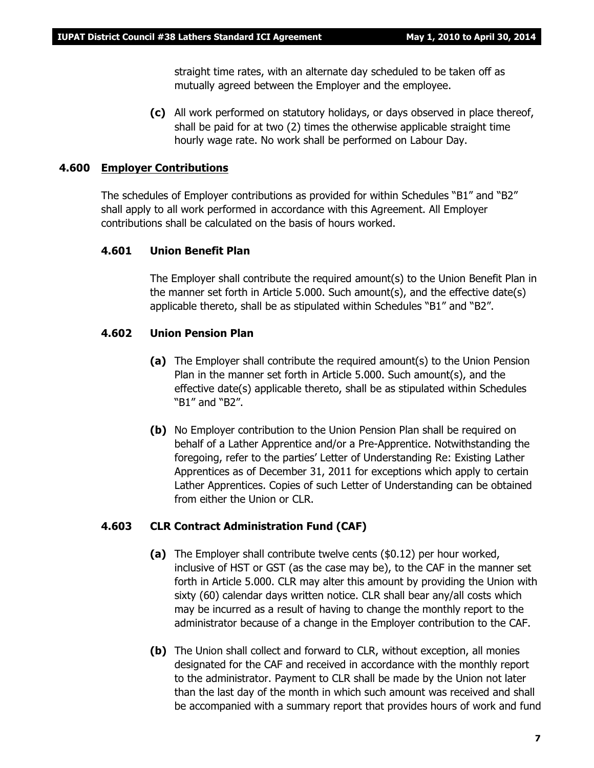straight time rates, with an alternate day scheduled to be taken off as mutually agreed between the Employer and the employee.

**(c)** All work performed on statutory holidays, or days observed in place thereof, shall be paid for at two (2) times the otherwise applicable straight time hourly wage rate. No work shall be performed on Labour Day.

## 4.600 Employer Contributions

The schedules of Employer contributions as provided for within Schedules "B1" and "B2" shall apply to all work performed in accordance with this Agreement. All Employer contributions shall be calculated on the basis of hours worked.

### 4.601 Union Benefit Plan

The Employer shall contribute the required amount(s) to the Union Benefit Plan in the manner set forth in Article 5.000. Such amount(s), and the effective date(s) applicable thereto, shall be as stipulated within Schedules "B1" and "B2".

### 4.602 Union Pension Plan

**(a)** The Employer shall contribute the required amount(s) to the Union Pension Plan in the manner set forth in Article 5.000. Such amount(s), and the effective date(s) applicable thereto, shall be as stipulated within Schedules "B1" and "B2".

**(b)** No Employer contribution to the Union Pension Plan shall be required on behalf of a Lather Apprentice and/or a Pre-Apprentice. Notwithstanding the foregoing, refer to the parties' Letter of Understanding Re: Existing Lather Apprentices as of December 31, 2011 for exceptions which apply to certain Lather Apprentices. Copies of such Letter of Understanding can be obtained from either the Union or CLR.

### 4.603 CLR Contract Administration Fund (CAF)

**(a)** The Employer shall contribute twelve cents ($0.12) per hour worked, inclusive of HST or GST (as the case may be), to the CAF in the manner set forth in Article 5.000. CLR may alter this amount by providing the Union with sixty (60) calendar days written notice. CLR shall bear any/all costs which may be incurred as a result of having to change the monthly report to the administrator because of a change in the Employer contribution to the CAF.

**(b)** The Union shall collect and forward to CLR, without exception, all monies designated for the CAF and received in accordance with the monthly report to the administrator. Payment to CLR shall be made by the Union not later than the last day of the month in which such amount was received and shall be accompanied with a summary report that provides hours of work and fund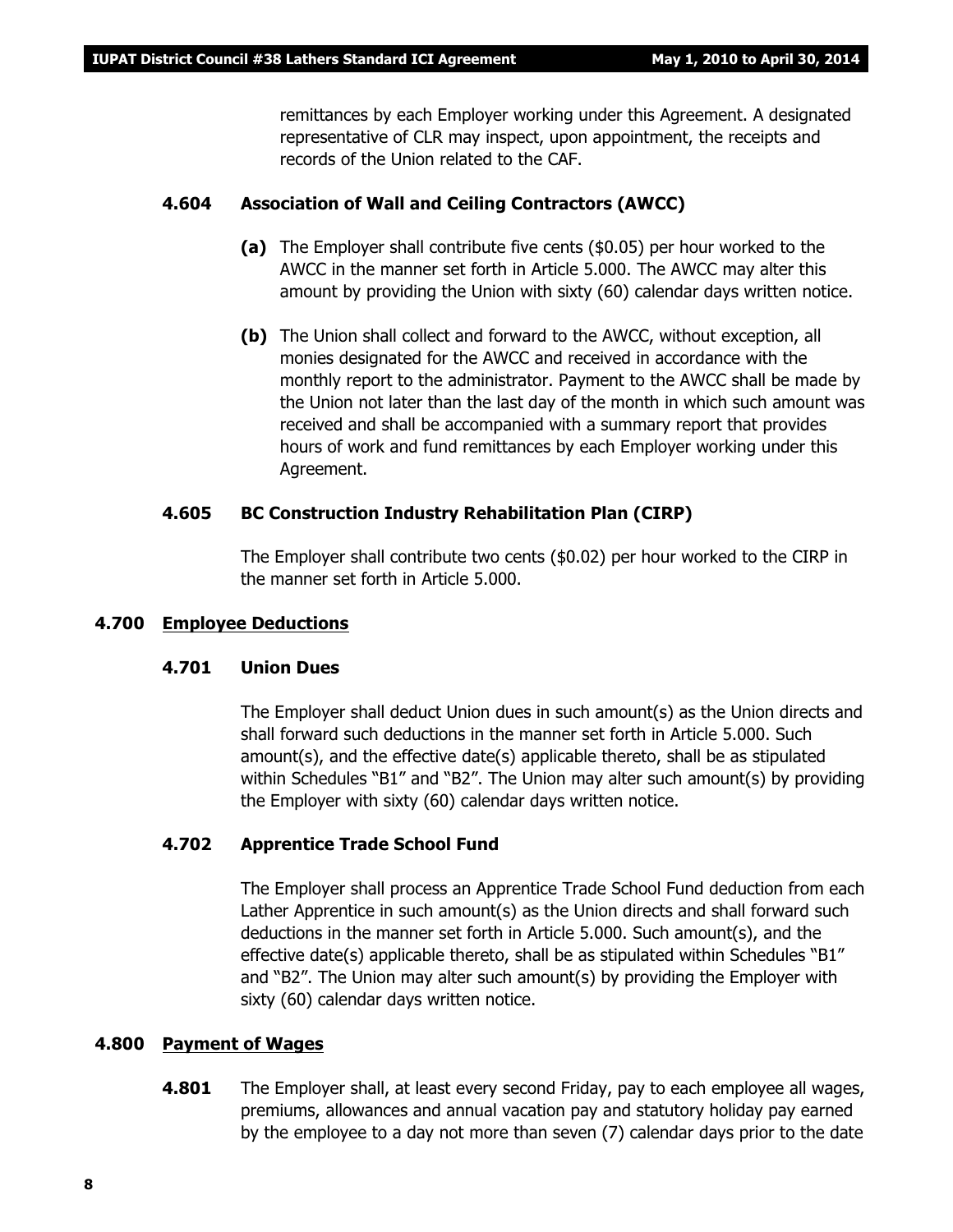remittances by each Employer working under this Agreement. A designated representative of CLR may inspect, upon appointment, the receipts and records of the Union related to the CAF.

### 4.604 Association of Wall and Ceiling Contractors (AWCC)

**(a)** The Employer shall contribute five cents ($0.05) per hour worked to the AWCC in the manner set forth in Article 5.000. The AWCC may alter this amount by providing the Union with sixty (60) calendar days written notice.

**(b)** The Union shall collect and forward to the AWCC, without exception, all monies designated for the AWCC and received in accordance with the monthly report to the administrator. Payment to the AWCC shall be made by the Union not later than the last day of the month in which such amount was received and shall be accompanied with a summary report that provides hours of work and fund remittances by each Employer working under this Agreement.

### 4.605 BC Construction Industry Rehabilitation Plan (CIRP)

The Employer shall contribute two cents ($0.02) per hour worked to the CIRP in the manner set forth in Article 5.000.

## 4.700 Employee Deductions

### 4.701 Union Dues

The Employer shall deduct Union dues in such amount(s) as the Union directs and shall forward such deductions in the manner set forth in Article 5.000. Such amount(s), and the effective date(s) applicable thereto, shall be as stipulated within Schedules "B1" and "B2". The Union may alter such amount(s) by providing the Employer with sixty (60) calendar days written notice.

### 4.702 Apprentice Trade School Fund

The Employer shall process an Apprentice Trade School Fund deduction from each Lather Apprentice in such amount(s) as the Union directs and shall forward such deductions in the manner set forth in Article 5.000. Such amount(s), and the effective date(s) applicable thereto, shall be as stipulated within Schedules "B1" and "B2". The Union may alter such amount(s) by providing the Employer with sixty (60) calendar days written notice.

## 4.800 Payment of Wages

**4.801** The Employer shall, at least every second Friday, pay to each employee all wages, premiums, allowances and annual vacation pay and statutory holiday pay earned by the employee to a day not more than seven (7) calendar days prior to the date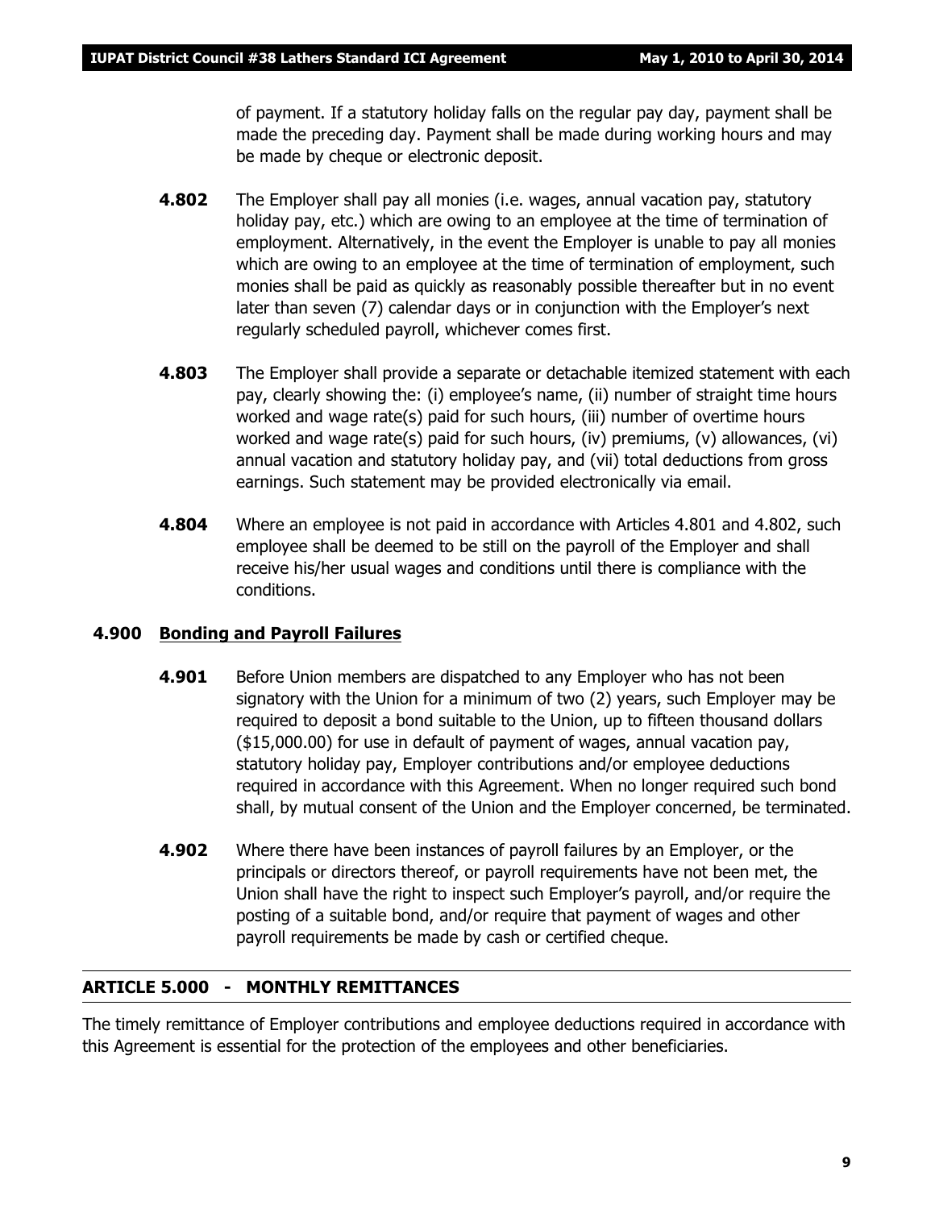of payment. If a statutory holiday falls on the regular pay day, payment shall be made the preceding day. Payment shall be made during working hours and may be made by cheque or electronic deposit.

**4.802** The Employer shall pay all monies (i.e. wages, annual vacation pay, statutory holiday pay, etc.) which are owing to an employee at the time of termination of employment. Alternatively, in the event the Employer is unable to pay all monies which are owing to an employee at the time of termination of employment, such monies shall be paid as quickly as reasonably possible thereafter but in no event later than seven (7) calendar days or in conjunction with the Employer's next regularly scheduled payroll, whichever comes first.

**4.803** The Employer shall provide a separate or detachable itemized statement with each pay, clearly showing the: (i) employee's name, (ii) number of straight time hours worked and wage rate(s) paid for such hours, (iii) number of overtime hours worked and wage rate(s) paid for such hours, (iv) premiums, (v) allowances, (vi) annual vacation and statutory holiday pay, and (vii) total deductions from gross earnings. Such statement may be provided electronically via email.

**4.804** Where an employee is not paid in accordance with Articles 4.801 and 4.802, such employee shall be deemed to be still on the payroll of the Employer and shall receive his/her usual wages and conditions until there is compliance with the conditions.

### 4.900 Bonding and Payroll Failures

**4.901** Before Union members are dispatched to any Employer who has not been signatory with the Union for a minimum of two (2) years, such Employer may be required to deposit a bond suitable to the Union, up to fifteen thousand dollars ($15,000.00) for use in default of payment of wages, annual vacation pay, statutory holiday pay, Employer contributions and/or employee deductions required in accordance with this Agreement. When no longer required such bond shall, by mutual consent of the Union and the Employer concerned, be terminated.

**4.902** Where there have been instances of payroll failures by an Employer, or the principals or directors thereof, or payroll requirements have not been met, the Union shall have the right to inspect such Employer's payroll, and/or require the posting of a suitable bond, and/or require that payment of wages and other payroll requirements be made by cash or certified cheque.

## ARTICLE 5.000 - MONTHLY REMITTANCES

The timely remittance of Employer contributions and employee deductions required in accordance with this Agreement is essential for the protection of the employees and other beneficiaries.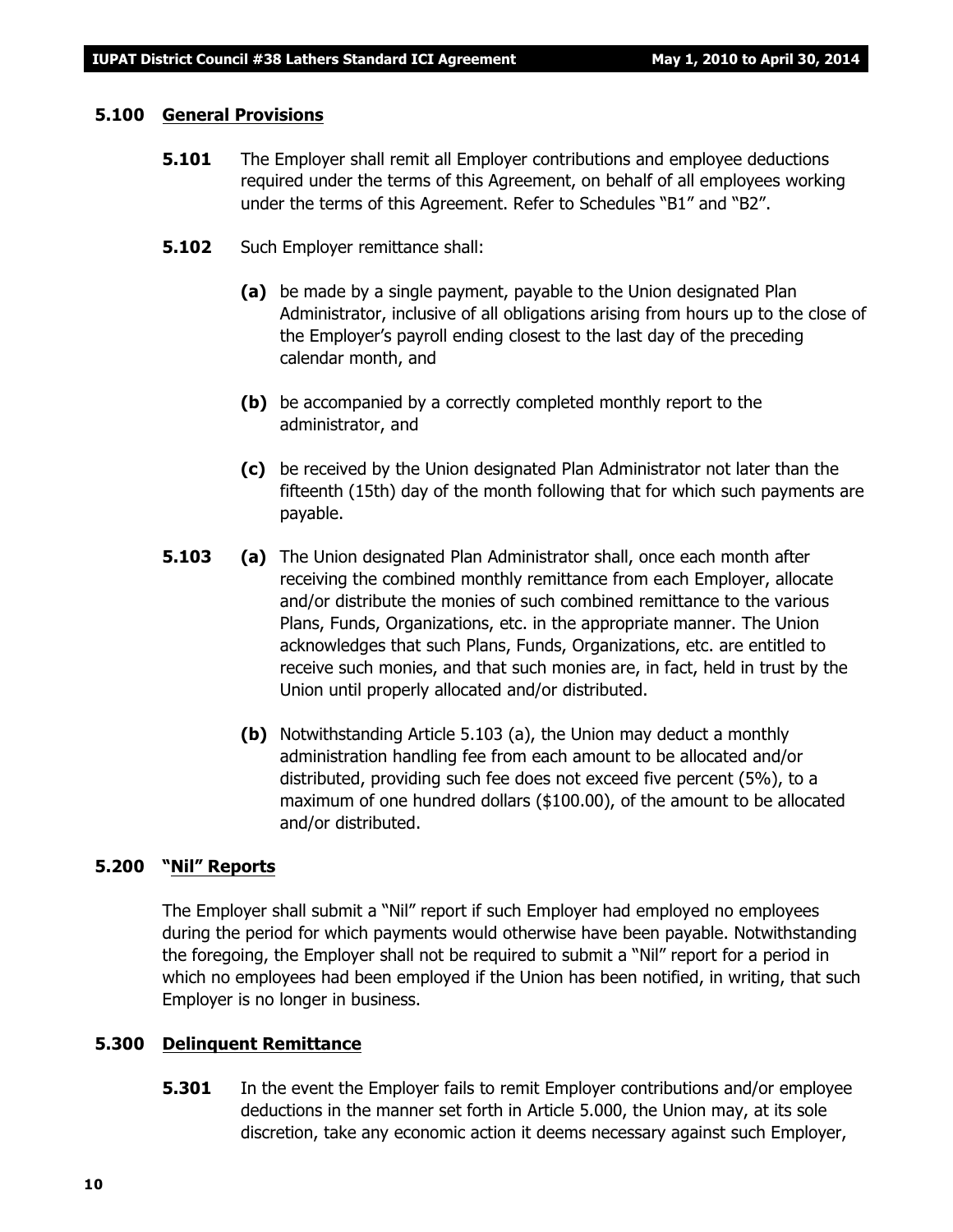### 5.100 General Provisions

**5.101** The Employer shall remit all Employer contributions and employee deductions required under the terms of this Agreement, on behalf of all employees working under the terms of this Agreement. Refer to Schedules "B1" and "B2".

**5.102** Such Employer remittance shall:

**(a)** be made by a single payment, payable to the Union designated Plan Administrator, inclusive of all obligations arising from hours up to the close of the Employer's payroll ending closest to the last day of the preceding calendar month, and

**(b)** be accompanied by a correctly completed monthly report to the administrator, and

**(c)** be received by the Union designated Plan Administrator not later than the fifteenth (15th) day of the month following that for which such payments are payable.

**5.103** **(a)** The Union designated Plan Administrator shall, once each month after receiving the combined monthly remittance from each Employer, allocate and/or distribute the monies of such combined remittance to the various Plans, Funds, Organizations, etc. in the appropriate manner. The Union acknowledges that such Plans, Funds, Organizations, etc. are entitled to receive such monies, and that such monies are, in fact, held in trust by the Union until properly allocated and/or distributed.

**(b)** Notwithstanding Article 5.103 (a), the Union may deduct a monthly administration handling fee from each amount to be allocated and/or distributed, providing such fee does not exceed five percent (5%), to a maximum of one hundred dollars ($100.00), of the amount to be allocated and/or distributed.

### 5.200 "Nil" Reports

The Employer shall submit a "Nil" report if such Employer had employed no employees during the period for which payments would otherwise have been payable. Notwithstanding the foregoing, the Employer shall not be required to submit a "Nil" report for a period in which no employees had been employed if the Union has been notified, in writing, that such Employer is no longer in business.

### 5.300 Delinquent Remittance

**5.301** In the event the Employer fails to remit Employer contributions and/or employee deductions in the manner set forth in Article 5.000, the Union may, at its sole discretion, take any economic action it deems necessary against such Employer,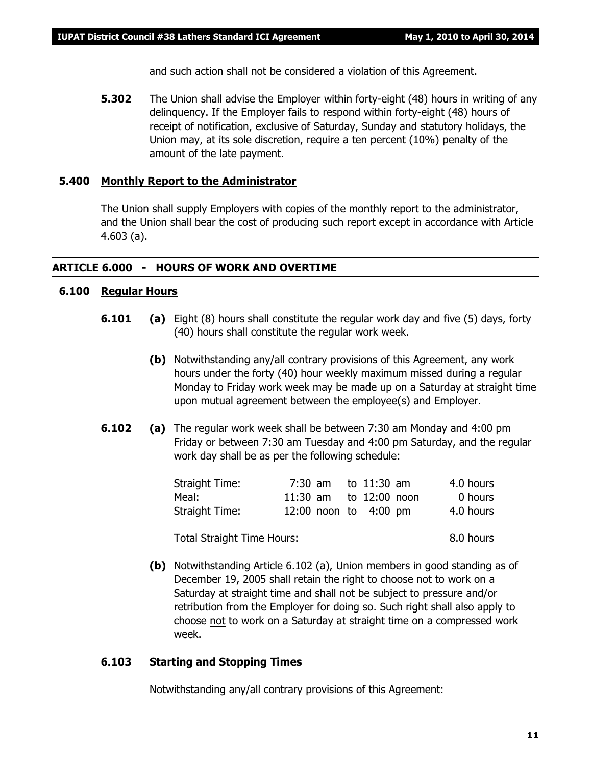and such action shall not be considered a violation of this Agreement.

**5.302** The Union shall advise the Employer within forty-eight (48) hours in writing of any delinquency. If the Employer fails to respond within forty-eight (48) hours of receipt of notification, exclusive of Saturday, Sunday and statutory holidays, the Union may, at its sole discretion, require a ten percent (10%) penalty of the amount of the late payment.

### 5.400 Monthly Report to the Administrator

The Union shall supply Employers with copies of the monthly report to the administrator, and the Union shall bear the cost of producing such report except in accordance with Article 4.603 (a).

## ARTICLE 6.000 - HOURS OF WORK AND OVERTIME

### 6.100 Regular Hours

**6.101** **(a)** Eight (8) hours shall constitute the regular work day and five (5) days, forty (40) hours shall constitute the regular work week.

**(b)** Notwithstanding any/all contrary provisions of this Agreement, any work hours under the forty (40) hour weekly maximum missed during a regular Monday to Friday work week may be made up on a Saturday at straight time upon mutual agreement between the employee(s) and Employer.

**6.102** **(a)** The regular work week shall be between 7:30 am Monday and 4:00 pm Friday or between 7:30 am Tuesday and 4:00 pm Saturday, and the regular work day shall be as per the following schedule:

| | | | |
|---|---|---|---|
| Straight Time: | 7:30 am | to 11:30 am | 4.0 hours |
| Meal: | 11:30 am | to 12:00 noon | 0 hours |
| Straight Time: | 12:00 noon | to 4:00 pm | 4.0 hours |
| Total Straight Time Hours: | | | 8.0 hours |

**(b)** Notwithstanding Article 6.102 (a), Union members in good standing as of December 19, 2005 shall retain the right to choose not to work on a Saturday at straight time and shall not be subject to pressure and/or retribution from the Employer for doing so. Such right shall also apply to choose not to work on a Saturday at straight time on a compressed work week.

### 6.103 Starting and Stopping Times

Notwithstanding any/all contrary provisions of this Agreement: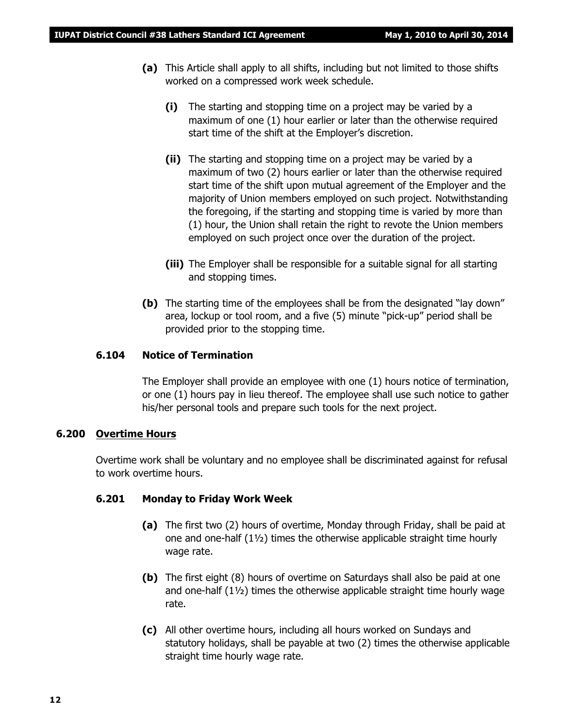**(a)** This Article shall apply to all shifts, including but not limited to those shifts worked on a compressed work week schedule.

**(i)** The starting and stopping time on a project may be varied by a maximum of one (1) hour earlier or later than the otherwise required start time of the shift at the Employer's discretion.

**(ii)** The starting and stopping time on a project may be varied by a maximum of two (2) hours earlier or later than the otherwise required start time of the shift upon mutual agreement of the Employer and the majority of Union members employed on such project. Notwithstanding the foregoing, if the starting and stopping time is varied by more than (1) hour, the Union shall retain the right to revote the Union members employed on such project once over the duration of the project.

**(iii)** The Employer shall be responsible for a suitable signal for all starting and stopping times.

**(b)** The starting time of the employees shall be from the designated "lay down" area, lockup or tool room, and a five (5) minute "pick-up" period shall be provided prior to the stopping time.

#### 6.104 Notice of Termination

The Employer shall provide an employee with one (1) hours notice of termination, or one (1) hours pay in lieu thereof. The employee shall use such notice to gather his/her personal tools and prepare such tools for the next project.

### 6.200 Overtime Hours

Overtime work shall be voluntary and no employee shall be discriminated against for refusal to work overtime hours.

#### 6.201 Monday to Friday Work Week

**(a)** The first two (2) hours of overtime, Monday through Friday, shall be paid at one and one-half (1½) times the otherwise applicable straight time hourly wage rate.

**(b)** The first eight (8) hours of overtime on Saturdays shall also be paid at one and one-half (1½) times the otherwise applicable straight time hourly wage rate.

**(c)** All other overtime hours, including all hours worked on Sundays and statutory holidays, shall be payable at two (2) times the otherwise applicable straight time hourly wage rate.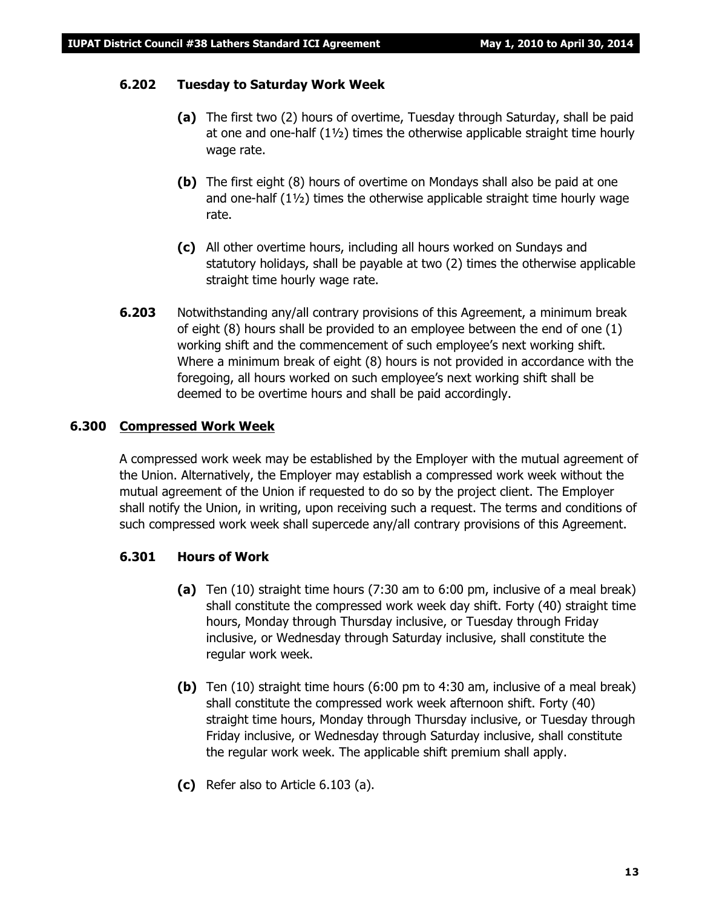### 6.202 Tuesday to Saturday Work Week

**(a)** The first two (2) hours of overtime, Tuesday through Saturday, shall be paid at one and one-half (1½) times the otherwise applicable straight time hourly wage rate.

**(b)** The first eight (8) hours of overtime on Mondays shall also be paid at one and one-half (1½) times the otherwise applicable straight time hourly wage rate.

**(c)** All other overtime hours, including all hours worked on Sundays and statutory holidays, shall be payable at two (2) times the otherwise applicable straight time hourly wage rate.

**6.203** Notwithstanding any/all contrary provisions of this Agreement, a minimum break of eight (8) hours shall be provided to an employee between the end of one (1) working shift and the commencement of such employee's next working shift. Where a minimum break of eight (8) hours is not provided in accordance with the foregoing, all hours worked on such employee's next working shift shall be deemed to be overtime hours and shall be paid accordingly.

## 6.300 Compressed Work Week

A compressed work week may be established by the Employer with the mutual agreement of the Union. Alternatively, the Employer may establish a compressed work week without the mutual agreement of the Union if requested to do so by the project client. The Employer shall notify the Union, in writing, upon receiving such a request. The terms and conditions of such compressed work week shall supercede any/all contrary provisions of this Agreement.

### 6.301 Hours of Work

**(a)** Ten (10) straight time hours (7:30 am to 6:00 pm, inclusive of a meal break) shall constitute the compressed work week day shift. Forty (40) straight time hours, Monday through Thursday inclusive, or Tuesday through Friday inclusive, or Wednesday through Saturday inclusive, shall constitute the regular work week.

**(b)** Ten (10) straight time hours (6:00 pm to 4:30 am, inclusive of a meal break) shall constitute the compressed work week afternoon shift. Forty (40) straight time hours, Monday through Thursday inclusive, or Tuesday through Friday inclusive, or Wednesday through Saturday inclusive, shall constitute the regular work week. The applicable shift premium shall apply.

**(c)** Refer also to Article 6.103 (a).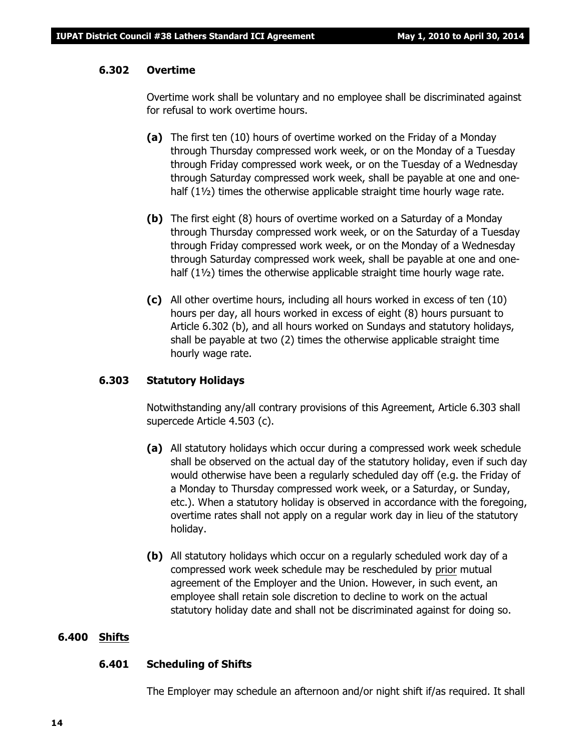#### 6.302 Overtime

Overtime work shall be voluntary and no employee shall be discriminated against for refusal to work overtime hours.

**(a)** The first ten (10) hours of overtime worked on the Friday of a Monday through Thursday compressed work week, or on the Monday of a Tuesday through Friday compressed work week, or on the Tuesday of a Wednesday through Saturday compressed work week, shall be payable at one and one-half (1½) times the otherwise applicable straight time hourly wage rate.

**(b)** The first eight (8) hours of overtime worked on a Saturday of a Monday through Thursday compressed work week, or on the Saturday of a Tuesday through Friday compressed work week, or on the Monday of a Wednesday through Saturday compressed work week, shall be payable at one and one-half (1½) times the otherwise applicable straight time hourly wage rate.

**(c)** All other overtime hours, including all hours worked in excess of ten (10) hours per day, all hours worked in excess of eight (8) hours pursuant to Article 6.302 (b), and all hours worked on Sundays and statutory holidays, shall be payable at two (2) times the otherwise applicable straight time hourly wage rate.

#### 6.303 Statutory Holidays

Notwithstanding any/all contrary provisions of this Agreement, Article 6.303 shall supercede Article 4.503 (c).

**(a)** All statutory holidays which occur during a compressed work week schedule shall be observed on the actual day of the statutory holiday, even if such day would otherwise have been a regularly scheduled day off (e.g. the Friday of a Monday to Thursday compressed work week, or a Saturday, or Sunday, etc.). When a statutory holiday is observed in accordance with the foregoing, overtime rates shall not apply on a regular work day in lieu of the statutory holiday.

**(b)** All statutory holidays which occur on a regularly scheduled work day of a compressed work week schedule may be rescheduled by <u>prior</u> mutual agreement of the Employer and the Union. However, in such event, an employee shall retain sole discretion to decline to work on the actual statutory holiday date and shall not be discriminated against for doing so.

### 6.400 <u>Shifts</u>

#### 6.401 Scheduling of Shifts

The Employer may schedule an afternoon and/or night shift if/as required. It shall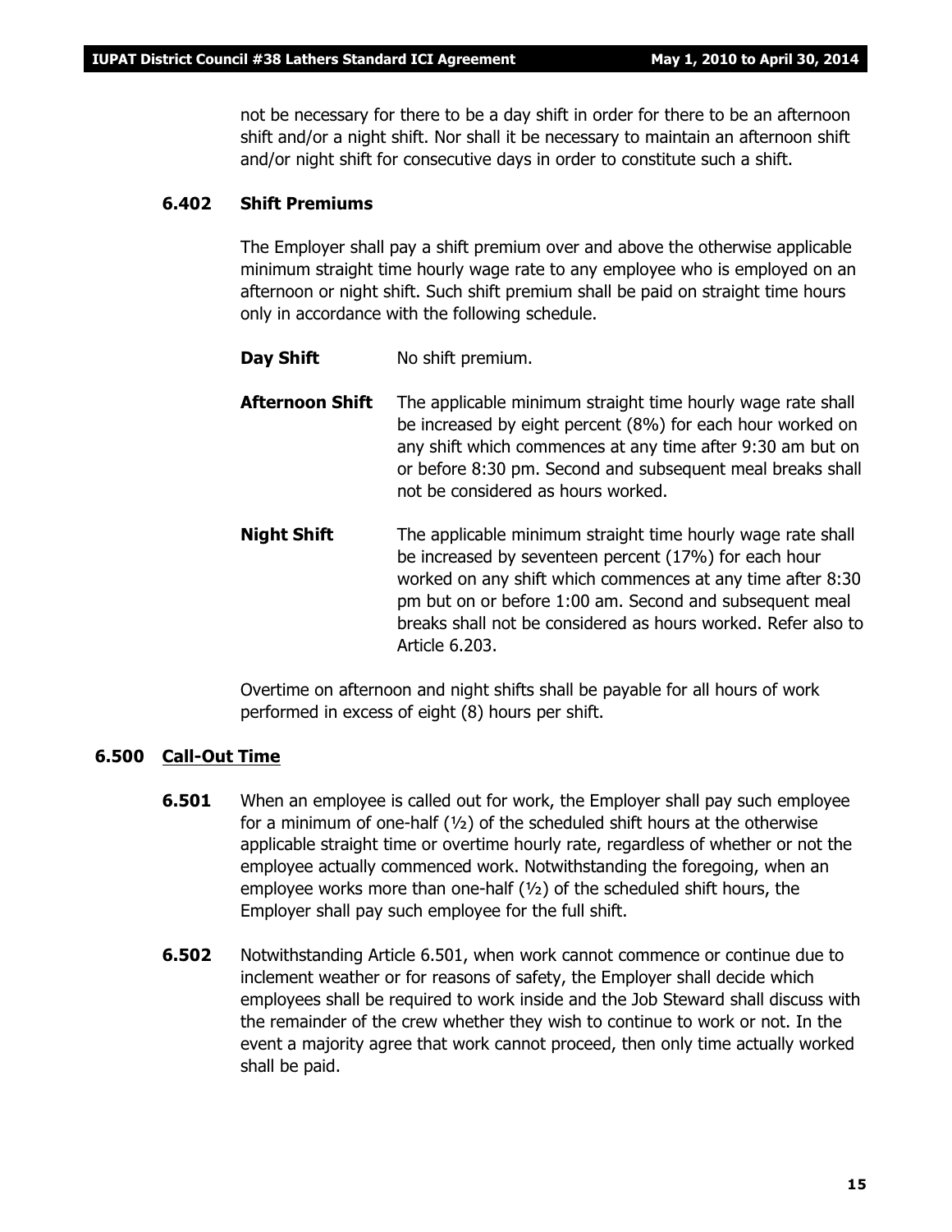not be necessary for there to be a day shift in order for there to be an afternoon shift and/or a night shift. Nor shall it be necessary to maintain an afternoon shift and/or night shift for consecutive days in order to constitute such a shift.

**6.402 Shift Premiums**

The Employer shall pay a shift premium over and above the otherwise applicable minimum straight time hourly wage rate to any employee who is employed on an afternoon or night shift. Such shift premium shall be paid on straight time hours only in accordance with the following schedule.

**Day Shift** No shift premium.

**Afternoon Shift** The applicable minimum straight time hourly wage rate shall be increased by eight percent (8%) for each hour worked on any shift which commences at any time after 9:30 am but on or before 8:30 pm. Second and subsequent meal breaks shall not be considered as hours worked.

**Night Shift** The applicable minimum straight time hourly wage rate shall be increased by seventeen percent (17%) for each hour worked on any shift which commences at any time after 8:30 pm but on or before 1:00 am. Second and subsequent meal breaks shall not be considered as hours worked. Refer also to Article 6.203.

Overtime on afternoon and night shifts shall be payable for all hours of work performed in excess of eight (8) hours per shift.

## 6.500 Call-Out Time

**6.501** When an employee is called out for work, the Employer shall pay such employee for a minimum of one-half (½) of the scheduled shift hours at the otherwise applicable straight time or overtime hourly rate, regardless of whether or not the employee actually commenced work. Notwithstanding the foregoing, when an employee works more than one-half (½) of the scheduled shift hours, the Employer shall pay such employee for the full shift.

**6.502** Notwithstanding Article 6.501, when work cannot commence or continue due to inclement weather or for reasons of safety, the Employer shall decide which employees shall be required to work inside and the Job Steward shall discuss with the remainder of the crew whether they wish to continue to work or not. In the event a majority agree that work cannot proceed, then only time actually worked shall be paid.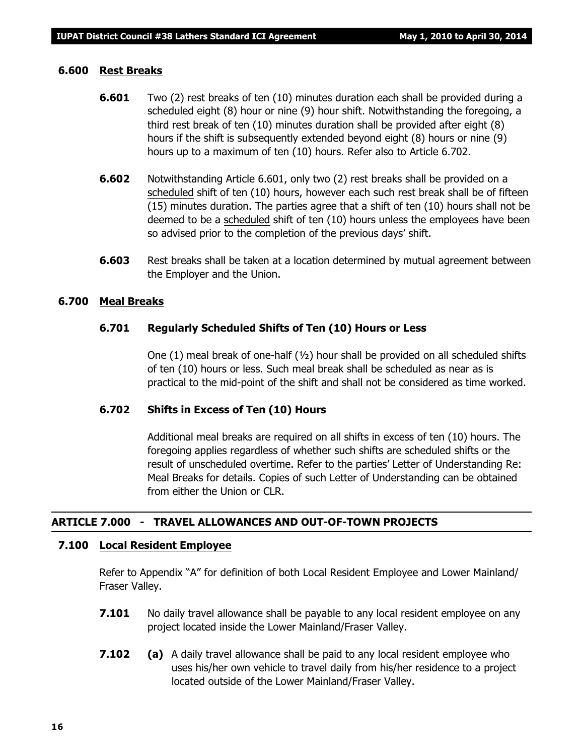### 6.600 Rest Breaks

**6.601** Two (2) rest breaks of ten (10) minutes duration each shall be provided during a scheduled eight (8) hour or nine (9) hour shift. Notwithstanding the foregoing, a third rest break of ten (10) minutes duration shall be provided after eight (8) hours if the shift is subsequently extended beyond eight (8) hours or nine (9) hours up to a maximum of ten (10) hours. Refer also to Article 6.702.

**6.602** Notwithstanding Article 6.601, only two (2) rest breaks shall be provided on a scheduled shift of ten (10) hours, however each such rest break shall be of fifteen (15) minutes duration. The parties agree that a shift of ten (10) hours shall not be deemed to be a scheduled shift of ten (10) hours unless the employees have been so advised prior to the completion of the previous days' shift.

**6.603** Rest breaks shall be taken at a location determined by mutual agreement between the Employer and the Union.

### 6.700 Meal Breaks

#### 6.701 Regularly Scheduled Shifts of Ten (10) Hours or Less

One (1) meal break of one-half (½) hour shall be provided on all scheduled shifts of ten (10) hours or less. Such meal break shall be scheduled as near as is practical to the mid-point of the shift and shall not be considered as time worked.

#### 6.702 Shifts in Excess of Ten (10) Hours

Additional meal breaks are required on all shifts in excess of ten (10) hours. The foregoing applies regardless of whether such shifts are scheduled shifts or the result of unscheduled overtime. Refer to the parties' Letter of Understanding Re: Meal Breaks for details. Copies of such Letter of Understanding can be obtained from either the Union or CLR.

## ARTICLE 7.000 - TRAVEL ALLOWANCES AND OUT-OF-TOWN PROJECTS

### 7.100 Local Resident Employee

Refer to Appendix "A" for definition of both Local Resident Employee and Lower Mainland/ Fraser Valley.

**7.101** No daily travel allowance shall be payable to any local resident employee on any project located inside the Lower Mainland/Fraser Valley.

**7.102** **(a)** A daily travel allowance shall be paid to any local resident employee who uses his/her own vehicle to travel daily from his/her residence to a project located outside of the Lower Mainland/Fraser Valley.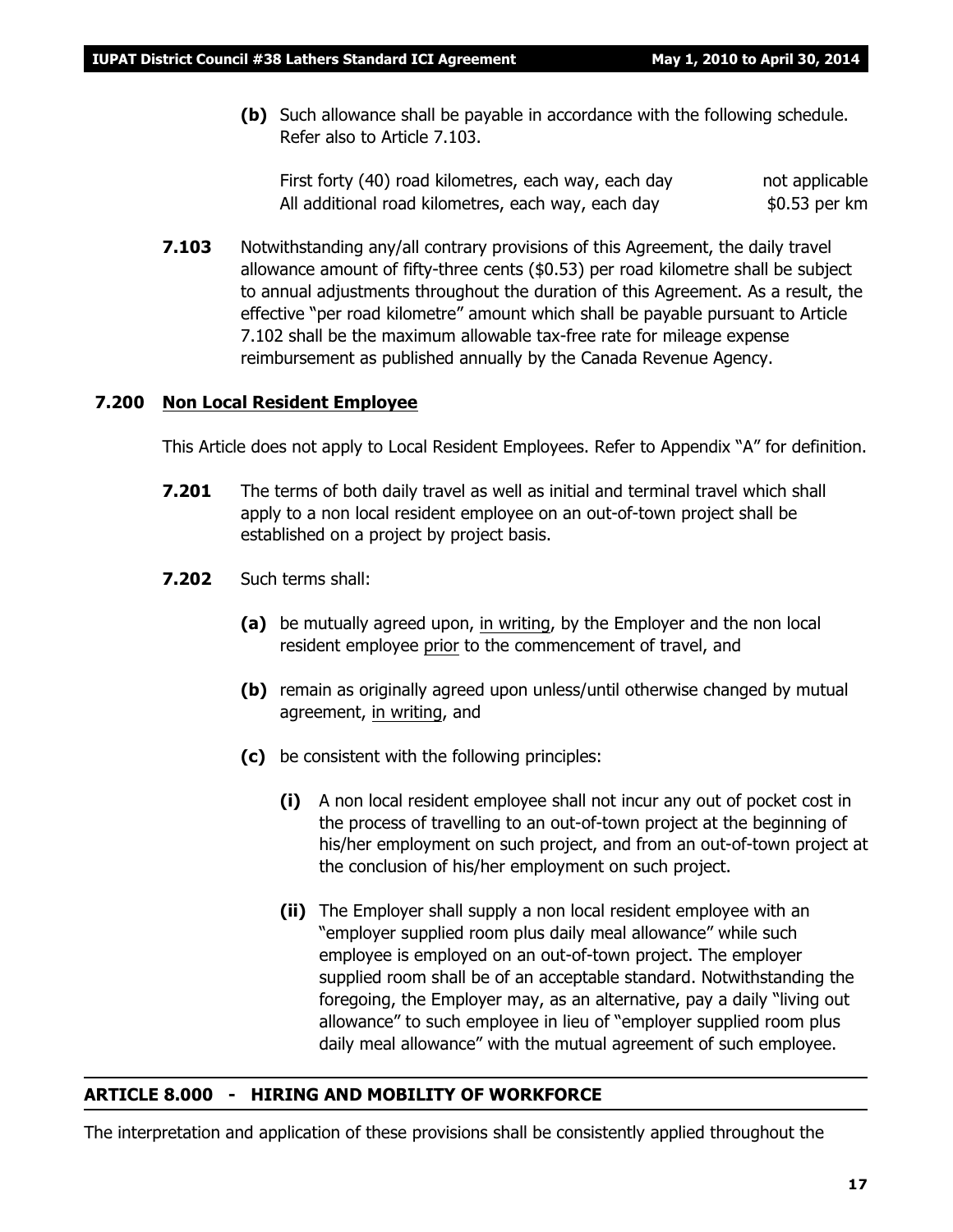**(b)** Such allowance shall be payable in accordance with the following schedule. Refer also to Article 7.103.

| | |
|---|---|
| First forty (40) road kilometres, each way, each day | not applicable |
| All additional road kilometres, each way, each day | $0.53 per km |

**7.103** Notwithstanding any/all contrary provisions of this Agreement, the daily travel allowance amount of fifty-three cents ($0.53) per road kilometre shall be subject to annual adjustments throughout the duration of this Agreement. As a result, the effective "per road kilometre" amount which shall be payable pursuant to Article 7.102 shall be the maximum allowable tax-free rate for mileage expense reimbursement as published annually by the Canada Revenue Agency.

### 7.200 Non Local Resident Employee

This Article does not apply to Local Resident Employees. Refer to Appendix "A" for definition.

**7.201** The terms of both daily travel as well as initial and terminal travel which shall apply to a non local resident employee on an out-of-town project shall be established on a project by project basis.

**7.202** Such terms shall:

**(a)** be mutually agreed upon, in writing, by the Employer and the non local resident employee prior to the commencement of travel, and

**(b)** remain as originally agreed upon unless/until otherwise changed by mutual agreement, in writing, and

**(c)** be consistent with the following principles:

**(i)** A non local resident employee shall not incur any out of pocket cost in the process of travelling to an out-of-town project at the beginning of his/her employment on such project, and from an out-of-town project at the conclusion of his/her employment on such project.

**(ii)** The Employer shall supply a non local resident employee with an "employer supplied room plus daily meal allowance" while such employee is employed on an out-of-town project. The employer supplied room shall be of an acceptable standard. Notwithstanding the foregoing, the Employer may, as an alternative, pay a daily "living out allowance" to such employee in lieu of "employer supplied room plus daily meal allowance" with the mutual agreement of such employee.

## ARTICLE 8.000 - HIRING AND MOBILITY OF WORKFORCE

The interpretation and application of these provisions shall be consistently applied throughout the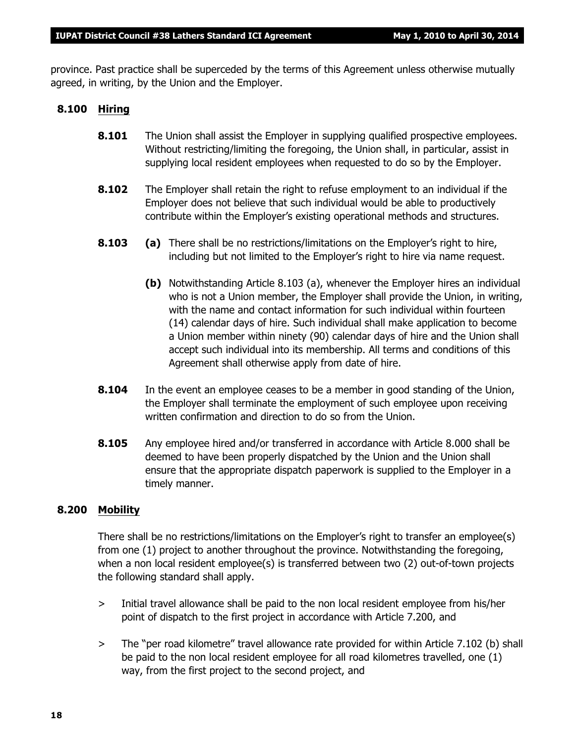province. Past practice shall be superceded by the terms of this Agreement unless otherwise mutually agreed, in writing, by the Union and the Employer.

**8.100 Hiring**

**8.101** The Union shall assist the Employer in supplying qualified prospective employees. Without restricting/limiting the foregoing, the Union shall, in particular, assist in supplying local resident employees when requested to do so by the Employer.

**8.102** The Employer shall retain the right to refuse employment to an individual if the Employer does not believe that such individual would be able to productively contribute within the Employer's existing operational methods and structures.

**8.103** **(a)** There shall be no restrictions/limitations on the Employer's right to hire, including but not limited to the Employer's right to hire via name request.

**(b)** Notwithstanding Article 8.103 (a), whenever the Employer hires an individual who is not a Union member, the Employer shall provide the Union, in writing, with the name and contact information for such individual within fourteen (14) calendar days of hire. Such individual shall make application to become a Union member within ninety (90) calendar days of hire and the Union shall accept such individual into its membership. All terms and conditions of this Agreement shall otherwise apply from date of hire.

**8.104** In the event an employee ceases to be a member in good standing of the Union, the Employer shall terminate the employment of such employee upon receiving written confirmation and direction to do so from the Union.

**8.105** Any employee hired and/or transferred in accordance with Article 8.000 shall be deemed to have been properly dispatched by the Union and the Union shall ensure that the appropriate dispatch paperwork is supplied to the Employer in a timely manner.

**8.200 Mobility**

There shall be no restrictions/limitations on the Employer's right to transfer an employee(s) from one (1) project to another throughout the province. Notwithstanding the foregoing, when a non local resident employee(s) is transferred between two (2) out-of-town projects the following standard shall apply.

> Initial travel allowance shall be paid to the non local resident employee from his/her point of dispatch to the first project in accordance with Article 7.200, and

> The "per road kilometre" travel allowance rate provided for within Article 7.102 (b) shall be paid to the non local resident employee for all road kilometres travelled, one (1) way, from the first project to the second project, and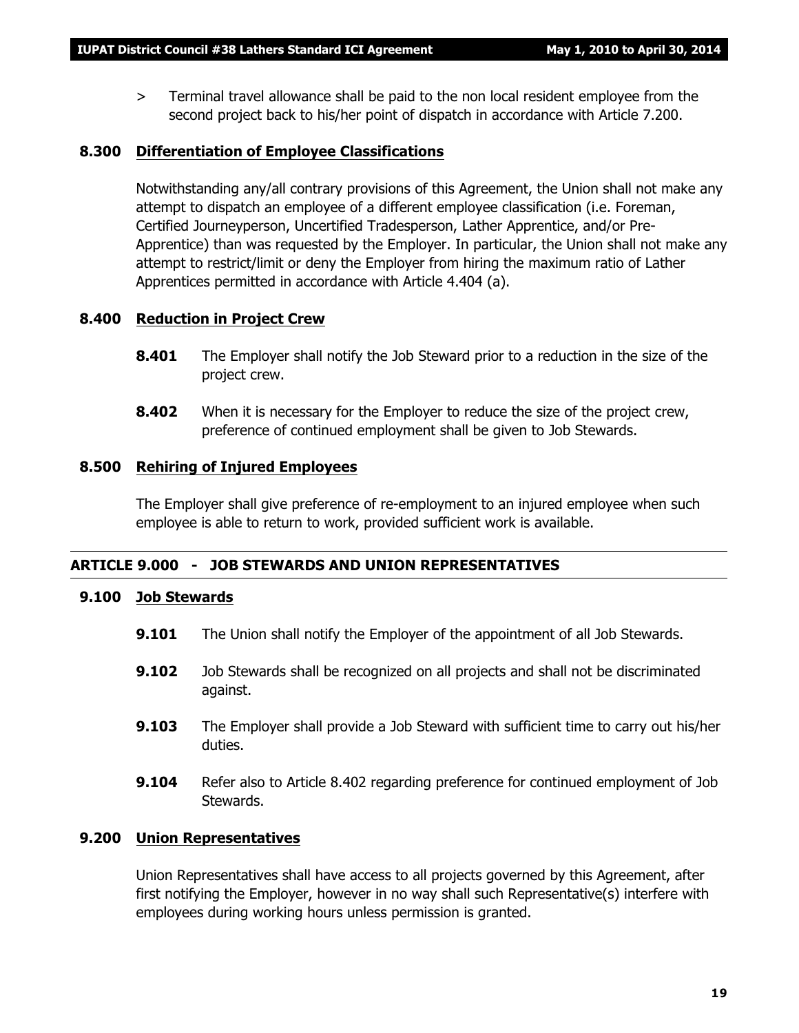> Terminal travel allowance shall be paid to the non local resident employee from the second project back to his/her point of dispatch in accordance with Article 7.200.

### 8.300 Differentiation of Employee Classifications

Notwithstanding any/all contrary provisions of this Agreement, the Union shall not make any attempt to dispatch an employee of a different employee classification (i.e. Foreman, Certified Journeyperson, Uncertified Tradesperson, Lather Apprentice, and/or Pre-Apprentice) than was requested by the Employer. In particular, the Union shall not make any attempt to restrict/limit or deny the Employer from hiring the maximum ratio of Lather Apprentices permitted in accordance with Article 4.404 (a).

### 8.400 Reduction in Project Crew

**8.401** The Employer shall notify the Job Steward prior to a reduction in the size of the project crew.

**8.402** When it is necessary for the Employer to reduce the size of the project crew, preference of continued employment shall be given to Job Stewards.

### 8.500 Rehiring of Injured Employees

The Employer shall give preference of re-employment to an injured employee when such employee is able to return to work, provided sufficient work is available.

## ARTICLE 9.000 - JOB STEWARDS AND UNION REPRESENTATIVES

### 9.100 Job Stewards

**9.101** The Union shall notify the Employer of the appointment of all Job Stewards.

**9.102** Job Stewards shall be recognized on all projects and shall not be discriminated against.

**9.103** The Employer shall provide a Job Steward with sufficient time to carry out his/her duties.

**9.104** Refer also to Article 8.402 regarding preference for continued employment of Job Stewards.

### 9.200 Union Representatives

Union Representatives shall have access to all projects governed by this Agreement, after first notifying the Employer, however in no way shall such Representative(s) interfere with employees during working hours unless permission is granted.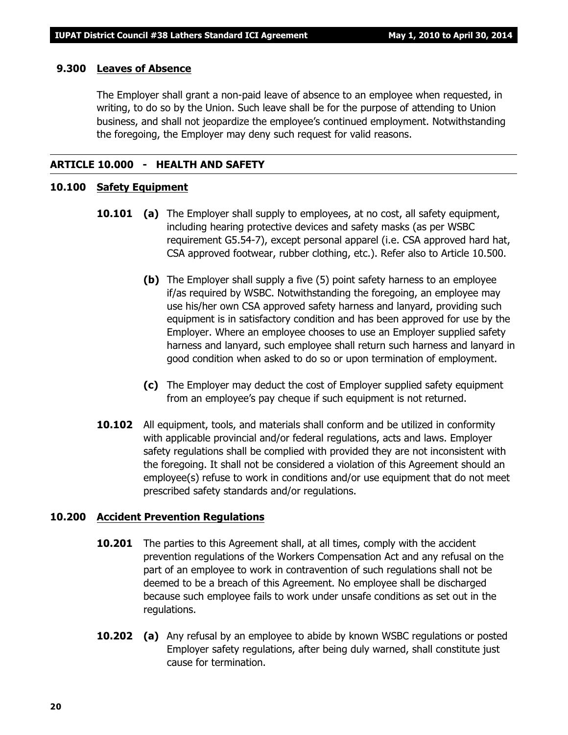### 9.300 Leaves of Absence

The Employer shall grant a non-paid leave of absence to an employee when requested, in writing, to do so by the Union. Such leave shall be for the purpose of attending to Union business, and shall not jeopardize the employee's continued employment. Notwithstanding the foregoing, the Employer may deny such request for valid reasons.

## ARTICLE 10.000 - HEALTH AND SAFETY

### 10.100 Safety Equipment

**10.101** **(a)** The Employer shall supply to employees, at no cost, all safety equipment, including hearing protective devices and safety masks (as per WSBC requirement G5.54-7), except personal apparel (i.e. CSA approved hard hat, CSA approved footwear, rubber clothing, etc.). Refer also to Article 10.500.

**(b)** The Employer shall supply a five (5) point safety harness to an employee if/as required by WSBC. Notwithstanding the foregoing, an employee may use his/her own CSA approved safety harness and lanyard, providing such equipment is in satisfactory condition and has been approved for use by the Employer. Where an employee chooses to use an Employer supplied safety harness and lanyard, such employee shall return such harness and lanyard in good condition when asked to do so or upon termination of employment.

**(c)** The Employer may deduct the cost of Employer supplied safety equipment from an employee's pay cheque if such equipment is not returned.

**10.102** All equipment, tools, and materials shall conform and be utilized in conformity with applicable provincial and/or federal regulations, acts and laws. Employer safety regulations shall be complied with provided they are not inconsistent with the foregoing. It shall not be considered a violation of this Agreement should an employee(s) refuse to work in conditions and/or use equipment that do not meet prescribed safety standards and/or regulations.

### 10.200 Accident Prevention Regulations

**10.201** The parties to this Agreement shall, at all times, comply with the accident prevention regulations of the Workers Compensation Act and any refusal on the part of an employee to work in contravention of such regulations shall not be deemed to be a breach of this Agreement. No employee shall be discharged because such employee fails to work under unsafe conditions as set out in the regulations.

**10.202** **(a)** Any refusal by an employee to abide by known WSBC regulations or posted Employer safety regulations, after being duly warned, shall constitute just cause for termination.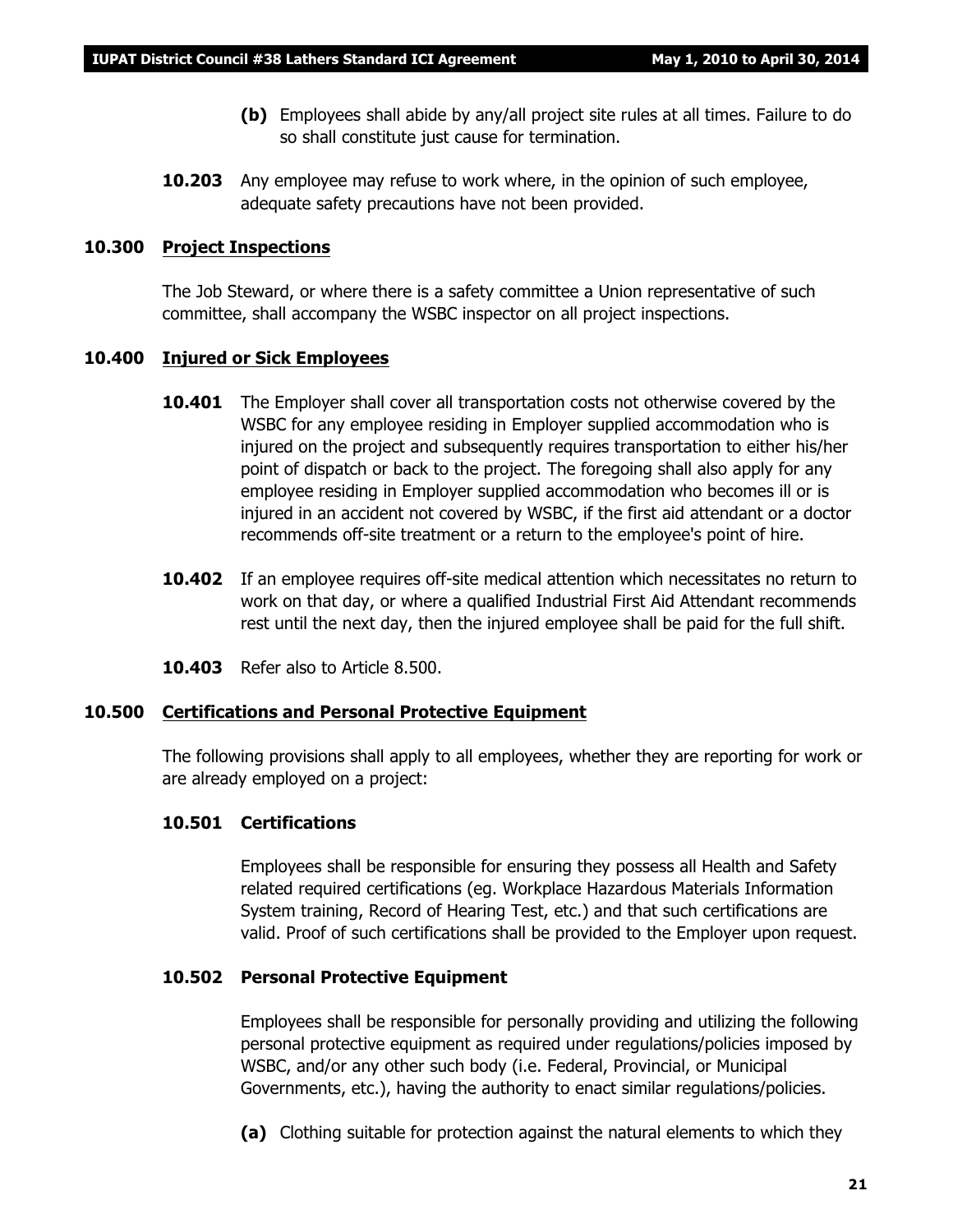**(b)** Employees shall abide by any/all project site rules at all times. Failure to do so shall constitute just cause for termination.

**10.203** Any employee may refuse to work where, in the opinion of such employee, adequate safety precautions have not been provided.

## 10.300 Project Inspections

The Job Steward, or where there is a safety committee a Union representative of such committee, shall accompany the WSBC inspector on all project inspections.

## 10.400 Injured or Sick Employees

**10.401** The Employer shall cover all transportation costs not otherwise covered by the WSBC for any employee residing in Employer supplied accommodation who is injured on the project and subsequently requires transportation to either his/her point of dispatch or back to the project. The foregoing shall also apply for any employee residing in Employer supplied accommodation who becomes ill or is injured in an accident not covered by WSBC, if the first aid attendant or a doctor recommends off-site treatment or a return to the employee's point of hire.

**10.402** If an employee requires off-site medical attention which necessitates no return to work on that day, or where a qualified Industrial First Aid Attendant recommends rest until the next day, then the injured employee shall be paid for the full shift.

**10.403** Refer also to Article 8.500.

## 10.500 Certifications and Personal Protective Equipment

The following provisions shall apply to all employees, whether they are reporting for work or are already employed on a project:

### 10.501 Certifications

Employees shall be responsible for ensuring they possess all Health and Safety related required certifications (eg. Workplace Hazardous Materials Information System training, Record of Hearing Test, etc.) and that such certifications are valid. Proof of such certifications shall be provided to the Employer upon request.

### 10.502 Personal Protective Equipment

Employees shall be responsible for personally providing and utilizing the following personal protective equipment as required under regulations/policies imposed by WSBC, and/or any other such body (i.e. Federal, Provincial, or Municipal Governments, etc.), having the authority to enact similar regulations/policies.

**(a)** Clothing suitable for protection against the natural elements to which they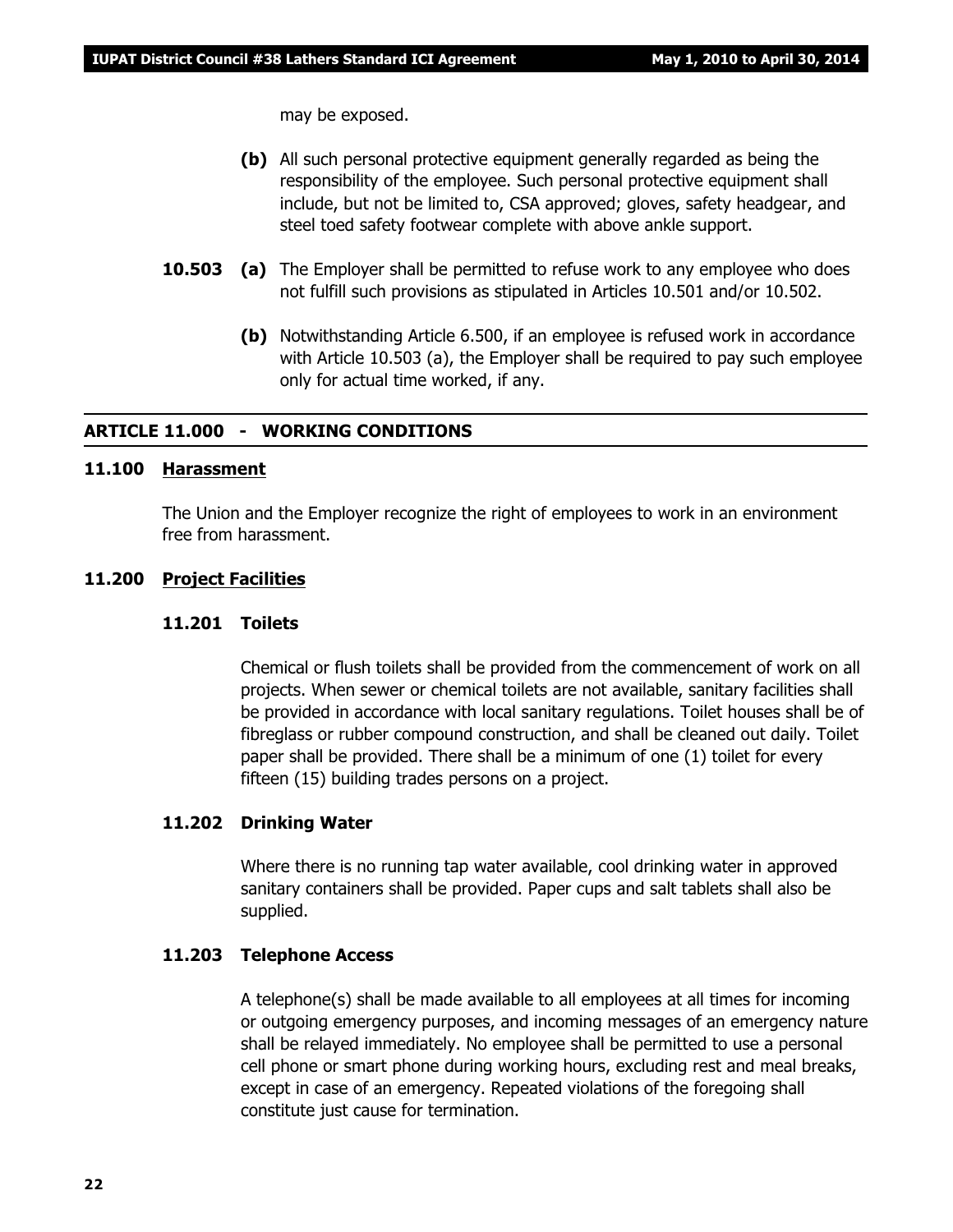may be exposed.

**(b)** All such personal protective equipment generally regarded as being the responsibility of the employee. Such personal protective equipment shall include, but not be limited to, CSA approved; gloves, safety headgear, and steel toed safety footwear complete with above ankle support.

**10.503 (a)** The Employer shall be permitted to refuse work to any employee who does not fulfill such provisions as stipulated in Articles 10.501 and/or 10.502.

**(b)** Notwithstanding Article 6.500, if an employee is refused work in accordance with Article 10.503 (a), the Employer shall be required to pay such employee only for actual time worked, if any.

## ARTICLE 11.000 - WORKING CONDITIONS

### 11.100 Harassment

The Union and the Employer recognize the right of employees to work in an environment free from harassment.

### 11.200 Project Facilities

#### 11.201 Toilets

Chemical or flush toilets shall be provided from the commencement of work on all projects. When sewer or chemical toilets are not available, sanitary facilities shall be provided in accordance with local sanitary regulations. Toilet houses shall be of fibreglass or rubber compound construction, and shall be cleaned out daily. Toilet paper shall be provided. There shall be a minimum of one (1) toilet for every fifteen (15) building trades persons on a project.

#### 11.202 Drinking Water

Where there is no running tap water available, cool drinking water in approved sanitary containers shall be provided. Paper cups and salt tablets shall also be supplied.

#### 11.203 Telephone Access

A telephone(s) shall be made available to all employees at all times for incoming or outgoing emergency purposes, and incoming messages of an emergency nature shall be relayed immediately. No employee shall be permitted to use a personal cell phone or smart phone during working hours, excluding rest and meal breaks, except in case of an emergency. Repeated violations of the foregoing shall constitute just cause for termination.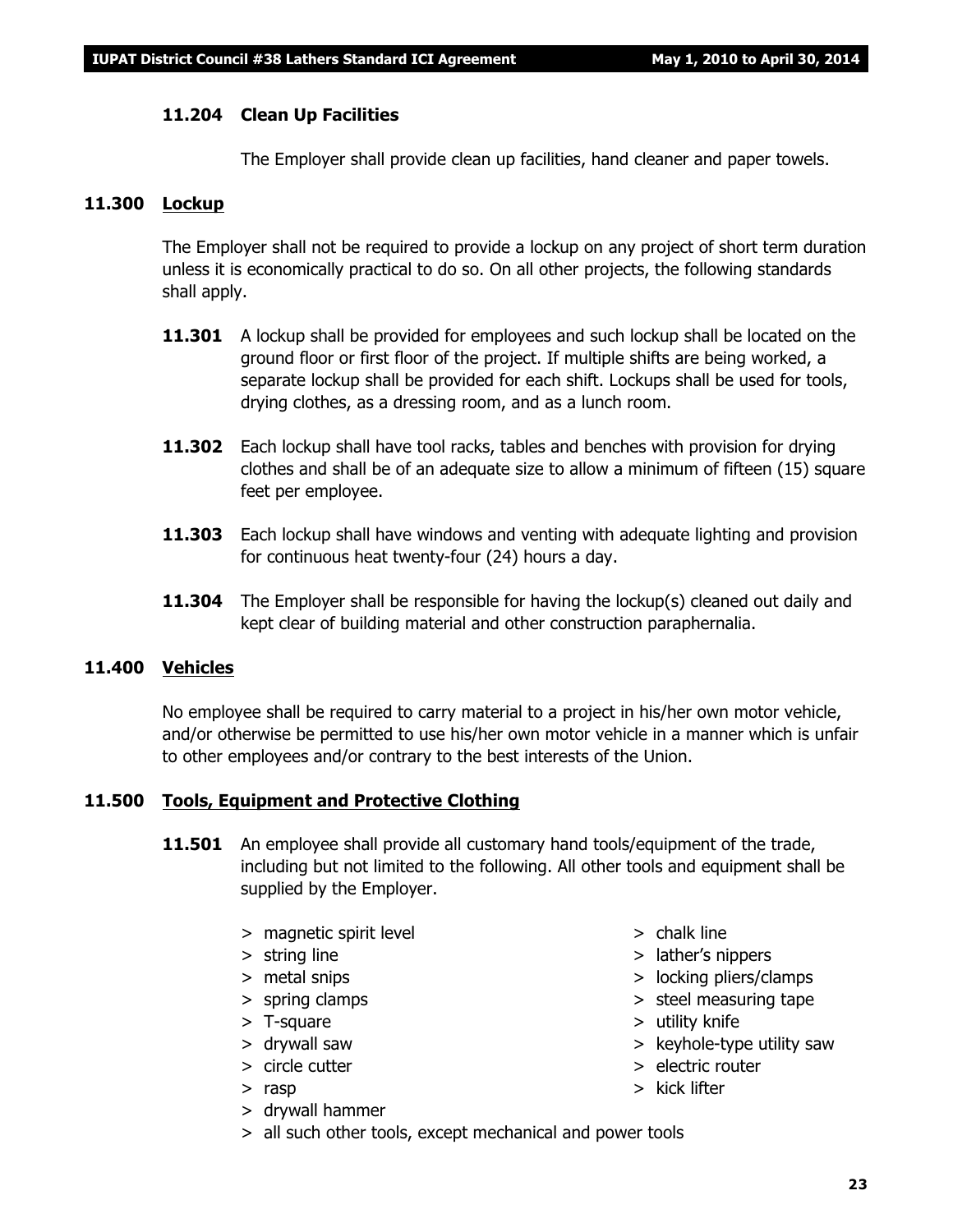### 11.204 Clean Up Facilities

The Employer shall provide clean up facilities, hand cleaner and paper towels.

## 11.300 Lockup

The Employer shall not be required to provide a lockup on any project of short term duration unless it is economically practical to do so. On all other projects, the following standards shall apply.

**11.301** A lockup shall be provided for employees and such lockup shall be located on the ground floor or first floor of the project. If multiple shifts are being worked, a separate lockup shall be provided for each shift. Lockups shall be used for tools, drying clothes, as a dressing room, and as a lunch room.

**11.302** Each lockup shall have tool racks, tables and benches with provision for drying clothes and shall be of an adequate size to allow a minimum of fifteen (15) square feet per employee.

**11.303** Each lockup shall have windows and venting with adequate lighting and provision for continuous heat twenty-four (24) hours a day.

**11.304** The Employer shall be responsible for having the lockup(s) cleaned out daily and kept clear of building material and other construction paraphernalia.

## 11.400 Vehicles

No employee shall be required to carry material to a project in his/her own motor vehicle, and/or otherwise be permitted to use his/her own motor vehicle in a manner which is unfair to other employees and/or contrary to the best interests of the Union.

## 11.500 Tools, Equipment and Protective Clothing

**11.501** An employee shall provide all customary hand tools/equipment of the trade, including but not limited to the following. All other tools and equipment shall be supplied by the Employer.

> magnetic spirit level
> string line
> metal snips
> spring clamps
> T-square
> drywall saw
> circle cutter
> rasp
> drywall hammer
> chalk line
> lather's nippers
> locking pliers/clamps
> steel measuring tape
> utility knife
> keyhole-type utility saw
> electric router
> kick lifter
> all such other tools, except mechanical and power tools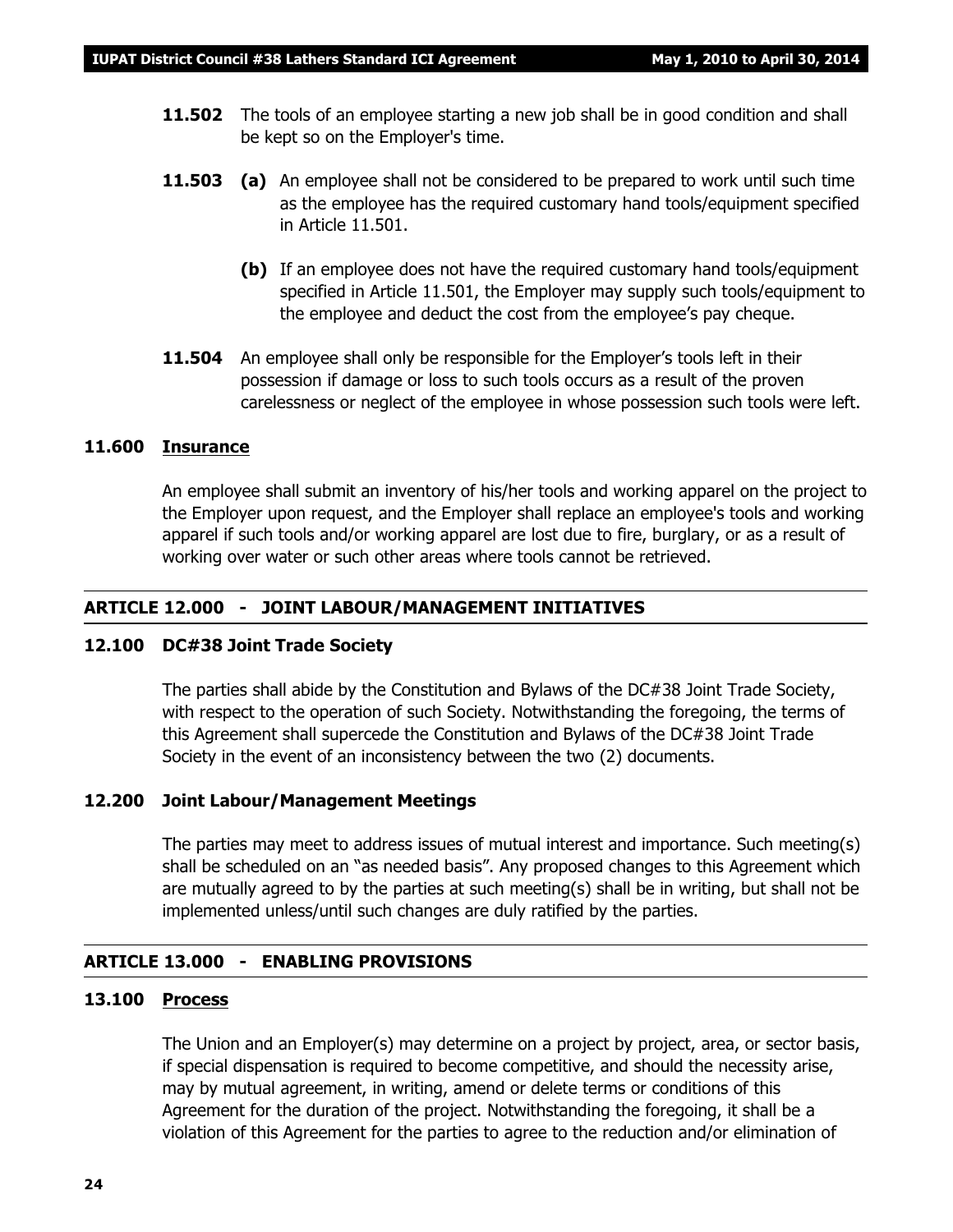**11.502** The tools of an employee starting a new job shall be in good condition and shall be kept so on the Employer's time.

**11.503** **(a)** An employee shall not be considered to be prepared to work until such time as the employee has the required customary hand tools/equipment specified in Article 11.501.

**(b)** If an employee does not have the required customary hand tools/equipment specified in Article 11.501, the Employer may supply such tools/equipment to the employee and deduct the cost from the employee's pay cheque.

**11.504** An employee shall only be responsible for the Employer's tools left in their possession if damage or loss to such tools occurs as a result of the proven carelessness or neglect of the employee in whose possession such tools were left.

### 11.600 Insurance

An employee shall submit an inventory of his/her tools and working apparel on the project to the Employer upon request, and the Employer shall replace an employee's tools and working apparel if such tools and/or working apparel are lost due to fire, burglary, or as a result of working over water or such other areas where tools cannot be retrieved.

## ARTICLE 12.000 - JOINT LABOUR/MANAGEMENT INITIATIVES

### 12.100 DC#38 Joint Trade Society

The parties shall abide by the Constitution and Bylaws of the DC#38 Joint Trade Society, with respect to the operation of such Society. Notwithstanding the foregoing, the terms of this Agreement shall supercede the Constitution and Bylaws of the DC#38 Joint Trade Society in the event of an inconsistency between the two (2) documents.

### 12.200 Joint Labour/Management Meetings

The parties may meet to address issues of mutual interest and importance. Such meeting(s) shall be scheduled on an "as needed basis". Any proposed changes to this Agreement which are mutually agreed to by the parties at such meeting(s) shall be in writing, but shall not be implemented unless/until such changes are duly ratified by the parties.

## ARTICLE 13.000 - ENABLING PROVISIONS

### 13.100 Process

The Union and an Employer(s) may determine on a project by project, area, or sector basis, if special dispensation is required to become competitive, and should the necessity arise, may by mutual agreement, in writing, amend or delete terms or conditions of this Agreement for the duration of the project. Notwithstanding the foregoing, it shall be a violation of this Agreement for the parties to agree to the reduction and/or elimination of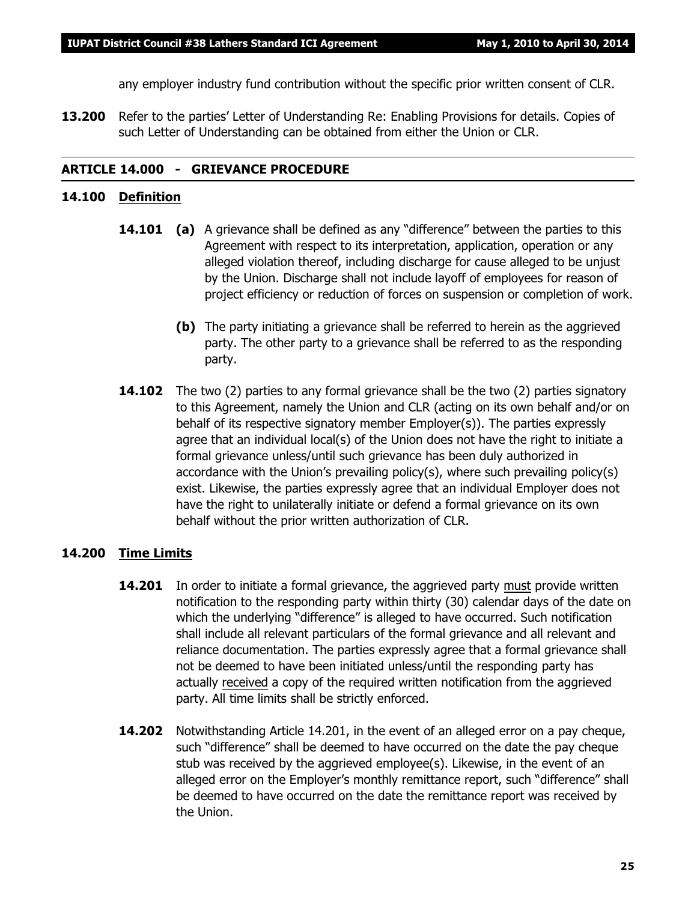any employer industry fund contribution without the specific prior written consent of CLR.

**13.200** Refer to the parties' Letter of Understanding Re: Enabling Provisions for details. Copies of such Letter of Understanding can be obtained from either the Union or CLR.

## ARTICLE 14.000 - GRIEVANCE PROCEDURE

### 14.100 Definition

**14.101** **(a)** A grievance shall be defined as any "difference" between the parties to this Agreement with respect to its interpretation, application, operation or any alleged violation thereof, including discharge for cause alleged to be unjust by the Union. Discharge shall not include layoff of employees for reason of project efficiency or reduction of forces on suspension or completion of work.

**(b)** The party initiating a grievance shall be referred to herein as the aggrieved party. The other party to a grievance shall be referred to as the responding party.

**14.102** The two (2) parties to any formal grievance shall be the two (2) parties signatory to this Agreement, namely the Union and CLR (acting on its own behalf and/or on behalf of its respective signatory member Employer(s)). The parties expressly agree that an individual local(s) of the Union does not have the right to initiate a formal grievance unless/until such grievance has been duly authorized in accordance with the Union's prevailing policy(s), where such prevailing policy(s) exist. Likewise, the parties expressly agree that an individual Employer does not have the right to unilaterally initiate or defend a formal grievance on its own behalf without the prior written authorization of CLR.

### 14.200 Time Limits

**14.201** In order to initiate a formal grievance, the aggrieved party must provide written notification to the responding party within thirty (30) calendar days of the date on which the underlying "difference" is alleged to have occurred. Such notification shall include all relevant particulars of the formal grievance and all relevant and reliance documentation. The parties expressly agree that a formal grievance shall not be deemed to have been initiated unless/until the responding party has actually received a copy of the required written notification from the aggrieved party. All time limits shall be strictly enforced.

**14.202** Notwithstanding Article 14.201, in the event of an alleged error on a pay cheque, such "difference" shall be deemed to have occurred on the date the pay cheque stub was received by the aggrieved employee(s). Likewise, in the event of an alleged error on the Employer's monthly remittance report, such "difference" shall be deemed to have occurred on the date the remittance report was received by the Union.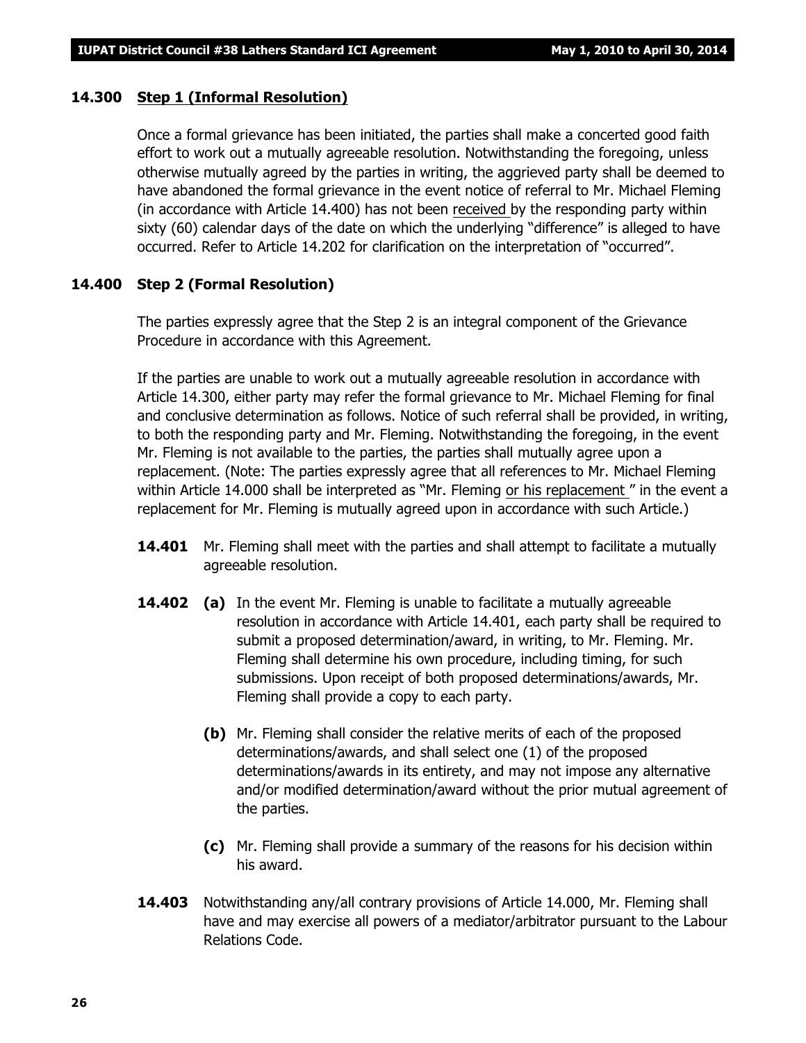### 14.300 Step 1 (Informal Resolution)

Once a formal grievance has been initiated, the parties shall make a concerted good faith effort to work out a mutually agreeable resolution. Notwithstanding the foregoing, unless otherwise mutually agreed by the parties in writing, the aggrieved party shall be deemed to have abandoned the formal grievance in the event notice of referral to Mr. Michael Fleming (in accordance with Article 14.400) has not been received by the responding party within sixty (60) calendar days of the date on which the underlying "difference" is alleged to have occurred. Refer to Article 14.202 for clarification on the interpretation of "occurred".

### 14.400 Step 2 (Formal Resolution)

The parties expressly agree that the Step 2 is an integral component of the Grievance Procedure in accordance with this Agreement.

If the parties are unable to work out a mutually agreeable resolution in accordance with Article 14.300, either party may refer the formal grievance to Mr. Michael Fleming for final and conclusive determination as follows. Notice of such referral shall be provided, in writing, to both the responding party and Mr. Fleming. Notwithstanding the foregoing, in the event Mr. Fleming is not available to the parties, the parties shall mutually agree upon a replacement. (Note: The parties expressly agree that all references to Mr. Michael Fleming within Article 14.000 shall be interpreted as "Mr. Fleming or his replacement" in the event a replacement for Mr. Fleming is mutually agreed upon in accordance with such Article.)

**14.401** Mr. Fleming shall meet with the parties and shall attempt to facilitate a mutually agreeable resolution.

**14.402** **(a)** In the event Mr. Fleming is unable to facilitate a mutually agreeable resolution in accordance with Article 14.401, each party shall be required to submit a proposed determination/award, in writing, to Mr. Fleming. Mr. Fleming shall determine his own procedure, including timing, for such submissions. Upon receipt of both proposed determinations/awards, Mr. Fleming shall provide a copy to each party.

**(b)** Mr. Fleming shall consider the relative merits of each of the proposed determinations/awards, and shall select one (1) of the proposed determinations/awards in its entirety, and may not impose any alternative and/or modified determination/award without the prior mutual agreement of the parties.

**(c)** Mr. Fleming shall provide a summary of the reasons for his decision within his award.

**14.403** Notwithstanding any/all contrary provisions of Article 14.000, Mr. Fleming shall have and may exercise all powers of a mediator/arbitrator pursuant to the Labour Relations Code.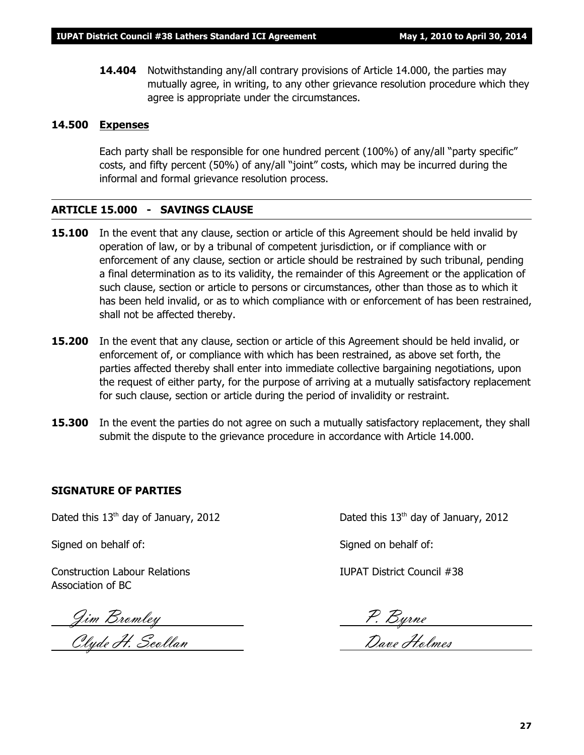**14.404** Notwithstanding any/all contrary provisions of Article 14.000, the parties may mutually agree, in writing, to any other grievance resolution procedure which they agree is appropriate under the circumstances.

**14.500 Expenses**

Each party shall be responsible for one hundred percent (100%) of any/all "party specific" costs, and fifty percent (50%) of any/all "joint" costs, which may be incurred during the informal and formal grievance resolution process.

## ARTICLE 15.000 - SAVINGS CLAUSE

**15.100** In the event that any clause, section or article of this Agreement should be held invalid by operation of law, or by a tribunal of competent jurisdiction, or if compliance with or enforcement of any clause, section or article should be restrained by such tribunal, pending a final determination as to its validity, the remainder of this Agreement or the application of such clause, section or article to persons or circumstances, other than those as to which it has been held invalid, or as to which compliance with or enforcement of has been restrained, shall not be affected thereby.

**15.200** In the event that any clause, section or article of this Agreement should be held invalid, or enforcement of, or compliance with which has been restrained, as above set forth, the parties affected thereby shall enter into immediate collective bargaining negotiations, upon the request of either party, for the purpose of arriving at a mutually satisfactory replacement for such clause, section or article during the period of invalidity or restraint.

**15.300** In the event the parties do not agree on such a mutually satisfactory replacement, they shall submit the dispute to the grievance procedure in accordance with Article 14.000.

**SIGNATURE OF PARTIES**

Dated this 13th day of January, 2012

Signed on behalf of:

Construction Labour Relations Association of BC

*Jim Bromley*

*Clyde H. Scollan*

Dated this 13th day of January, 2012

Signed on behalf of:

IUPAT District Council #38

*P. Byrne*

*Dave Holmes*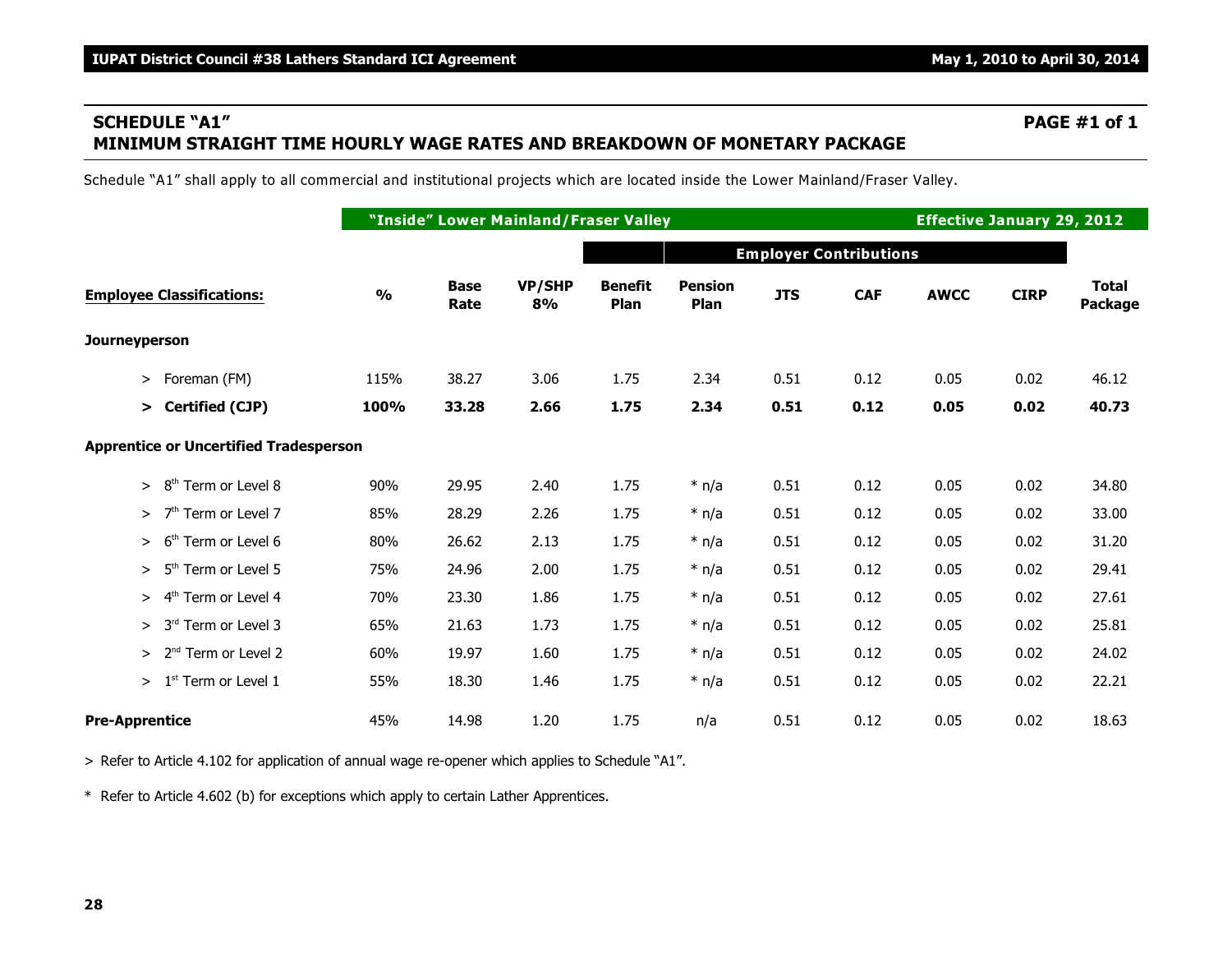## SCHEDULE "A1" PAGE #1 of 1

## MINIMUM STRAIGHT TIME HOURLY WAGE RATES AND BREAKDOWN OF MONETARY PACKAGE

Schedule "A1" shall apply to all commercial and institutional projects which are located inside the Lower Mainland/Fraser Valley.

| | "Inside" Lower Mainland/Fraser Valley | | | | | | | | Effective January 29, 2012 | |
|---|---|---|---|---|---|---|---|---|---|---|
| | | | | | Employer Contributions | | | | | |
| **Employee Classifications:** | **%** | **Base Rate** | **VP/SHP 8%** | **Benefit Plan** | **Pension Plan** | **JTS** | **CAF** | **AWCC** | **CIRP** | **Total Package** |
| **Journeyperson** | | | | | | | | | | |
| > Foreman (FM) | 115% | 38.27 | 3.06 | 1.75 | 2.34 | 0.51 | 0.12 | 0.05 | 0.02 | 46.12 |
| **> Certified (CJP)** | **100%** | **33.28** | **2.66** | **1.75** | **2.34** | **0.51** | **0.12** | **0.05** | **0.02** | **40.73** |
| **Apprentice or Uncertified Tradesperson** | | | | | | | | | | |
| > 8th Term or Level 8 | 90% | 29.95 | 2.40 | 1.75 | * n/a | 0.51 | 0.12 | 0.05 | 0.02 | 34.80 |
| > 7th Term or Level 7 | 85% | 28.29 | 2.26 | 1.75 | * n/a | 0.51 | 0.12 | 0.05 | 0.02 | 33.00 |
| > 6th Term or Level 6 | 80% | 26.62 | 2.13 | 1.75 | * n/a | 0.51 | 0.12 | 0.05 | 0.02 | 31.20 |
| > 5th Term or Level 5 | 75% | 24.96 | 2.00 | 1.75 | * n/a | 0.51 | 0.12 | 0.05 | 0.02 | 29.41 |
| > 4th Term or Level 4 | 70% | 23.30 | 1.86 | 1.75 | * n/a | 0.51 | 0.12 | 0.05 | 0.02 | 27.61 |
| > 3rd Term or Level 3 | 65% | 21.63 | 1.73 | 1.75 | * n/a | 0.51 | 0.12 | 0.05 | 0.02 | 25.81 |
| > 2nd Term or Level 2 | 60% | 19.97 | 1.60 | 1.75 | * n/a | 0.51 | 0.12 | 0.05 | 0.02 | 24.02 |
| > 1st Term or Level 1 | 55% | 18.30 | 1.46 | 1.75 | * n/a | 0.51 | 0.12 | 0.05 | 0.02 | 22.21 |
| **Pre-Apprentice** | 45% | 14.98 | 1.20 | 1.75 | n/a | 0.51 | 0.12 | 0.05 | 0.02 | 18.63 |

> Refer to Article 4.102 for application of annual wage re-opener which applies to Schedule "A1".

\* Refer to Article 4.602 (b) for exceptions which apply to certain Lather Apprentices.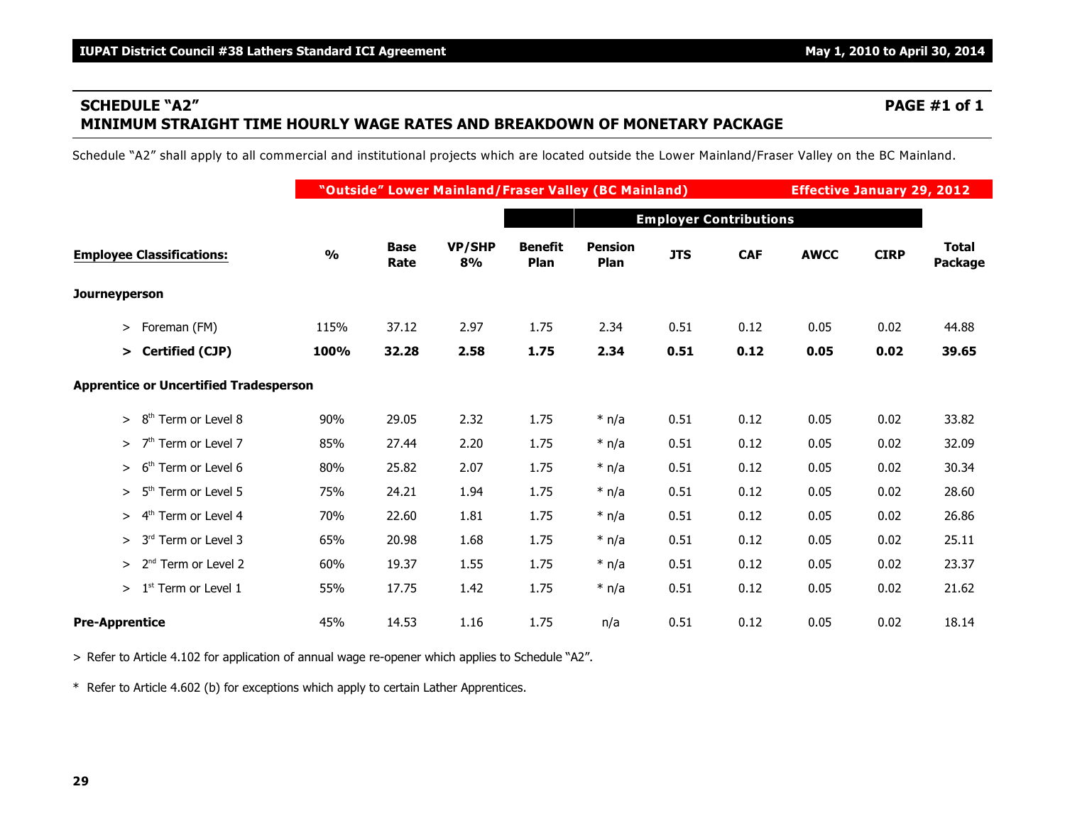## SCHEDULE "A2" PAGE #1 of 1
## MINIMUM STRAIGHT TIME HOURLY WAGE RATES AND BREAKDOWN OF MONETARY PACKAGE

Schedule "A2" shall apply to all commercial and institutional projects which are located outside the Lower Mainland/Fraser Valley on the BC Mainland.

| | "Outside" Lower Mainland/Fraser Valley (BC Mainland) | | | | | | | | Effective January 29, 2012 | |
|---|---|---|---|---|---|---|---|---|---|---|
| | | | | | Employer Contributions | | | | | |
| **Employee Classifications:** | **%** | **Base Rate** | **VP/SHP 8%** | **Benefit Plan** | **Pension Plan** | **JTS** | **CAF** | **AWCC** | **CIRP** | **Total Package** |
| **Journeyperson** | | | | | | | | | | |
| > Foreman (FM) | 115% | 37.12 | 2.97 | 1.75 | 2.34 | 0.51 | 0.12 | 0.05 | 0.02 | 44.88 |
| **> Certified (CJP)** | **100%** | **32.28** | **2.58** | **1.75** | **2.34** | **0.51** | **0.12** | **0.05** | **0.02** | **39.65** |
| **Apprentice or Uncertified Tradesperson** | | | | | | | | | | |
| > 8th Term or Level 8 | 90% | 29.05 | 2.32 | 1.75 | * n/a | 0.51 | 0.12 | 0.05 | 0.02 | 33.82 |
| > 7th Term or Level 7 | 85% | 27.44 | 2.20 | 1.75 | * n/a | 0.51 | 0.12 | 0.05 | 0.02 | 32.09 |
| > 6th Term or Level 6 | 80% | 25.82 | 2.07 | 1.75 | * n/a | 0.51 | 0.12 | 0.05 | 0.02 | 30.34 |
| > 5th Term or Level 5 | 75% | 24.21 | 1.94 | 1.75 | * n/a | 0.51 | 0.12 | 0.05 | 0.02 | 28.60 |
| > 4th Term or Level 4 | 70% | 22.60 | 1.81 | 1.75 | * n/a | 0.51 | 0.12 | 0.05 | 0.02 | 26.86 |
| > 3rd Term or Level 3 | 65% | 20.98 | 1.68 | 1.75 | * n/a | 0.51 | 0.12 | 0.05 | 0.02 | 25.11 |
| > 2nd Term or Level 2 | 60% | 19.37 | 1.55 | 1.75 | * n/a | 0.51 | 0.12 | 0.05 | 0.02 | 23.37 |
| > 1st Term or Level 1 | 55% | 17.75 | 1.42 | 1.75 | * n/a | 0.51 | 0.12 | 0.05 | 0.02 | 21.62 |
| **Pre-Apprentice** | 45% | 14.53 | 1.16 | 1.75 | n/a | 0.51 | 0.12 | 0.05 | 0.02 | 18.14 |

> Refer to Article 4.102 for application of annual wage re-opener which applies to Schedule "A2".

\* Refer to Article 4.602 (b) for exceptions which apply to certain Lather Apprentices.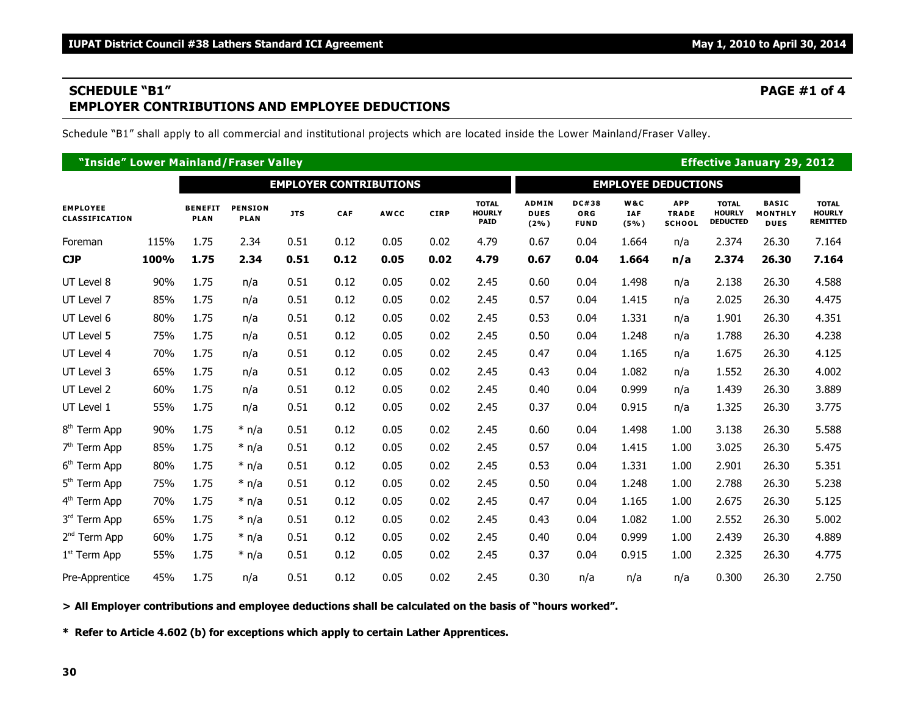## SCHEDULE "B1" — PAGE #1 of 4

## EMPLOYER CONTRIBUTIONS AND EMPLOYEE DEDUCTIONS

Schedule "B1" shall apply to all commercial and institutional projects which are located inside the Lower Mainland/Fraser Valley.

**"Inside" Lower Mainland/Fraser Valley** — **Effective January 29, 2012**

| EMPLOYEE CLASSIFICATION | | EMPLOYER CONTRIBUTIONS | | | | | | | EMPLOYEE DEDUCTIONS | | | | | | |
|---|---|---|---|---|---|---|---|---|---|---|---|---|---|---|---|
| | | BENEFIT PLAN | PENSION PLAN | JTS | CAF | AWCC | CIRP | TOTAL HOURLY PAID | ADMIN DUES (2%) | DC#38 ORG FUND | W&C IAF (5%) | APP TRADE SCHOOL | TOTAL HOURLY DEDUCTED | BASIC MONTHLY DUES | TOTAL HOURLY REMITTED |
| Foreman | 115% | 1.75 | 2.34 | 0.51 | 0.12 | 0.05 | 0.02 | 4.79 | 0.67 | 0.04 | 1.664 | n/a | 2.374 | 26.30 | 7.164 |
| **CJP** | **100%** | **1.75** | **2.34** | **0.51** | **0.12** | **0.05** | **0.02** | **4.79** | **0.67** | **0.04** | **1.664** | **n/a** | **2.374** | **26.30** | **7.164** |
| UT Level 8 | 90% | 1.75 | n/a | 0.51 | 0.12 | 0.05 | 0.02 | 2.45 | 0.60 | 0.04 | 1.498 | n/a | 2.138 | 26.30 | 4.588 |
| UT Level 7 | 85% | 1.75 | n/a | 0.51 | 0.12 | 0.05 | 0.02 | 2.45 | 0.57 | 0.04 | 1.415 | n/a | 2.025 | 26.30 | 4.475 |
| UT Level 6 | 80% | 1.75 | n/a | 0.51 | 0.12 | 0.05 | 0.02 | 2.45 | 0.53 | 0.04 | 1.331 | n/a | 1.901 | 26.30 | 4.351 |
| UT Level 5 | 75% | 1.75 | n/a | 0.51 | 0.12 | 0.05 | 0.02 | 2.45 | 0.50 | 0.04 | 1.248 | n/a | 1.788 | 26.30 | 4.238 |
| UT Level 4 | 70% | 1.75 | n/a | 0.51 | 0.12 | 0.05 | 0.02 | 2.45 | 0.47 | 0.04 | 1.165 | n/a | 1.675 | 26.30 | 4.125 |
| UT Level 3 | 65% | 1.75 | n/a | 0.51 | 0.12 | 0.05 | 0.02 | 2.45 | 0.43 | 0.04 | 1.082 | n/a | 1.552 | 26.30 | 4.002 |
| UT Level 2 | 60% | 1.75 | n/a | 0.51 | 0.12 | 0.05 | 0.02 | 2.45 | 0.40 | 0.04 | 0.999 | n/a | 1.439 | 26.30 | 3.889 |
| UT Level 1 | 55% | 1.75 | n/a | 0.51 | 0.12 | 0.05 | 0.02 | 2.45 | 0.37 | 0.04 | 0.915 | n/a | 1.325 | 26.30 | 3.775 |
| 8th Term App | 90% | 1.75 | * n/a | 0.51 | 0.12 | 0.05 | 0.02 | 2.45 | 0.60 | 0.04 | 1.498 | 1.00 | 3.138 | 26.30 | 5.588 |
| 7th Term App | 85% | 1.75 | * n/a | 0.51 | 0.12 | 0.05 | 0.02 | 2.45 | 0.57 | 0.04 | 1.415 | 1.00 | 3.025 | 26.30 | 5.475 |
| 6th Term App | 80% | 1.75 | * n/a | 0.51 | 0.12 | 0.05 | 0.02 | 2.45 | 0.53 | 0.04 | 1.331 | 1.00 | 2.901 | 26.30 | 5.351 |
| 5th Term App | 75% | 1.75 | * n/a | 0.51 | 0.12 | 0.05 | 0.02 | 2.45 | 0.50 | 0.04 | 1.248 | 1.00 | 2.788 | 26.30 | 5.238 |
| 4th Term App | 70% | 1.75 | * n/a | 0.51 | 0.12 | 0.05 | 0.02 | 2.45 | 0.47 | 0.04 | 1.165 | 1.00 | 2.675 | 26.30 | 5.125 |
| 3rd Term App | 65% | 1.75 | * n/a | 0.51 | 0.12 | 0.05 | 0.02 | 2.45 | 0.43 | 0.04 | 1.082 | 1.00 | 2.552 | 26.30 | 5.002 |
| 2nd Term App | 60% | 1.75 | * n/a | 0.51 | 0.12 | 0.05 | 0.02 | 2.45 | 0.40 | 0.04 | 0.999 | 1.00 | 2.439 | 26.30 | 4.889 |
| 1st Term App | 55% | 1.75 | * n/a | 0.51 | 0.12 | 0.05 | 0.02 | 2.45 | 0.37 | 0.04 | 0.915 | 1.00 | 2.325 | 26.30 | 4.775 |
| Pre-Apprentice | 45% | 1.75 | n/a | 0.51 | 0.12 | 0.05 | 0.02 | 2.45 | 0.30 | n/a | n/a | n/a | 0.300 | 26.30 | 2.750 |

**> All Employer contributions and employee deductions shall be calculated on the basis of "hours worked".**

**\* Refer to Article 4.602 (b) for exceptions which apply to certain Lather Apprentices.**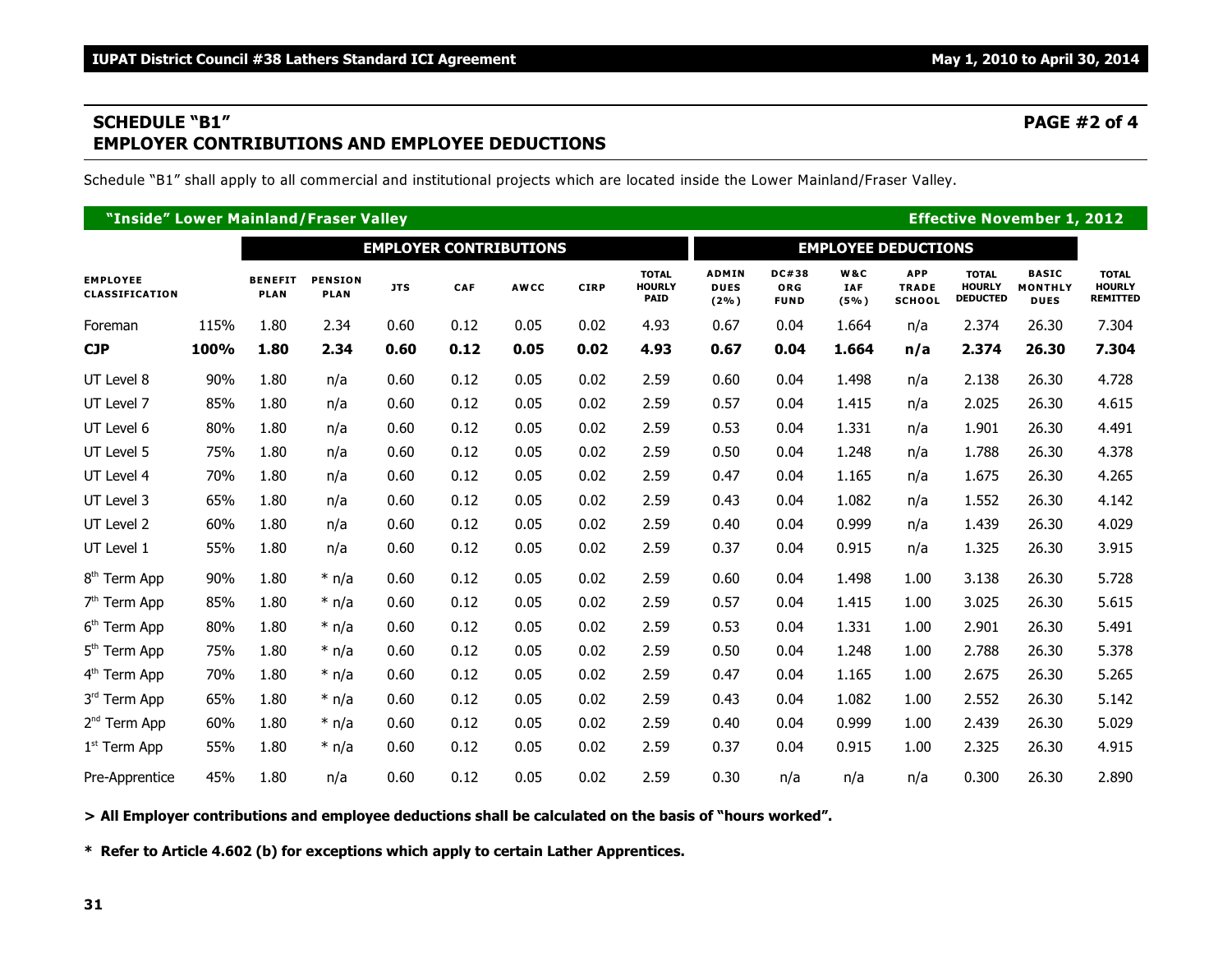## SCHEDULE "B1"
## EMPLOYER CONTRIBUTIONS AND EMPLOYEE DEDUCTIONS

**PAGE #2 of 4**

Schedule "B1" shall apply to all commercial and institutional projects which are located inside the Lower Mainland/Fraser Valley.

**"Inside" Lower Mainland/Fraser Valley** — **Effective November 1, 2012**

| | | EMPLOYER CONTRIBUTIONS | | | | | | | EMPLOYEE DEDUCTIONS | | | | | | |
|---|---|---|---|---|---|---|---|---|---|---|---|---|---|---|---|
| EMPLOYEE CLASSIFICATION | | BENEFIT PLAN | PENSION PLAN | JTS | CAF | AWCC | CIRP | TOTAL HOURLY PAID | ADMIN DUES (2%) | DC#38 ORG FUND | W&C IAF (5%) | APP TRADE SCHOOL | TOTAL HOURLY DEDUCTED | BASIC MONTHLY DUES | TOTAL HOURLY REMITTED |
| Foreman | 115% | 1.80 | 2.34 | 0.60 | 0.12 | 0.05 | 0.02 | 4.93 | 0.67 | 0.04 | 1.664 | n/a | 2.374 | 26.30 | 7.304 |
| **CJP** | **100%** | **1.80** | **2.34** | **0.60** | **0.12** | **0.05** | **0.02** | **4.93** | **0.67** | **0.04** | **1.664** | **n/a** | **2.374** | **26.30** | **7.304** |
| UT Level 8 | 90% | 1.80 | n/a | 0.60 | 0.12 | 0.05 | 0.02 | 2.59 | 0.60 | 0.04 | 1.498 | n/a | 2.138 | 26.30 | 4.728 |
| UT Level 7 | 85% | 1.80 | n/a | 0.60 | 0.12 | 0.05 | 0.02 | 2.59 | 0.57 | 0.04 | 1.415 | n/a | 2.025 | 26.30 | 4.615 |
| UT Level 6 | 80% | 1.80 | n/a | 0.60 | 0.12 | 0.05 | 0.02 | 2.59 | 0.53 | 0.04 | 1.331 | n/a | 1.901 | 26.30 | 4.491 |
| UT Level 5 | 75% | 1.80 | n/a | 0.60 | 0.12 | 0.05 | 0.02 | 2.59 | 0.50 | 0.04 | 1.248 | n/a | 1.788 | 26.30 | 4.378 |
| UT Level 4 | 70% | 1.80 | n/a | 0.60 | 0.12 | 0.05 | 0.02 | 2.59 | 0.47 | 0.04 | 1.165 | n/a | 1.675 | 26.30 | 4.265 |
| UT Level 3 | 65% | 1.80 | n/a | 0.60 | 0.12 | 0.05 | 0.02 | 2.59 | 0.43 | 0.04 | 1.082 | n/a | 1.552 | 26.30 | 4.142 |
| UT Level 2 | 60% | 1.80 | n/a | 0.60 | 0.12 | 0.05 | 0.02 | 2.59 | 0.40 | 0.04 | 0.999 | n/a | 1.439 | 26.30 | 4.029 |
| UT Level 1 | 55% | 1.80 | n/a | 0.60 | 0.12 | 0.05 | 0.02 | 2.59 | 0.37 | 0.04 | 0.915 | n/a | 1.325 | 26.30 | 3.915 |
| 8th Term App | 90% | 1.80 | * n/a | 0.60 | 0.12 | 0.05 | 0.02 | 2.59 | 0.60 | 0.04 | 1.498 | 1.00 | 3.138 | 26.30 | 5.728 |
| 7th Term App | 85% | 1.80 | * n/a | 0.60 | 0.12 | 0.05 | 0.02 | 2.59 | 0.57 | 0.04 | 1.415 | 1.00 | 3.025 | 26.30 | 5.615 |
| 6th Term App | 80% | 1.80 | * n/a | 0.60 | 0.12 | 0.05 | 0.02 | 2.59 | 0.53 | 0.04 | 1.331 | 1.00 | 2.901 | 26.30 | 5.491 |
| 5th Term App | 75% | 1.80 | * n/a | 0.60 | 0.12 | 0.05 | 0.02 | 2.59 | 0.50 | 0.04 | 1.248 | 1.00 | 2.788 | 26.30 | 5.378 |
| 4th Term App | 70% | 1.80 | * n/a | 0.60 | 0.12 | 0.05 | 0.02 | 2.59 | 0.47 | 0.04 | 1.165 | 1.00 | 2.675 | 26.30 | 5.265 |
| 3rd Term App | 65% | 1.80 | * n/a | 0.60 | 0.12 | 0.05 | 0.02 | 2.59 | 0.43 | 0.04 | 1.082 | 1.00 | 2.552 | 26.30 | 5.142 |
| 2nd Term App | 60% | 1.80 | * n/a | 0.60 | 0.12 | 0.05 | 0.02 | 2.59 | 0.40 | 0.04 | 0.999 | 1.00 | 2.439 | 26.30 | 5.029 |
| 1st Term App | 55% | 1.80 | * n/a | 0.60 | 0.12 | 0.05 | 0.02 | 2.59 | 0.37 | 0.04 | 0.915 | 1.00 | 2.325 | 26.30 | 4.915 |
| Pre-Apprentice | 45% | 1.80 | n/a | 0.60 | 0.12 | 0.05 | 0.02 | 2.59 | 0.30 | n/a | n/a | n/a | 0.300 | 26.30 | 2.890 |

**> All Employer contributions and employee deductions shall be calculated on the basis of "hours worked".**

**\* Refer to Article 4.602 (b) for exceptions which apply to certain Lather Apprentices.**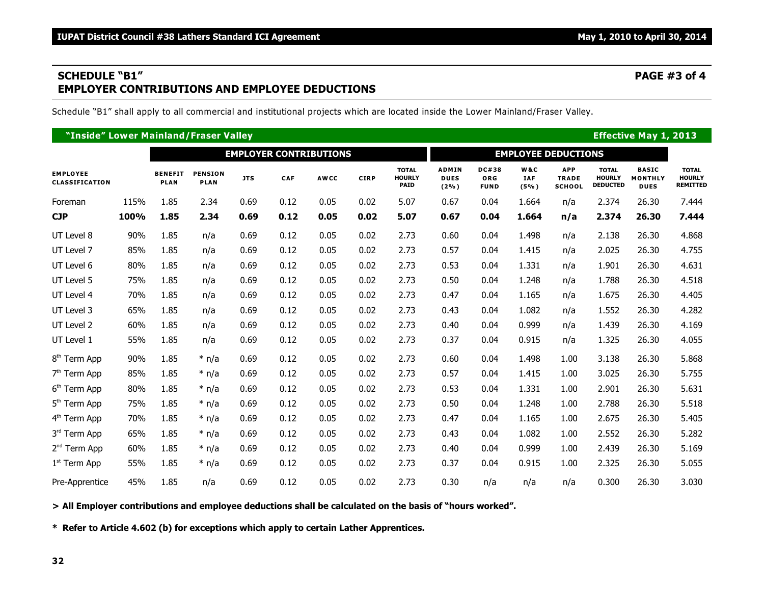## SCHEDULE "B1"
## EMPLOYER CONTRIBUTIONS AND EMPLOYEE DEDUCTIONS

**PAGE #3 of 4**

Schedule "B1" shall apply to all commercial and institutional projects which are located inside the Lower Mainland/Fraser Valley.

**"Inside" Lower Mainland/Fraser Valley** — **Effective May 1, 2013**

| EMPLOYEE CLASSIFICATION | | EMPLOYER CONTRIBUTIONS | | | | | | | EMPLOYEE DEDUCTIONS | | | | | | |
|---|---|---|---|---|---|---|---|---|---|---|---|---|---|---|---|
| | | BENEFIT PLAN | PENSION PLAN | JTS | CAF | AWCC | CIRP | TOTAL HOURLY PAID | ADMIN DUES (2%) | DC#38 ORG FUND | W&C IAF (5%) | APP TRADE SCHOOL | TOTAL HOURLY DEDUCTED | BASIC MONTHLY DUES | TOTAL HOURLY REMITTED |
| Foreman | 115% | 1.85 | 2.34 | 0.69 | 0.12 | 0.05 | 0.02 | 5.07 | 0.67 | 0.04 | 1.664 | n/a | 2.374 | 26.30 | 7.444 |
| **CJP** | **100%** | **1.85** | **2.34** | **0.69** | **0.12** | **0.05** | **0.02** | **5.07** | **0.67** | **0.04** | **1.664** | **n/a** | **2.374** | **26.30** | **7.444** |
| UT Level 8 | 90% | 1.85 | n/a | 0.69 | 0.12 | 0.05 | 0.02 | 2.73 | 0.60 | 0.04 | 1.498 | n/a | 2.138 | 26.30 | 4.868 |
| UT Level 7 | 85% | 1.85 | n/a | 0.69 | 0.12 | 0.05 | 0.02 | 2.73 | 0.57 | 0.04 | 1.415 | n/a | 2.025 | 26.30 | 4.755 |
| UT Level 6 | 80% | 1.85 | n/a | 0.69 | 0.12 | 0.05 | 0.02 | 2.73 | 0.53 | 0.04 | 1.331 | n/a | 1.901 | 26.30 | 4.631 |
| UT Level 5 | 75% | 1.85 | n/a | 0.69 | 0.12 | 0.05 | 0.02 | 2.73 | 0.50 | 0.04 | 1.248 | n/a | 1.788 | 26.30 | 4.518 |
| UT Level 4 | 70% | 1.85 | n/a | 0.69 | 0.12 | 0.05 | 0.02 | 2.73 | 0.47 | 0.04 | 1.165 | n/a | 1.675 | 26.30 | 4.405 |
| UT Level 3 | 65% | 1.85 | n/a | 0.69 | 0.12 | 0.05 | 0.02 | 2.73 | 0.43 | 0.04 | 1.082 | n/a | 1.552 | 26.30 | 4.282 |
| UT Level 2 | 60% | 1.85 | n/a | 0.69 | 0.12 | 0.05 | 0.02 | 2.73 | 0.40 | 0.04 | 0.999 | n/a | 1.439 | 26.30 | 4.169 |
| UT Level 1 | 55% | 1.85 | n/a | 0.69 | 0.12 | 0.05 | 0.02 | 2.73 | 0.37 | 0.04 | 0.915 | n/a | 1.325 | 26.30 | 4.055 |
| 8th Term App | 90% | 1.85 | * n/a | 0.69 | 0.12 | 0.05 | 0.02 | 2.73 | 0.60 | 0.04 | 1.498 | 1.00 | 3.138 | 26.30 | 5.868 |
| 7th Term App | 85% | 1.85 | * n/a | 0.69 | 0.12 | 0.05 | 0.02 | 2.73 | 0.57 | 0.04 | 1.415 | 1.00 | 3.025 | 26.30 | 5.755 |
| 6th Term App | 80% | 1.85 | * n/a | 0.69 | 0.12 | 0.05 | 0.02 | 2.73 | 0.53 | 0.04 | 1.331 | 1.00 | 2.901 | 26.30 | 5.631 |
| 5th Term App | 75% | 1.85 | * n/a | 0.69 | 0.12 | 0.05 | 0.02 | 2.73 | 0.50 | 0.04 | 1.248 | 1.00 | 2.788 | 26.30 | 5.518 |
| 4th Term App | 70% | 1.85 | * n/a | 0.69 | 0.12 | 0.05 | 0.02 | 2.73 | 0.47 | 0.04 | 1.165 | 1.00 | 2.675 | 26.30 | 5.405 |
| 3rd Term App | 65% | 1.85 | * n/a | 0.69 | 0.12 | 0.05 | 0.02 | 2.73 | 0.43 | 0.04 | 1.082 | 1.00 | 2.552 | 26.30 | 5.282 |
| 2nd Term App | 60% | 1.85 | * n/a | 0.69 | 0.12 | 0.05 | 0.02 | 2.73 | 0.40 | 0.04 | 0.999 | 1.00 | 2.439 | 26.30 | 5.169 |
| 1st Term App | 55% | 1.85 | * n/a | 0.69 | 0.12 | 0.05 | 0.02 | 2.73 | 0.37 | 0.04 | 0.915 | 1.00 | 2.325 | 26.30 | 5.055 |
| Pre-Apprentice | 45% | 1.85 | n/a | 0.69 | 0.12 | 0.05 | 0.02 | 2.73 | 0.30 | n/a | n/a | n/a | 0.300 | 26.30 | 3.030 |

**> All Employer contributions and employee deductions shall be calculated on the basis of "hours worked".**

**\* Refer to Article 4.602 (b) for exceptions which apply to certain Lather Apprentices.**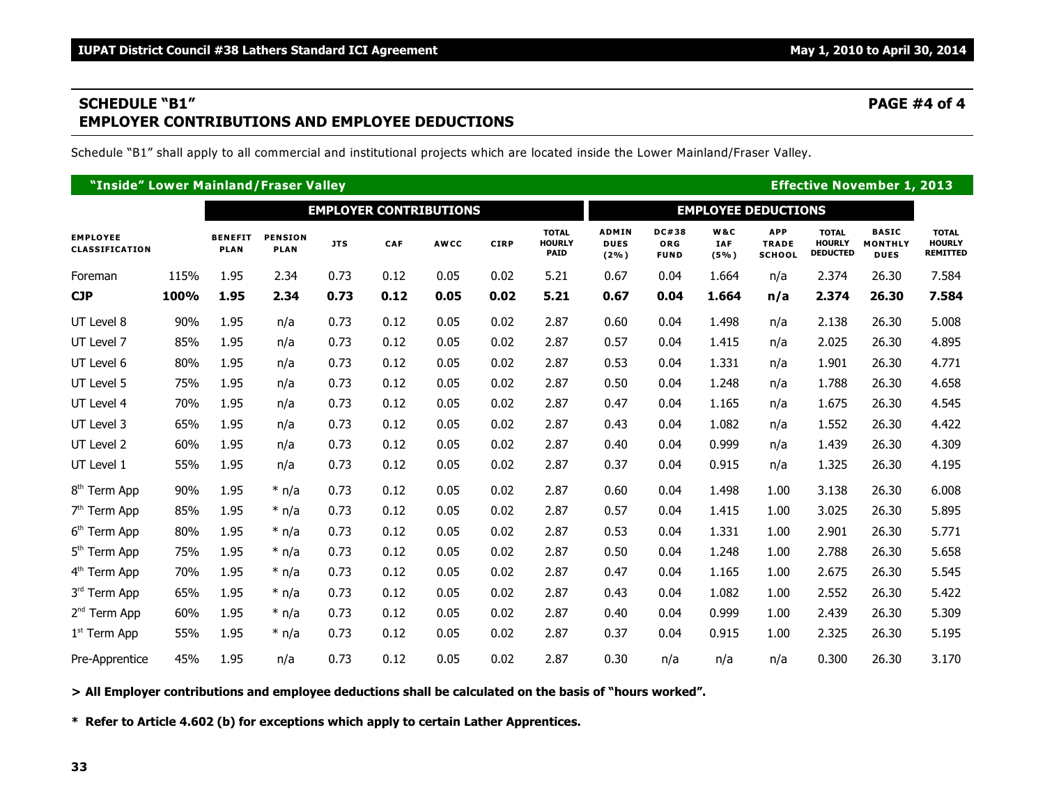## SCHEDULE "B1"
## EMPLOYER CONTRIBUTIONS AND EMPLOYEE DEDUCTIONS

Schedule "B1" shall apply to all commercial and institutional projects which are located inside the Lower Mainland/Fraser Valley.

**"Inside" Lower Mainland/Fraser Valley** — **Effective November 1, 2013**

| EMPLOYEE CLASSIFICATION | | EMPLOYER CONTRIBUTIONS | | | | | | | EMPLOYEE DEDUCTIONS | | | | | | |
|---|---|---|---|---|---|---|---|---|---|---|---|---|---|---|---|
| | | BENEFIT PLAN | PENSION PLAN | JTS | CAF | AWCC | CIRP | TOTAL HOURLY PAID | ADMIN DUES (2%) | DC#38 ORG FUND | W&C IAF (5%) | APP TRADE SCHOOL | TOTAL HOURLY DEDUCTED | BASIC MONTHLY DUES | TOTAL HOURLY REMITTED |
| Foreman | 115% | 1.95 | 2.34 | 0.73 | 0.12 | 0.05 | 0.02 | 5.21 | 0.67 | 0.04 | 1.664 | n/a | 2.374 | 26.30 | 7.584 |
| **CJP** | **100%** | **1.95** | **2.34** | **0.73** | **0.12** | **0.05** | **0.02** | **5.21** | **0.67** | **0.04** | **1.664** | **n/a** | **2.374** | **26.30** | **7.584** |
| UT Level 8 | 90% | 1.95 | n/a | 0.73 | 0.12 | 0.05 | 0.02 | 2.87 | 0.60 | 0.04 | 1.498 | n/a | 2.138 | 26.30 | 5.008 |
| UT Level 7 | 85% | 1.95 | n/a | 0.73 | 0.12 | 0.05 | 0.02 | 2.87 | 0.57 | 0.04 | 1.415 | n/a | 2.025 | 26.30 | 4.895 |
| UT Level 6 | 80% | 1.95 | n/a | 0.73 | 0.12 | 0.05 | 0.02 | 2.87 | 0.53 | 0.04 | 1.331 | n/a | 1.901 | 26.30 | 4.771 |
| UT Level 5 | 75% | 1.95 | n/a | 0.73 | 0.12 | 0.05 | 0.02 | 2.87 | 0.50 | 0.04 | 1.248 | n/a | 1.788 | 26.30 | 4.658 |
| UT Level 4 | 70% | 1.95 | n/a | 0.73 | 0.12 | 0.05 | 0.02 | 2.87 | 0.47 | 0.04 | 1.165 | n/a | 1.675 | 26.30 | 4.545 |
| UT Level 3 | 65% | 1.95 | n/a | 0.73 | 0.12 | 0.05 | 0.02 | 2.87 | 0.43 | 0.04 | 1.082 | n/a | 1.552 | 26.30 | 4.422 |
| UT Level 2 | 60% | 1.95 | n/a | 0.73 | 0.12 | 0.05 | 0.02 | 2.87 | 0.40 | 0.04 | 0.999 | n/a | 1.439 | 26.30 | 4.309 |
| UT Level 1 | 55% | 1.95 | n/a | 0.73 | 0.12 | 0.05 | 0.02 | 2.87 | 0.37 | 0.04 | 0.915 | n/a | 1.325 | 26.30 | 4.195 |
| 8th Term App | 90% | 1.95 | * n/a | 0.73 | 0.12 | 0.05 | 0.02 | 2.87 | 0.60 | 0.04 | 1.498 | 1.00 | 3.138 | 26.30 | 6.008 |
| 7th Term App | 85% | 1.95 | * n/a | 0.73 | 0.12 | 0.05 | 0.02 | 2.87 | 0.57 | 0.04 | 1.415 | 1.00 | 3.025 | 26.30 | 5.895 |
| 6th Term App | 80% | 1.95 | * n/a | 0.73 | 0.12 | 0.05 | 0.02 | 2.87 | 0.53 | 0.04 | 1.331 | 1.00 | 2.901 | 26.30 | 5.771 |
| 5th Term App | 75% | 1.95 | * n/a | 0.73 | 0.12 | 0.05 | 0.02 | 2.87 | 0.50 | 0.04 | 1.248 | 1.00 | 2.788 | 26.30 | 5.658 |
| 4th Term App | 70% | 1.95 | * n/a | 0.73 | 0.12 | 0.05 | 0.02 | 2.87 | 0.47 | 0.04 | 1.165 | 1.00 | 2.675 | 26.30 | 5.545 |
| 3rd Term App | 65% | 1.95 | * n/a | 0.73 | 0.12 | 0.05 | 0.02 | 2.87 | 0.43 | 0.04 | 1.082 | 1.00 | 2.552 | 26.30 | 5.422 |
| 2nd Term App | 60% | 1.95 | * n/a | 0.73 | 0.12 | 0.05 | 0.02 | 2.87 | 0.40 | 0.04 | 0.999 | 1.00 | 2.439 | 26.30 | 5.309 |
| 1st Term App | 55% | 1.95 | * n/a | 0.73 | 0.12 | 0.05 | 0.02 | 2.87 | 0.37 | 0.04 | 0.915 | 1.00 | 2.325 | 26.30 | 5.195 |
| Pre-Apprentice | 45% | 1.95 | n/a | 0.73 | 0.12 | 0.05 | 0.02 | 2.87 | 0.30 | n/a | n/a | n/a | 0.300 | 26.30 | 3.170 |

**> All Employer contributions and employee deductions shall be calculated on the basis of "hours worked".**

**\* Refer to Article 4.602 (b) for exceptions which apply to certain Lather Apprentices.**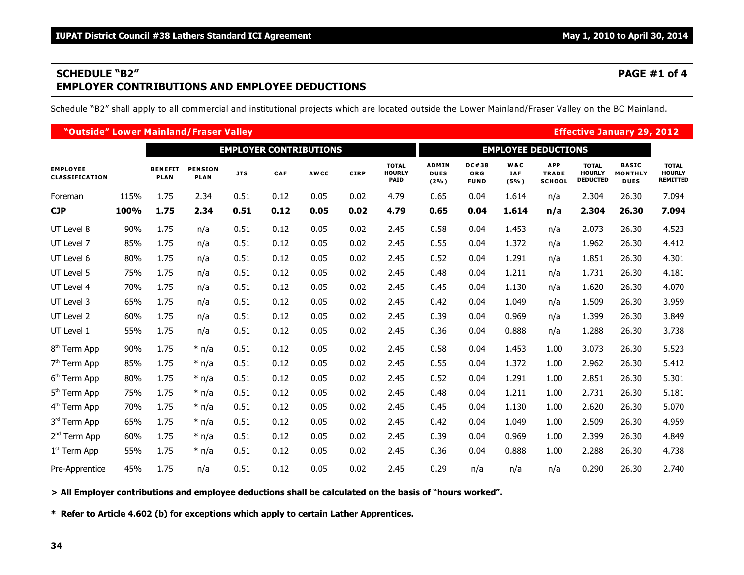## SCHEDULE "B2"
## EMPLOYER CONTRIBUTIONS AND EMPLOYEE DEDUCTIONS

**PAGE #1 of 4**

Schedule "B2" shall apply to all commercial and institutional projects which are located outside the Lower Mainland/Fraser Valley on the BC Mainland.

**"Outside" Lower Mainland/Fraser Valley** — **Effective January 29, 2012**

| | | EMPLOYER CONTRIBUTIONS | | | | | | | EMPLOYEE DEDUCTIONS | | | | | | |
|---|---|---|---|---|---|---|---|---|---|---|---|---|---|---|---|
| EMPLOYEE CLASSIFICATION | | BENEFIT PLAN | PENSION PLAN | JTS | CAF | AWCC | CIRP | TOTAL HOURLY PAID | ADMIN DUES (2%) | DC#38 ORG FUND | W&C IAF (5%) | APP TRADE SCHOOL | TOTAL HOURLY DEDUCTED | BASIC MONTHLY DUES | TOTAL HOURLY REMITTED |
| Foreman | 115% | 1.75 | 2.34 | 0.51 | 0.12 | 0.05 | 0.02 | 4.79 | 0.65 | 0.04 | 1.614 | n/a | 2.304 | 26.30 | 7.094 |
| **CJP** | **100%** | **1.75** | **2.34** | **0.51** | **0.12** | **0.05** | **0.02** | **4.79** | **0.65** | **0.04** | **1.614** | **n/a** | **2.304** | **26.30** | **7.094** |
| UT Level 8 | 90% | 1.75 | n/a | 0.51 | 0.12 | 0.05 | 0.02 | 2.45 | 0.58 | 0.04 | 1.453 | n/a | 2.073 | 26.30 | 4.523 |
| UT Level 7 | 85% | 1.75 | n/a | 0.51 | 0.12 | 0.05 | 0.02 | 2.45 | 0.55 | 0.04 | 1.372 | n/a | 1.962 | 26.30 | 4.412 |
| UT Level 6 | 80% | 1.75 | n/a | 0.51 | 0.12 | 0.05 | 0.02 | 2.45 | 0.52 | 0.04 | 1.291 | n/a | 1.851 | 26.30 | 4.301 |
| UT Level 5 | 75% | 1.75 | n/a | 0.51 | 0.12 | 0.05 | 0.02 | 2.45 | 0.48 | 0.04 | 1.211 | n/a | 1.731 | 26.30 | 4.181 |
| UT Level 4 | 70% | 1.75 | n/a | 0.51 | 0.12 | 0.05 | 0.02 | 2.45 | 0.45 | 0.04 | 1.130 | n/a | 1.620 | 26.30 | 4.070 |
| UT Level 3 | 65% | 1.75 | n/a | 0.51 | 0.12 | 0.05 | 0.02 | 2.45 | 0.42 | 0.04 | 1.049 | n/a | 1.509 | 26.30 | 3.959 |
| UT Level 2 | 60% | 1.75 | n/a | 0.51 | 0.12 | 0.05 | 0.02 | 2.45 | 0.39 | 0.04 | 0.969 | n/a | 1.399 | 26.30 | 3.849 |
| UT Level 1 | 55% | 1.75 | n/a | 0.51 | 0.12 | 0.05 | 0.02 | 2.45 | 0.36 | 0.04 | 0.888 | n/a | 1.288 | 26.30 | 3.738 |
| 8th Term App | 90% | 1.75 | * n/a | 0.51 | 0.12 | 0.05 | 0.02 | 2.45 | 0.58 | 0.04 | 1.453 | 1.00 | 3.073 | 26.30 | 5.523 |
| 7th Term App | 85% | 1.75 | * n/a | 0.51 | 0.12 | 0.05 | 0.02 | 2.45 | 0.55 | 0.04 | 1.372 | 1.00 | 2.962 | 26.30 | 5.412 |
| 6th Term App | 80% | 1.75 | * n/a | 0.51 | 0.12 | 0.05 | 0.02 | 2.45 | 0.52 | 0.04 | 1.291 | 1.00 | 2.851 | 26.30 | 5.301 |
| 5th Term App | 75% | 1.75 | * n/a | 0.51 | 0.12 | 0.05 | 0.02 | 2.45 | 0.48 | 0.04 | 1.211 | 1.00 | 2.731 | 26.30 | 5.181 |
| 4th Term App | 70% | 1.75 | * n/a | 0.51 | 0.12 | 0.05 | 0.02 | 2.45 | 0.45 | 0.04 | 1.130 | 1.00 | 2.620 | 26.30 | 5.070 |
| 3rd Term App | 65% | 1.75 | * n/a | 0.51 | 0.12 | 0.05 | 0.02 | 2.45 | 0.42 | 0.04 | 1.049 | 1.00 | 2.509 | 26.30 | 4.959 |
| 2nd Term App | 60% | 1.75 | * n/a | 0.51 | 0.12 | 0.05 | 0.02 | 2.45 | 0.39 | 0.04 | 0.969 | 1.00 | 2.399 | 26.30 | 4.849 |
| 1st Term App | 55% | 1.75 | * n/a | 0.51 | 0.12 | 0.05 | 0.02 | 2.45 | 0.36 | 0.04 | 0.888 | 1.00 | 2.288 | 26.30 | 4.738 |
| Pre-Apprentice | 45% | 1.75 | n/a | 0.51 | 0.12 | 0.05 | 0.02 | 2.45 | 0.29 | n/a | n/a | n/a | 0.290 | 26.30 | 2.740 |

**> All Employer contributions and employee deductions shall be calculated on the basis of "hours worked".**

**\* Refer to Article 4.602 (b) for exceptions which apply to certain Lather Apprentices.**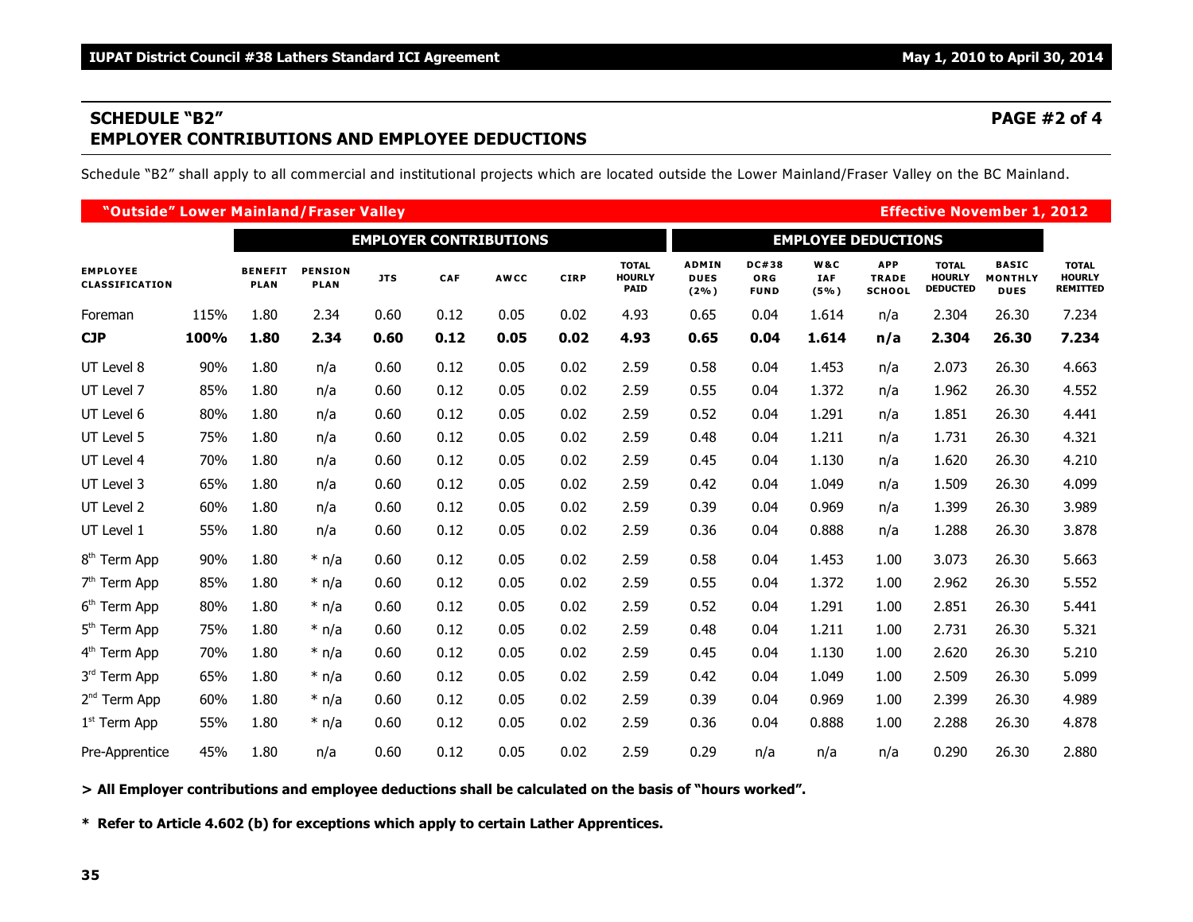## SCHEDULE "B2"

## EMPLOYER CONTRIBUTIONS AND EMPLOYEE DEDUCTIONS

**PAGE #2 of 4**

Schedule "B2" shall apply to all commercial and institutional projects which are located outside the Lower Mainland/Fraser Valley on the BC Mainland.

**"Outside" Lower Mainland/Fraser Valley** — **Effective November 1, 2012**

| | | EMPLOYER CONTRIBUTIONS | | | | | | | EMPLOYEE DEDUCTIONS | | | | | | |
|---|---|---|---|---|---|---|---|---|---|---|---|---|---|---|---|
| EMPLOYEE CLASSIFICATION | | BENEFIT PLAN | PENSION PLAN | JTS | CAF | AWCC | CIRP | TOTAL HOURLY PAID | ADMIN DUES (2%) | DC#38 ORG FUND | W&C IAF (5%) | APP TRADE SCHOOL | TOTAL HOURLY DEDUCTED | BASIC MONTHLY DUES | TOTAL HOURLY REMITTED |
| Foreman | 115% | 1.80 | 2.34 | 0.60 | 0.12 | 0.05 | 0.02 | 4.93 | 0.65 | 0.04 | 1.614 | n/a | 2.304 | 26.30 | 7.234 |
| **CJP** | **100%** | **1.80** | **2.34** | **0.60** | **0.12** | **0.05** | **0.02** | **4.93** | **0.65** | **0.04** | **1.614** | **n/a** | **2.304** | **26.30** | **7.234** |
| UT Level 8 | 90% | 1.80 | n/a | 0.60 | 0.12 | 0.05 | 0.02 | 2.59 | 0.58 | 0.04 | 1.453 | n/a | 2.073 | 26.30 | 4.663 |
| UT Level 7 | 85% | 1.80 | n/a | 0.60 | 0.12 | 0.05 | 0.02 | 2.59 | 0.55 | 0.04 | 1.372 | n/a | 1.962 | 26.30 | 4.552 |
| UT Level 6 | 80% | 1.80 | n/a | 0.60 | 0.12 | 0.05 | 0.02 | 2.59 | 0.52 | 0.04 | 1.291 | n/a | 1.851 | 26.30 | 4.441 |
| UT Level 5 | 75% | 1.80 | n/a | 0.60 | 0.12 | 0.05 | 0.02 | 2.59 | 0.48 | 0.04 | 1.211 | n/a | 1.731 | 26.30 | 4.321 |
| UT Level 4 | 70% | 1.80 | n/a | 0.60 | 0.12 | 0.05 | 0.02 | 2.59 | 0.45 | 0.04 | 1.130 | n/a | 1.620 | 26.30 | 4.210 |
| UT Level 3 | 65% | 1.80 | n/a | 0.60 | 0.12 | 0.05 | 0.02 | 2.59 | 0.42 | 0.04 | 1.049 | n/a | 1.509 | 26.30 | 4.099 |
| UT Level 2 | 60% | 1.80 | n/a | 0.60 | 0.12 | 0.05 | 0.02 | 2.59 | 0.39 | 0.04 | 0.969 | n/a | 1.399 | 26.30 | 3.989 |
| UT Level 1 | 55% | 1.80 | n/a | 0.60 | 0.12 | 0.05 | 0.02 | 2.59 | 0.36 | 0.04 | 0.888 | n/a | 1.288 | 26.30 | 3.878 |
| 8th Term App | 90% | 1.80 | * n/a | 0.60 | 0.12 | 0.05 | 0.02 | 2.59 | 0.58 | 0.04 | 1.453 | 1.00 | 3.073 | 26.30 | 5.663 |
| 7th Term App | 85% | 1.80 | * n/a | 0.60 | 0.12 | 0.05 | 0.02 | 2.59 | 0.55 | 0.04 | 1.372 | 1.00 | 2.962 | 26.30 | 5.552 |
| 6th Term App | 80% | 1.80 | * n/a | 0.60 | 0.12 | 0.05 | 0.02 | 2.59 | 0.52 | 0.04 | 1.291 | 1.00 | 2.851 | 26.30 | 5.441 |
| 5th Term App | 75% | 1.80 | * n/a | 0.60 | 0.12 | 0.05 | 0.02 | 2.59 | 0.48 | 0.04 | 1.211 | 1.00 | 2.731 | 26.30 | 5.321 |
| 4th Term App | 70% | 1.80 | * n/a | 0.60 | 0.12 | 0.05 | 0.02 | 2.59 | 0.45 | 0.04 | 1.130 | 1.00 | 2.620 | 26.30 | 5.210 |
| 3rd Term App | 65% | 1.80 | * n/a | 0.60 | 0.12 | 0.05 | 0.02 | 2.59 | 0.42 | 0.04 | 1.049 | 1.00 | 2.509 | 26.30 | 5.099 |
| 2nd Term App | 60% | 1.80 | * n/a | 0.60 | 0.12 | 0.05 | 0.02 | 2.59 | 0.39 | 0.04 | 0.969 | 1.00 | 2.399 | 26.30 | 4.989 |
| 1st Term App | 55% | 1.80 | * n/a | 0.60 | 0.12 | 0.05 | 0.02 | 2.59 | 0.36 | 0.04 | 0.888 | 1.00 | 2.288 | 26.30 | 4.878 |
| Pre-Apprentice | 45% | 1.80 | n/a | 0.60 | 0.12 | 0.05 | 0.02 | 2.59 | 0.29 | n/a | n/a | n/a | 0.290 | 26.30 | 2.880 |

**> All Employer contributions and employee deductions shall be calculated on the basis of "hours worked".**

**\* Refer to Article 4.602 (b) for exceptions which apply to certain Lather Apprentices.**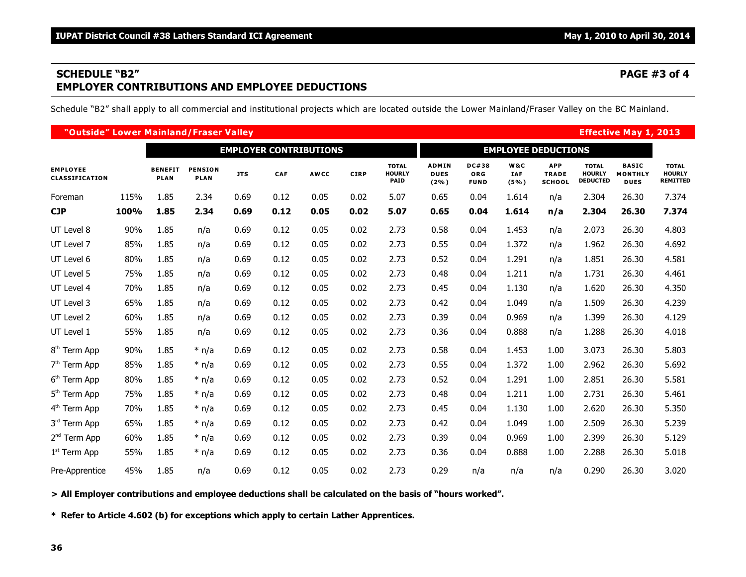## SCHEDULE "B2"
## EMPLOYER CONTRIBUTIONS AND EMPLOYEE DEDUCTIONS

**PAGE #3 of 4**

Schedule "B2" shall apply to all commercial and institutional projects which are located outside the Lower Mainland/Fraser Valley on the BC Mainland.

**"Outside" Lower Mainland/Fraser Valley** — **Effective May 1, 2013**

| | | EMPLOYER CONTRIBUTIONS | | | | | | | EMPLOYEE DEDUCTIONS | | | | | | |
|---|---|---|---|---|---|---|---|---|---|---|---|---|---|---|---|
| EMPLOYEE CLASSIFICATION | | BENEFIT PLAN | PENSION PLAN | JTS | CAF | AWCC | CIRP | TOTAL HOURLY PAID | ADMIN DUES (2%) | DC#38 ORG FUND | W&C IAF (5%) | APP TRADE SCHOOL | TOTAL HOURLY DEDUCTED | BASIC MONTHLY DUES | TOTAL HOURLY REMITTED |
| Foreman | 115% | 1.85 | 2.34 | 0.69 | 0.12 | 0.05 | 0.02 | 5.07 | 0.65 | 0.04 | 1.614 | n/a | 2.304 | 26.30 | 7.374 |
| **CJP** | **100%** | **1.85** | **2.34** | **0.69** | **0.12** | **0.05** | **0.02** | **5.07** | **0.65** | **0.04** | **1.614** | **n/a** | **2.304** | **26.30** | **7.374** |
| UT Level 8 | 90% | 1.85 | n/a | 0.69 | 0.12 | 0.05 | 0.02 | 2.73 | 0.58 | 0.04 | 1.453 | n/a | 2.073 | 26.30 | 4.803 |
| UT Level 7 | 85% | 1.85 | n/a | 0.69 | 0.12 | 0.05 | 0.02 | 2.73 | 0.55 | 0.04 | 1.372 | n/a | 1.962 | 26.30 | 4.692 |
| UT Level 6 | 80% | 1.85 | n/a | 0.69 | 0.12 | 0.05 | 0.02 | 2.73 | 0.52 | 0.04 | 1.291 | n/a | 1.851 | 26.30 | 4.581 |
| UT Level 5 | 75% | 1.85 | n/a | 0.69 | 0.12 | 0.05 | 0.02 | 2.73 | 0.48 | 0.04 | 1.211 | n/a | 1.731 | 26.30 | 4.461 |
| UT Level 4 | 70% | 1.85 | n/a | 0.69 | 0.12 | 0.05 | 0.02 | 2.73 | 0.45 | 0.04 | 1.130 | n/a | 1.620 | 26.30 | 4.350 |
| UT Level 3 | 65% | 1.85 | n/a | 0.69 | 0.12 | 0.05 | 0.02 | 2.73 | 0.42 | 0.04 | 1.049 | n/a | 1.509 | 26.30 | 4.239 |
| UT Level 2 | 60% | 1.85 | n/a | 0.69 | 0.12 | 0.05 | 0.02 | 2.73 | 0.39 | 0.04 | 0.969 | n/a | 1.399 | 26.30 | 4.129 |
| UT Level 1 | 55% | 1.85 | n/a | 0.69 | 0.12 | 0.05 | 0.02 | 2.73 | 0.36 | 0.04 | 0.888 | n/a | 1.288 | 26.30 | 4.018 |
| 8th Term App | 90% | 1.85 | * n/a | 0.69 | 0.12 | 0.05 | 0.02 | 2.73 | 0.58 | 0.04 | 1.453 | 1.00 | 3.073 | 26.30 | 5.803 |
| 7th Term App | 85% | 1.85 | * n/a | 0.69 | 0.12 | 0.05 | 0.02 | 2.73 | 0.55 | 0.04 | 1.372 | 1.00 | 2.962 | 26.30 | 5.692 |
| 6th Term App | 80% | 1.85 | * n/a | 0.69 | 0.12 | 0.05 | 0.02 | 2.73 | 0.52 | 0.04 | 1.291 | 1.00 | 2.851 | 26.30 | 5.581 |
| 5th Term App | 75% | 1.85 | * n/a | 0.69 | 0.12 | 0.05 | 0.02 | 2.73 | 0.48 | 0.04 | 1.211 | 1.00 | 2.731 | 26.30 | 5.461 |
| 4th Term App | 70% | 1.85 | * n/a | 0.69 | 0.12 | 0.05 | 0.02 | 2.73 | 0.45 | 0.04 | 1.130 | 1.00 | 2.620 | 26.30 | 5.350 |
| 3rd Term App | 65% | 1.85 | * n/a | 0.69 | 0.12 | 0.05 | 0.02 | 2.73 | 0.42 | 0.04 | 1.049 | 1.00 | 2.509 | 26.30 | 5.239 |
| 2nd Term App | 60% | 1.85 | * n/a | 0.69 | 0.12 | 0.05 | 0.02 | 2.73 | 0.39 | 0.04 | 0.969 | 1.00 | 2.399 | 26.30 | 5.129 |
| 1st Term App | 55% | 1.85 | * n/a | 0.69 | 0.12 | 0.05 | 0.02 | 2.73 | 0.36 | 0.04 | 0.888 | 1.00 | 2.288 | 26.30 | 5.018 |
| Pre-Apprentice | 45% | 1.85 | n/a | 0.69 | 0.12 | 0.05 | 0.02 | 2.73 | 0.29 | n/a | n/a | n/a | 0.290 | 26.30 | 3.020 |

**> All Employer contributions and employee deductions shall be calculated on the basis of "hours worked".**

**\* Refer to Article 4.602 (b) for exceptions which apply to certain Lather Apprentices.**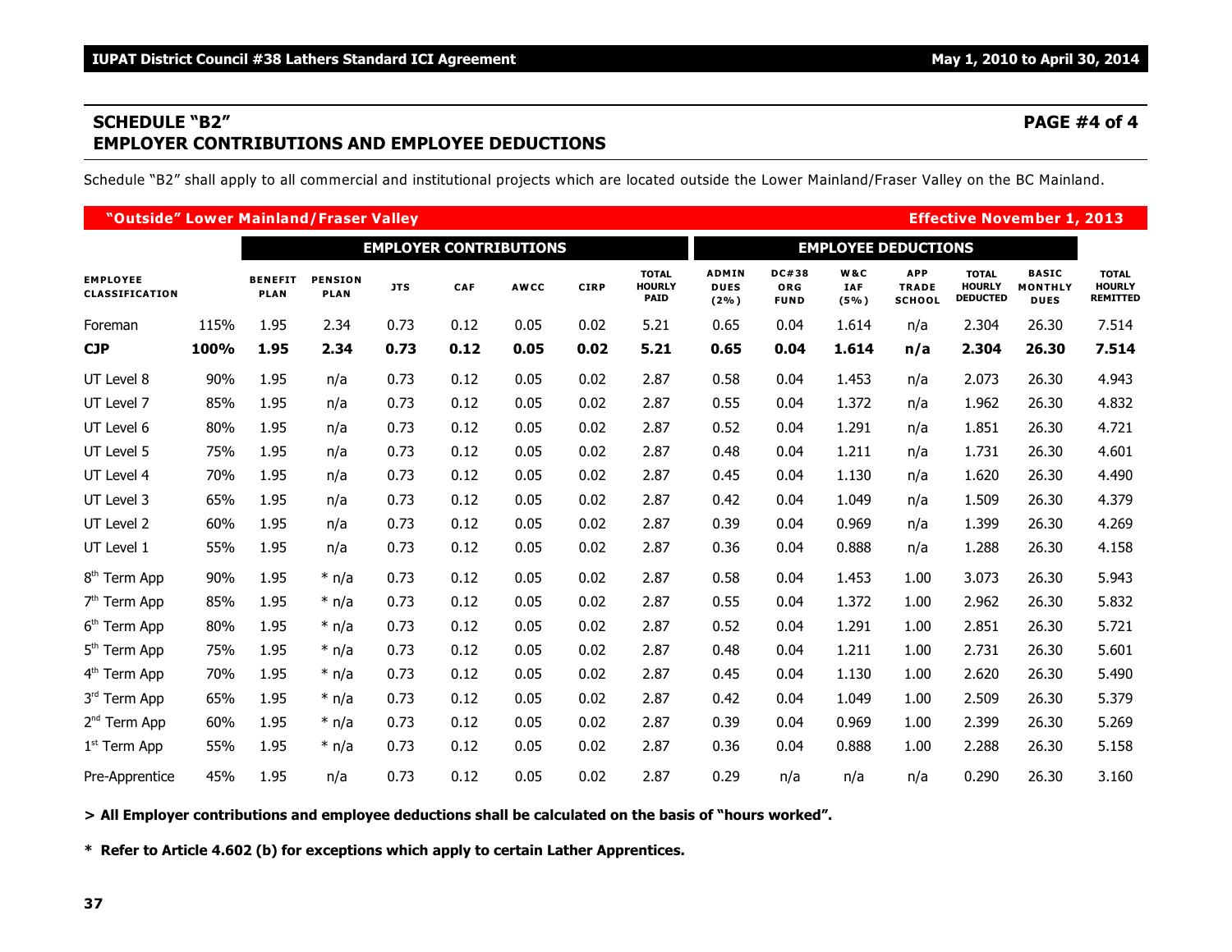## SCHEDULE "B2"

## EMPLOYER CONTRIBUTIONS AND EMPLOYEE DEDUCTIONS

**PAGE #4 of 4**

Schedule "B2" shall apply to all commercial and institutional projects which are located outside the Lower Mainland/Fraser Valley on the BC Mainland.

**"Outside" Lower Mainland/Fraser Valley** — **Effective November 1, 2013**

| | | EMPLOYER CONTRIBUTIONS | | | | | | | EMPLOYEE DEDUCTIONS | | | | | | |
|---|---|---|---|---|---|---|---|---|---|---|---|---|---|---|---|
| EMPLOYEE CLASSIFICATION | | BENEFIT PLAN | PENSION PLAN | JTS | CAF | AWCC | CIRP | TOTAL HOURLY PAID | ADMIN DUES (2%) | DC#38 ORG FUND | W&C IAF (5%) | APP TRADE SCHOOL | TOTAL HOURLY DEDUCTED | BASIC MONTHLY DUES | TOTAL HOURLY REMITTED |
| Foreman | 115% | 1.95 | 2.34 | 0.73 | 0.12 | 0.05 | 0.02 | 5.21 | 0.65 | 0.04 | 1.614 | n/a | 2.304 | 26.30 | 7.514 |
| **CJP** | **100%** | **1.95** | **2.34** | **0.73** | **0.12** | **0.05** | **0.02** | **5.21** | **0.65** | **0.04** | **1.614** | **n/a** | **2.304** | **26.30** | **7.514** |
| UT Level 8 | 90% | 1.95 | n/a | 0.73 | 0.12 | 0.05 | 0.02 | 2.87 | 0.58 | 0.04 | 1.453 | n/a | 2.073 | 26.30 | 4.943 |
| UT Level 7 | 85% | 1.95 | n/a | 0.73 | 0.12 | 0.05 | 0.02 | 2.87 | 0.55 | 0.04 | 1.372 | n/a | 1.962 | 26.30 | 4.832 |
| UT Level 6 | 80% | 1.95 | n/a | 0.73 | 0.12 | 0.05 | 0.02 | 2.87 | 0.52 | 0.04 | 1.291 | n/a | 1.851 | 26.30 | 4.721 |
| UT Level 5 | 75% | 1.95 | n/a | 0.73 | 0.12 | 0.05 | 0.02 | 2.87 | 0.48 | 0.04 | 1.211 | n/a | 1.731 | 26.30 | 4.601 |
| UT Level 4 | 70% | 1.95 | n/a | 0.73 | 0.12 | 0.05 | 0.02 | 2.87 | 0.45 | 0.04 | 1.130 | n/a | 1.620 | 26.30 | 4.490 |
| UT Level 3 | 65% | 1.95 | n/a | 0.73 | 0.12 | 0.05 | 0.02 | 2.87 | 0.42 | 0.04 | 1.049 | n/a | 1.509 | 26.30 | 4.379 |
| UT Level 2 | 60% | 1.95 | n/a | 0.73 | 0.12 | 0.05 | 0.02 | 2.87 | 0.39 | 0.04 | 0.969 | n/a | 1.399 | 26.30 | 4.269 |
| UT Level 1 | 55% | 1.95 | n/a | 0.73 | 0.12 | 0.05 | 0.02 | 2.87 | 0.36 | 0.04 | 0.888 | n/a | 1.288 | 26.30 | 4.158 |
| 8th Term App | 90% | 1.95 | * n/a | 0.73 | 0.12 | 0.05 | 0.02 | 2.87 | 0.58 | 0.04 | 1.453 | 1.00 | 3.073 | 26.30 | 5.943 |
| 7th Term App | 85% | 1.95 | * n/a | 0.73 | 0.12 | 0.05 | 0.02 | 2.87 | 0.55 | 0.04 | 1.372 | 1.00 | 2.962 | 26.30 | 5.832 |
| 6th Term App | 80% | 1.95 | * n/a | 0.73 | 0.12 | 0.05 | 0.02 | 2.87 | 0.52 | 0.04 | 1.291 | 1.00 | 2.851 | 26.30 | 5.721 |
| 5th Term App | 75% | 1.95 | * n/a | 0.73 | 0.12 | 0.05 | 0.02 | 2.87 | 0.48 | 0.04 | 1.211 | 1.00 | 2.731 | 26.30 | 5.601 |
| 4th Term App | 70% | 1.95 | * n/a | 0.73 | 0.12 | 0.05 | 0.02 | 2.87 | 0.45 | 0.04 | 1.130 | 1.00 | 2.620 | 26.30 | 5.490 |
| 3rd Term App | 65% | 1.95 | * n/a | 0.73 | 0.12 | 0.05 | 0.02 | 2.87 | 0.42 | 0.04 | 1.049 | 1.00 | 2.509 | 26.30 | 5.379 |
| 2nd Term App | 60% | 1.95 | * n/a | 0.73 | 0.12 | 0.05 | 0.02 | 2.87 | 0.39 | 0.04 | 0.969 | 1.00 | 2.399 | 26.30 | 5.269 |
| 1st Term App | 55% | 1.95 | * n/a | 0.73 | 0.12 | 0.05 | 0.02 | 2.87 | 0.36 | 0.04 | 0.888 | 1.00 | 2.288 | 26.30 | 5.158 |
| Pre-Apprentice | 45% | 1.95 | n/a | 0.73 | 0.12 | 0.05 | 0.02 | 2.87 | 0.29 | n/a | n/a | n/a | 0.290 | 26.30 | 3.160 |

**> All Employer contributions and employee deductions shall be calculated on the basis of "hours worked".**

**\* Refer to Article 4.602 (b) for exceptions which apply to certain Lather Apprentices.**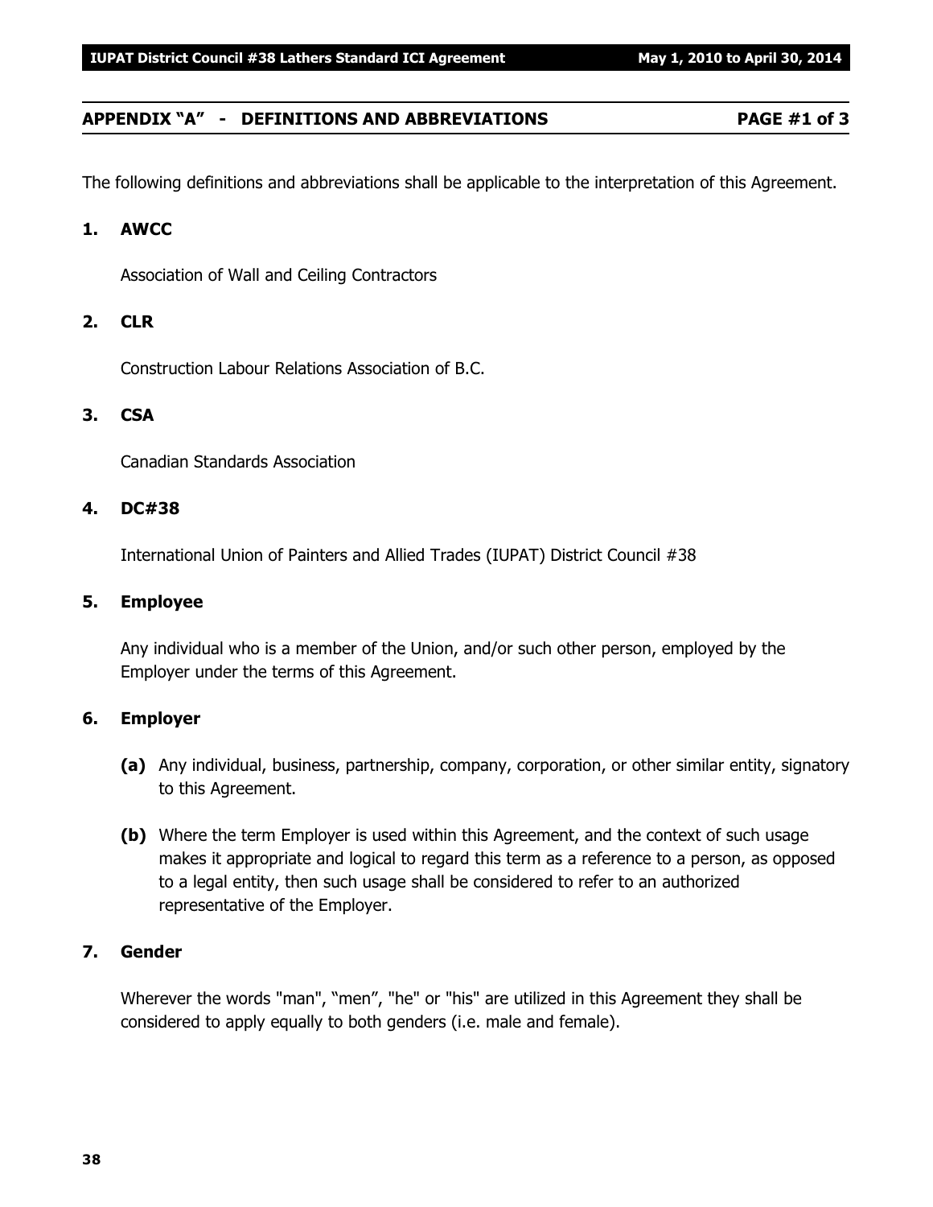## APPENDIX "A" - DEFINITIONS AND ABBREVIATIONS PAGE #1 of 3

The following definitions and abbreviations shall be applicable to the interpretation of this Agreement.

**1. AWCC**

Association of Wall and Ceiling Contractors

**2. CLR**

Construction Labour Relations Association of B.C.

**3. CSA**

Canadian Standards Association

**4. DC#38**

International Union of Painters and Allied Trades (IUPAT) District Council #38

**5. Employee**

Any individual who is a member of the Union, and/or such other person, employed by the Employer under the terms of this Agreement.

**6. Employer**

**(a)** Any individual, business, partnership, company, corporation, or other similar entity, signatory to this Agreement.

**(b)** Where the term Employer is used within this Agreement, and the context of such usage makes it appropriate and logical to regard this term as a reference to a person, as opposed to a legal entity, then such usage shall be considered to refer to an authorized representative of the Employer.

**7. Gender**

Wherever the words "man", "men", "he" or "his" are utilized in this Agreement they shall be considered to apply equally to both genders (i.e. male and female).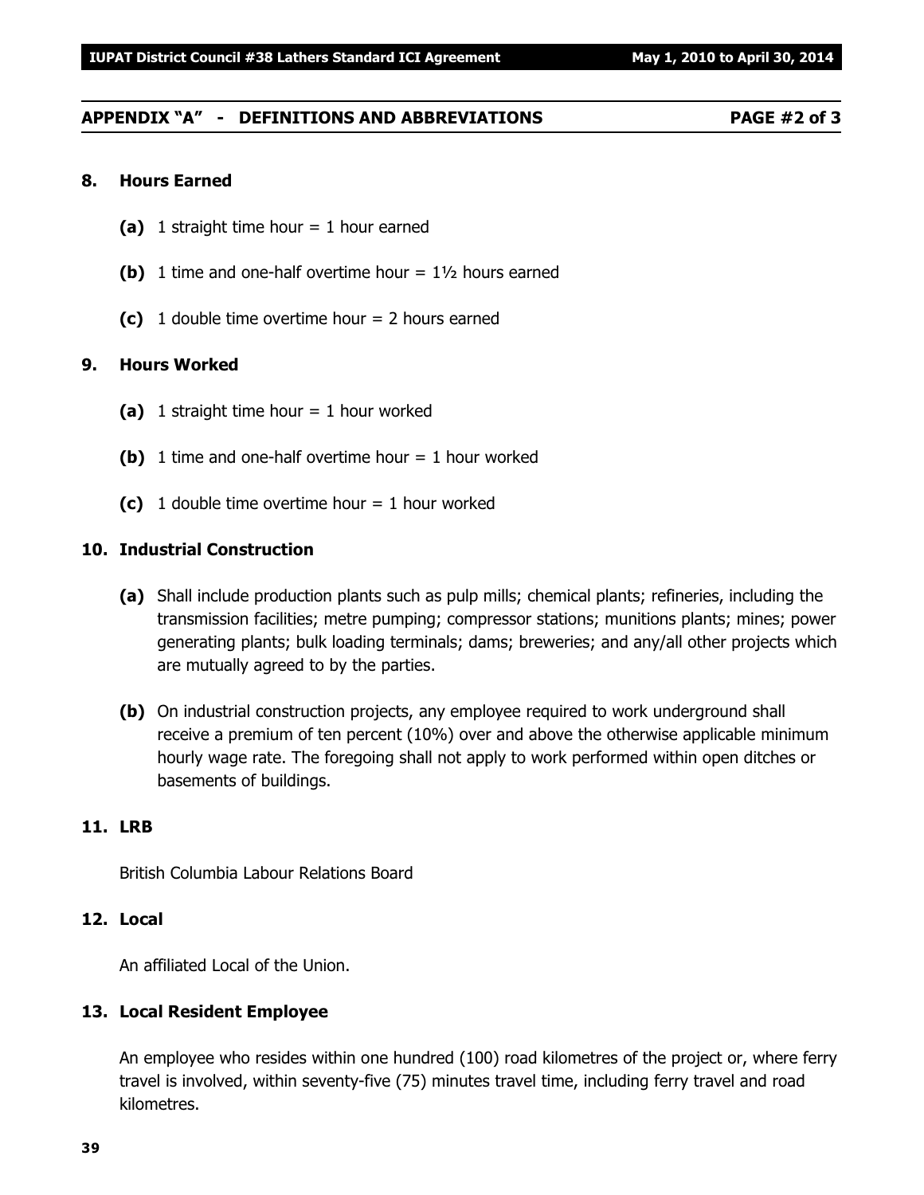## APPENDIX "A" - DEFINITIONS AND ABBREVIATIONS PAGE #2 of 3

### 8. Hours Earned

**(a)** 1 straight time hour = 1 hour earned

**(b)** 1 time and one-half overtime hour = 1½ hours earned

**(c)** 1 double time overtime hour = 2 hours earned

### 9. Hours Worked

**(a)** 1 straight time hour = 1 hour worked

**(b)** 1 time and one-half overtime hour = 1 hour worked

**(c)** 1 double time overtime hour = 1 hour worked

### 10. Industrial Construction

**(a)** Shall include production plants such as pulp mills; chemical plants; refineries, including the transmission facilities; metre pumping; compressor stations; munitions plants; mines; power generating plants; bulk loading terminals; dams; breweries; and any/all other projects which are mutually agreed to by the parties.

**(b)** On industrial construction projects, any employee required to work underground shall receive a premium of ten percent (10%) over and above the otherwise applicable minimum hourly wage rate. The foregoing shall not apply to work performed within open ditches or basements of buildings.

### 11. LRB

British Columbia Labour Relations Board

### 12. Local

An affiliated Local of the Union.

### 13. Local Resident Employee

An employee who resides within one hundred (100) road kilometres of the project or, where ferry travel is involved, within seventy-five (75) minutes travel time, including ferry travel and road kilometres.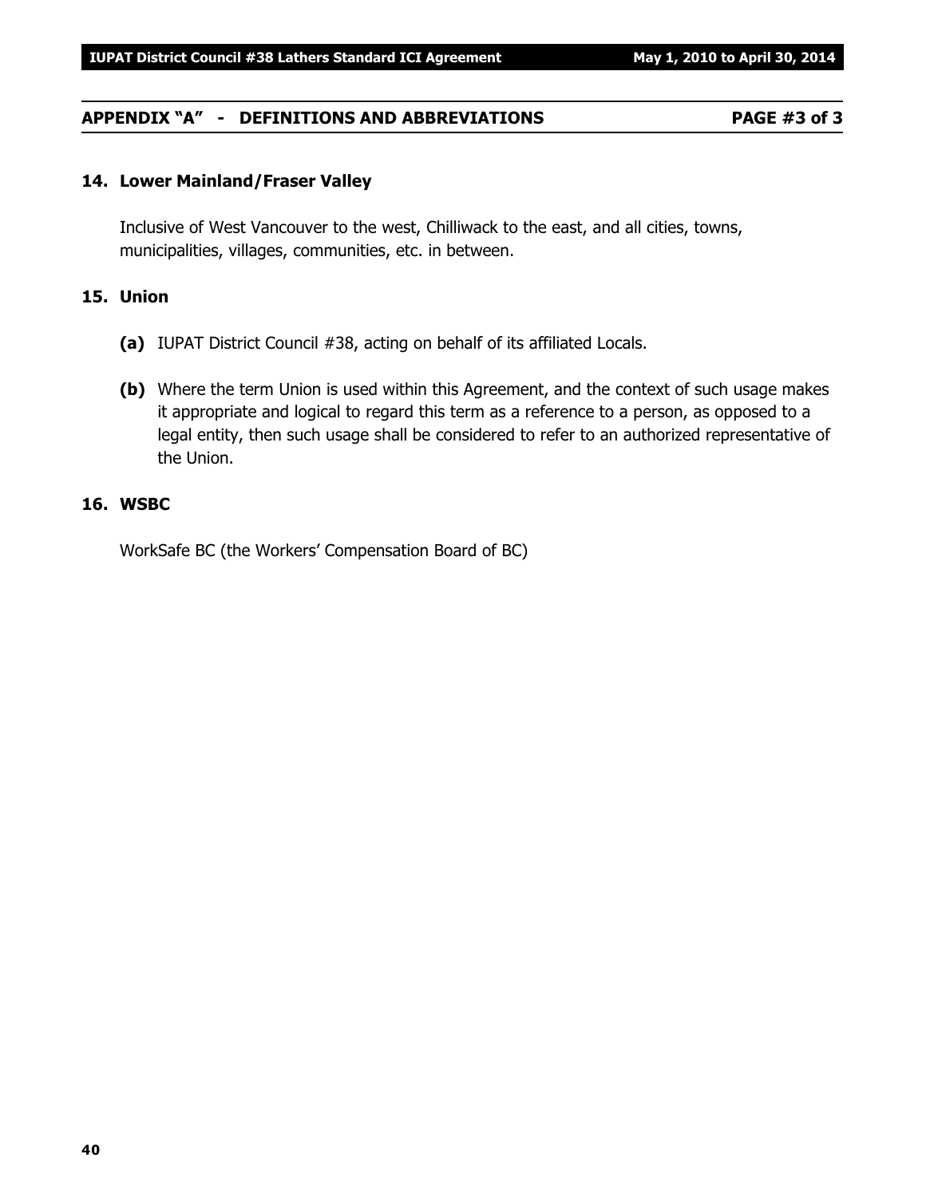## APPENDIX "A" - DEFINITIONS AND ABBREVIATIONS PAGE #3 of 3

### 14. Lower Mainland/Fraser Valley

Inclusive of West Vancouver to the west, Chilliwack to the east, and all cities, towns, municipalities, villages, communities, etc. in between.

### 15. Union

**(a)** IUPAT District Council #38, acting on behalf of its affiliated Locals.

**(b)** Where the term Union is used within this Agreement, and the context of such usage makes it appropriate and logical to regard this term as a reference to a person, as opposed to a legal entity, then such usage shall be considered to refer to an authorized representative of the Union.

### 16. WSBC

WorkSafe BC (the Workers' Compensation Board of BC)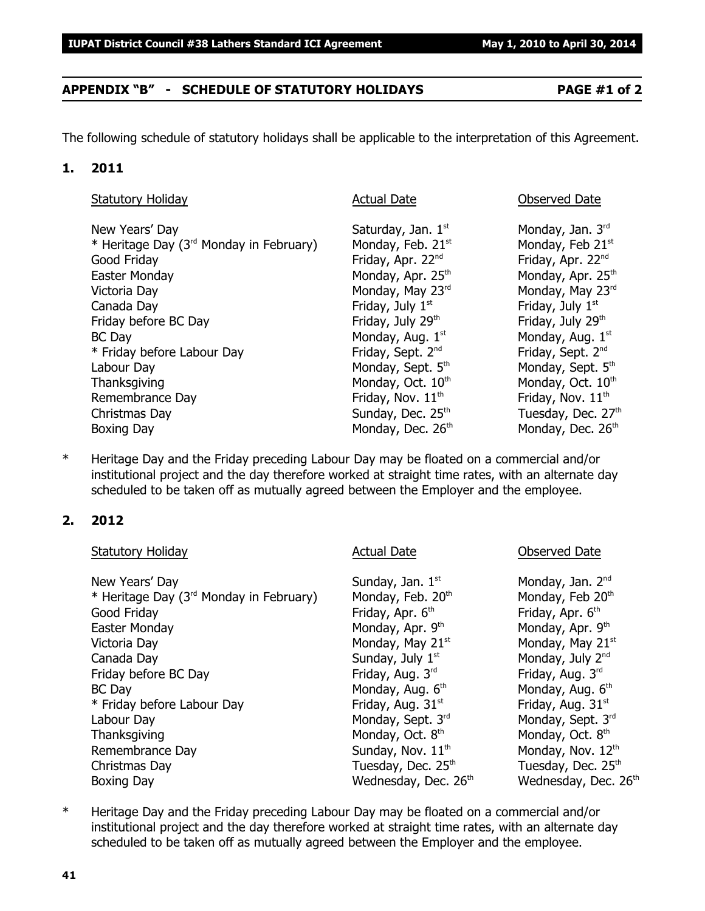## APPENDIX "B" - SCHEDULE OF STATUTORY HOLIDAYS PAGE #1 of 2

The following schedule of statutory holidays shall be applicable to the interpretation of this Agreement.

### 1. 2011

| Statutory Holiday | Actual Date | Observed Date |
|---|---|---|
| New Years' Day | Saturday, Jan. 1st | Monday, Jan. 3rd |
| * Heritage Day (3rd Monday in February) | Monday, Feb. 21st | Monday, Feb 21st |
| Good Friday | Friday, Apr. 22nd | Friday, Apr. 22nd |
| Easter Monday | Monday, Apr. 25th | Monday, Apr. 25th |
| Victoria Day | Monday, May 23rd | Monday, May 23rd |
| Canada Day | Friday, July 1st | Friday, July 1st |
| Friday before BC Day | Friday, July 29th | Friday, July 29th |
| BC Day | Monday, Aug. 1st | Monday, Aug. 1st |
| * Friday before Labour Day | Friday, Sept. 2nd | Friday, Sept. 2nd |
| Labour Day | Monday, Sept. 5th | Monday, Sept. 5th |
| Thanksgiving | Monday, Oct. 10th | Monday, Oct. 10th |
| Remembrance Day | Friday, Nov. 11th | Friday, Nov. 11th |
| Christmas Day | Sunday, Dec. 25th | Tuesday, Dec. 27th |
| Boxing Day | Monday, Dec. 26th | Monday, Dec. 26th |

\* Heritage Day and the Friday preceding Labour Day may be floated on a commercial and/or institutional project and the day therefore worked at straight time rates, with an alternate day scheduled to be taken off as mutually agreed between the Employer and the employee.

### 2. 2012

| Statutory Holiday | Actual Date | Observed Date |
|---|---|---|
| New Years' Day | Sunday, Jan. 1st | Monday, Jan. 2nd |
| * Heritage Day (3rd Monday in February) | Monday, Feb. 20th | Monday, Feb 20th |
| Good Friday | Friday, Apr. 6th | Friday, Apr. 6th |
| Easter Monday | Monday, Apr. 9th | Monday, Apr. 9th |
| Victoria Day | Monday, May 21st | Monday, May 21st |
| Canada Day | Sunday, July 1st | Monday, July 2nd |
| Friday before BC Day | Friday, Aug. 3rd | Friday, Aug. 3rd |
| BC Day | Monday, Aug. 6th | Monday, Aug. 6th |
| * Friday before Labour Day | Friday, Aug. 31st | Friday, Aug. 31st |
| Labour Day | Monday, Sept. 3rd | Monday, Sept. 3rd |
| Thanksgiving | Monday, Oct. 8th | Monday, Oct. 8th |
| Remembrance Day | Sunday, Nov. 11th | Monday, Nov. 12th |
| Christmas Day | Tuesday, Dec. 25th | Tuesday, Dec. 25th |
| Boxing Day | Wednesday, Dec. 26th | Wednesday, Dec. 26th |

\* Heritage Day and the Friday preceding Labour Day may be floated on a commercial and/or institutional project and the day therefore worked at straight time rates, with an alternate day scheduled to be taken off as mutually agreed between the Employer and the employee.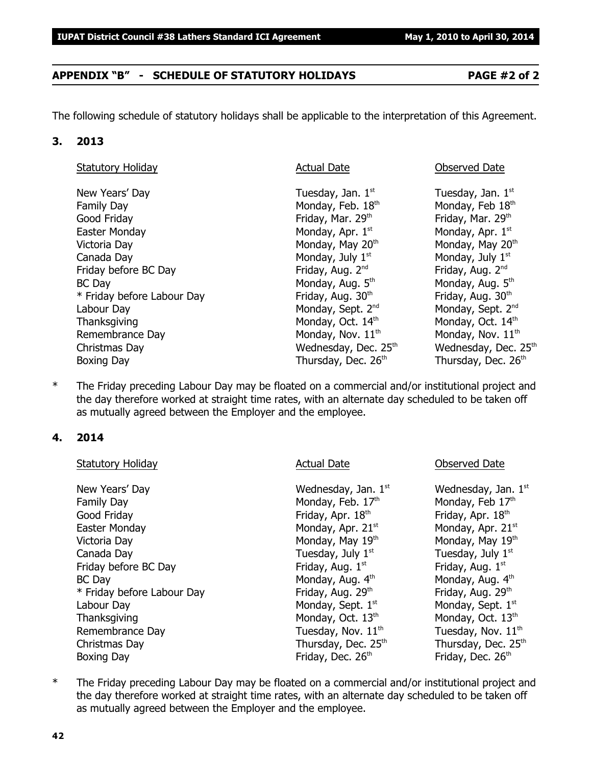## APPENDIX "B" - SCHEDULE OF STATUTORY HOLIDAYS PAGE #2 of 2

The following schedule of statutory holidays shall be applicable to the interpretation of this Agreement.

### 3. 2013

| Statutory Holiday | Actual Date | Observed Date |
|---|---|---|
| New Years' Day | Tuesday, Jan. 1st | Tuesday, Jan. 1st |
| Family Day | Monday, Feb. 18th | Monday, Feb 18th |
| Good Friday | Friday, Mar. 29th | Friday, Mar. 29th |
| Easter Monday | Monday, Apr. 1st | Monday, Apr. 1st |
| Victoria Day | Monday, May 20th | Monday, May 20th |
| Canada Day | Monday, July 1st | Monday, July 1st |
| Friday before BC Day | Friday, Aug. 2nd | Friday, Aug. 2nd |
| BC Day | Monday, Aug. 5th | Monday, Aug. 5th |
| * Friday before Labour Day | Friday, Aug. 30th | Friday, Aug. 30th |
| Labour Day | Monday, Sept. 2nd | Monday, Sept. 2nd |
| Thanksgiving | Monday, Oct. 14th | Monday, Oct. 14th |
| Remembrance Day | Monday, Nov. 11th | Monday, Nov. 11th |
| Christmas Day | Wednesday, Dec. 25th | Wednesday, Dec. 25th |
| Boxing Day | Thursday, Dec. 26th | Thursday, Dec. 26th |

\* The Friday preceding Labour Day may be floated on a commercial and/or institutional project and the day therefore worked at straight time rates, with an alternate day scheduled to be taken off as mutually agreed between the Employer and the employee.

### 4. 2014

| Statutory Holiday | Actual Date | Observed Date |
|---|---|---|
| New Years' Day | Wednesday, Jan. 1st | Wednesday, Jan. 1st |
| Family Day | Monday, Feb. 17th | Monday, Feb 17th |
| Good Friday | Friday, Apr. 18th | Friday, Apr. 18th |
| Easter Monday | Monday, Apr. 21st | Monday, Apr. 21st |
| Victoria Day | Monday, May 19th | Monday, May 19th |
| Canada Day | Tuesday, July 1st | Tuesday, July 1st |
| Friday before BC Day | Friday, Aug. 1st | Friday, Aug. 1st |
| BC Day | Monday, Aug. 4th | Monday, Aug. 4th |
| * Friday before Labour Day | Friday, Aug. 29th | Friday, Aug. 29th |
| Labour Day | Monday, Sept. 1st | Monday, Sept. 1st |
| Thanksgiving | Monday, Oct. 13th | Monday, Oct. 13th |
| Remembrance Day | Tuesday, Nov. 11th | Tuesday, Nov. 11th |
| Christmas Day | Thursday, Dec. 25th | Thursday, Dec. 25th |
| Boxing Day | Friday, Dec. 26th | Friday, Dec. 26th |

\* The Friday preceding Labour Day may be floated on a commercial and/or institutional project and the day therefore worked at straight time rates, with an alternate day scheduled to be taken off as mutually agreed between the Employer and the employee.